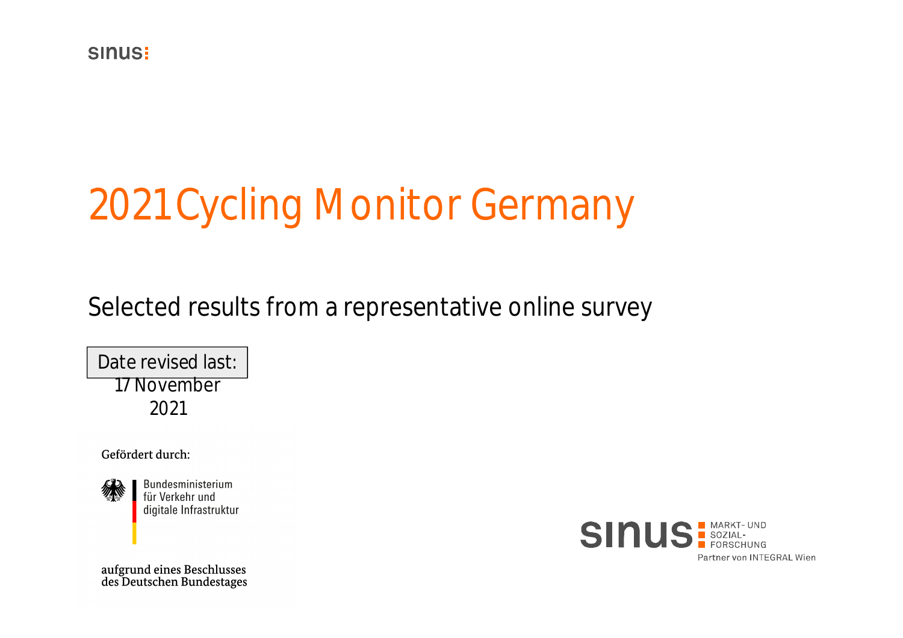sinus

# 2021 Cycling Monitor Germany

Selected results from a representative online survey

Date revised last: 17 November 2021

Gefördert durch:

Bundesministerium für Verkehr und digitale Infrastruktur

aufgrund eines Beschlusses des Deutschen Bundestages

sinus MARKT- UND SOZIAL- FORSCHUNG

Partner von INTEGRAL Wien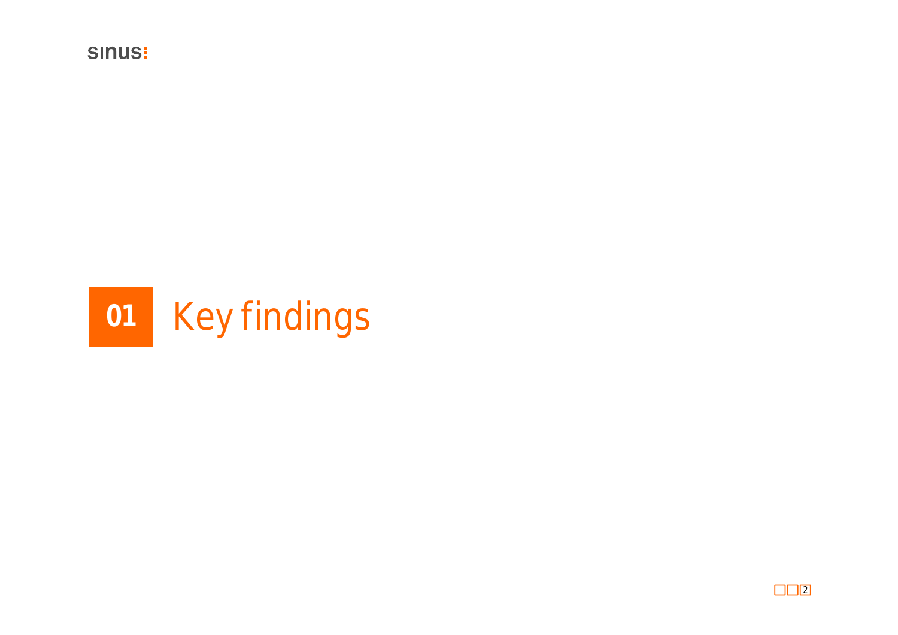# 01 Key findings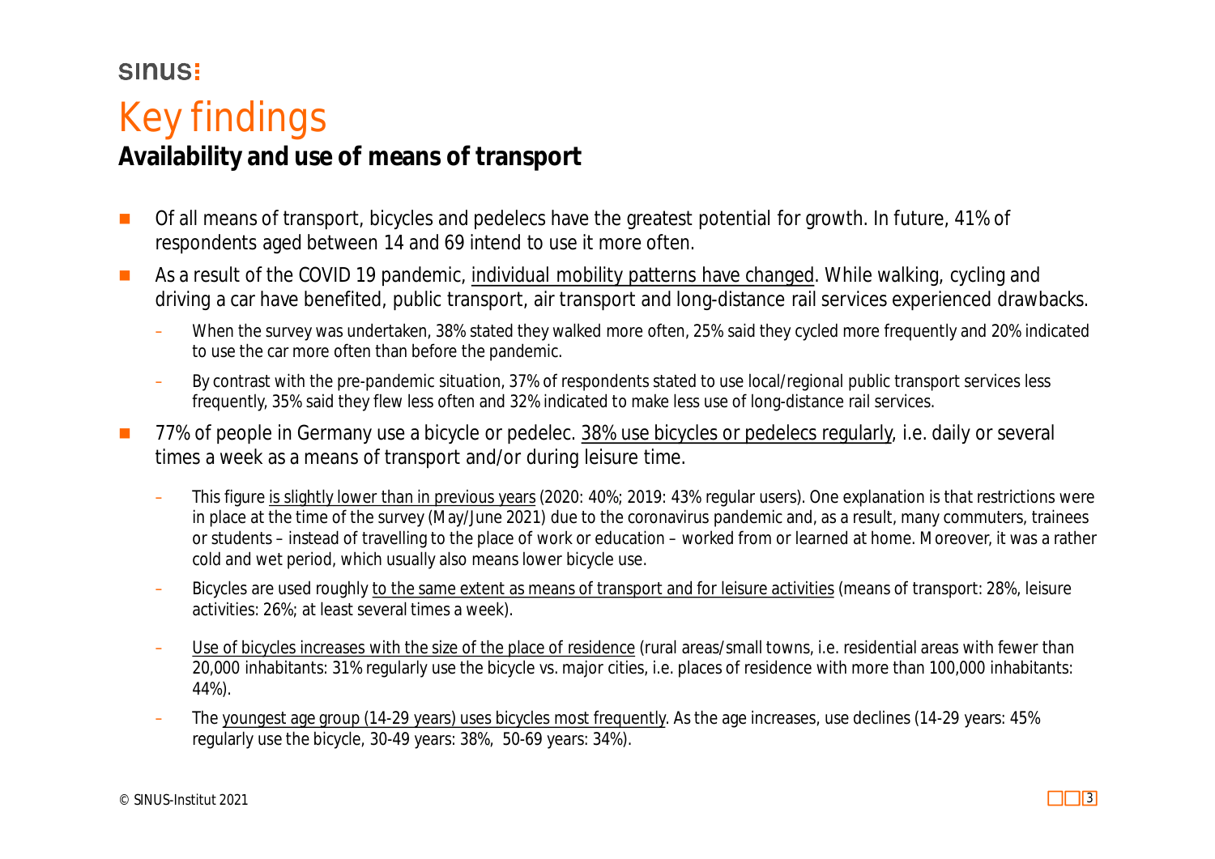# Key findings

## Availability and use of means of transport

- Of all means of transport, bicycles and pedelecs have the greatest potential for growth. In future, 41% of respondents aged between 14 and 69 intend to use it more often.
- As a result of the COVID 19 pandemic, individual mobility patterns have changed. While walking, cycling and driving a car have benefited, public transport, air transport and long-distance rail services experienced drawbacks.
  - When the survey was undertaken, 38% stated they walked more often, 25% said they cycled more frequently and 20% indicated to use the car more often than before the pandemic.
  - By contrast with the pre-pandemic situation, 37% of respondents stated to use local/regional public transport services less frequently, 35% said they flew less often and 32% indicated to make less use of long-distance rail services.
- 77% of people in Germany use a bicycle or pedelec. 38% use bicycles or pedelecs regularly, i.e. daily or several times a week as a means of transport and/or during leisure time.
  - This figure is slightly lower than in previous years (2020: 40%; 2019: 43% regular users). One explanation is that restrictions were in place at the time of the survey (May/June 2021) due to the coronavirus pandemic and, as a result, many commuters, trainees or students – instead of travelling to the place of work or education – worked from or learned at home. Moreover, it was a rather cold and wet period, which usually also means lower bicycle use.
  - Bicycles are used roughly to the same extent as means of transport and for leisure activities (means of transport: 28%, leisure activities: 26%; at least several times a week).
  - Use of bicycles increases with the size of the place of residence (rural areas/small towns, i.e. residential areas with fewer than 20,000 inhabitants: 31% regularly use the bicycle vs. major cities, i.e. places of residence with more than 100,000 inhabitants: 44%).
  - The youngest age group (14-29 years) uses bicycles most frequently. As the age increases, use declines (14-29 years: 45% regularly use the bicycle, 30-49 years: 38%, 50-69 years: 34%).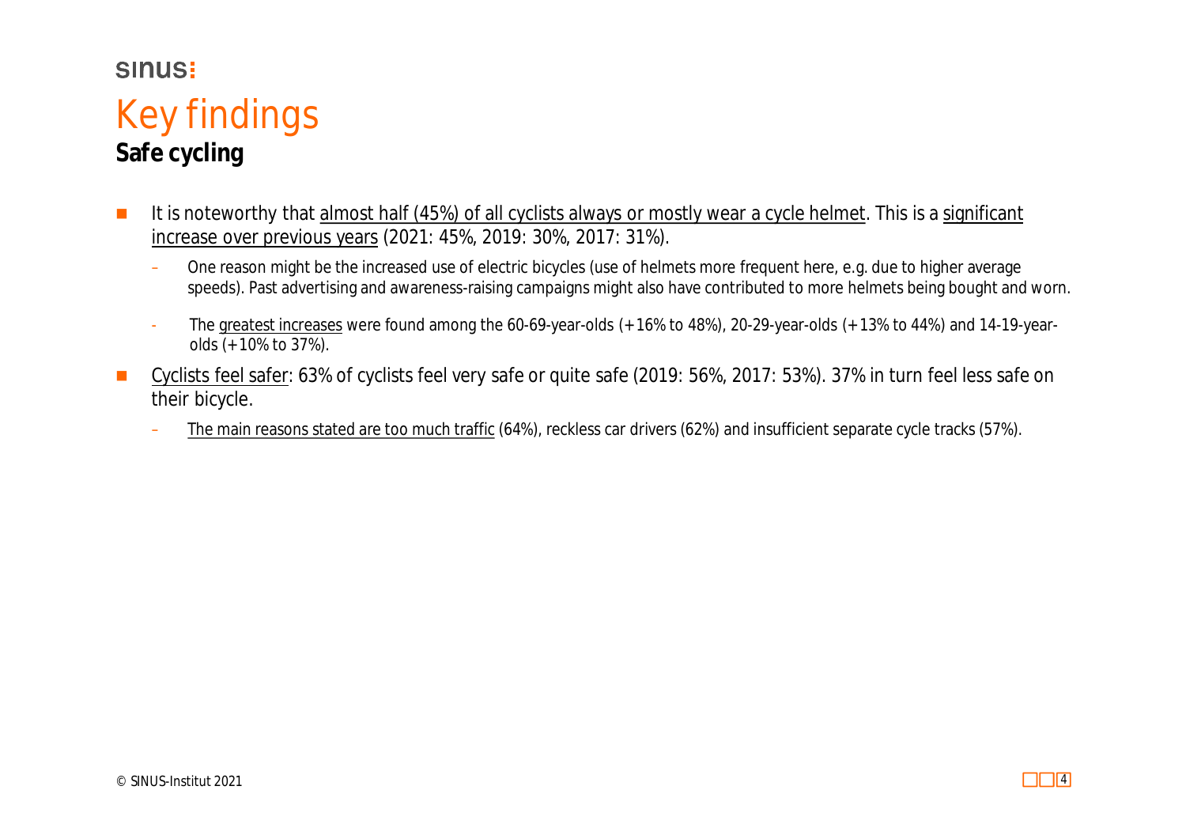# Key findings

**Safe cycling**

- It is noteworthy that almost half (45%) of all cyclists always or mostly wear a cycle helmet. This is a significant increase over previous years (2021: 45%, 2019: 30%, 2017: 31%).
  - One reason might be the increased use of electric bicycles (use of helmets more frequent here, e.g. due to higher average speeds). Past advertising and awareness-raising campaigns might also have contributed to more helmets being bought and worn.
  - The greatest increases were found among the 60-69-year-olds (+16% to 48%), 20-29-year-olds (+13% to 44%) and 14-19-year-olds (+10% to 37%).
- Cyclists feel safer: 63% of cyclists feel very safe or quite safe (2019: 56%, 2017: 53%). 37% in turn feel less safe on their bicycle.
  - The main reasons stated are too much traffic (64%), reckless car drivers (62%) and insufficient separate cycle tracks (57%).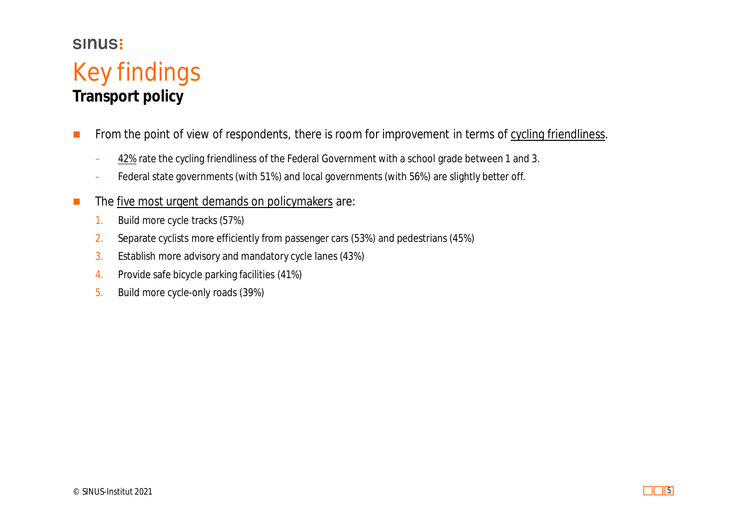# Key findings

## Transport policy

- From the point of view of respondents, there is room for improvement in terms of cycling friendliness.
  - 42% rate the cycling friendliness of the Federal Government with a school grade between 1 and 3.
  - Federal state governments (with 51%) and local governments (with 56%) are slightly better off.
- The five most urgent demands on policymakers are:
  1. Build more cycle tracks (57%)
  2. Separate cyclists more efficiently from passenger cars (53%) and pedestrians (45%)
  3. Establish more advisory and mandatory cycle lanes (43%)
  4. Provide safe bicycle parking facilities (41%)
  5. Build more cycle-only roads (39%)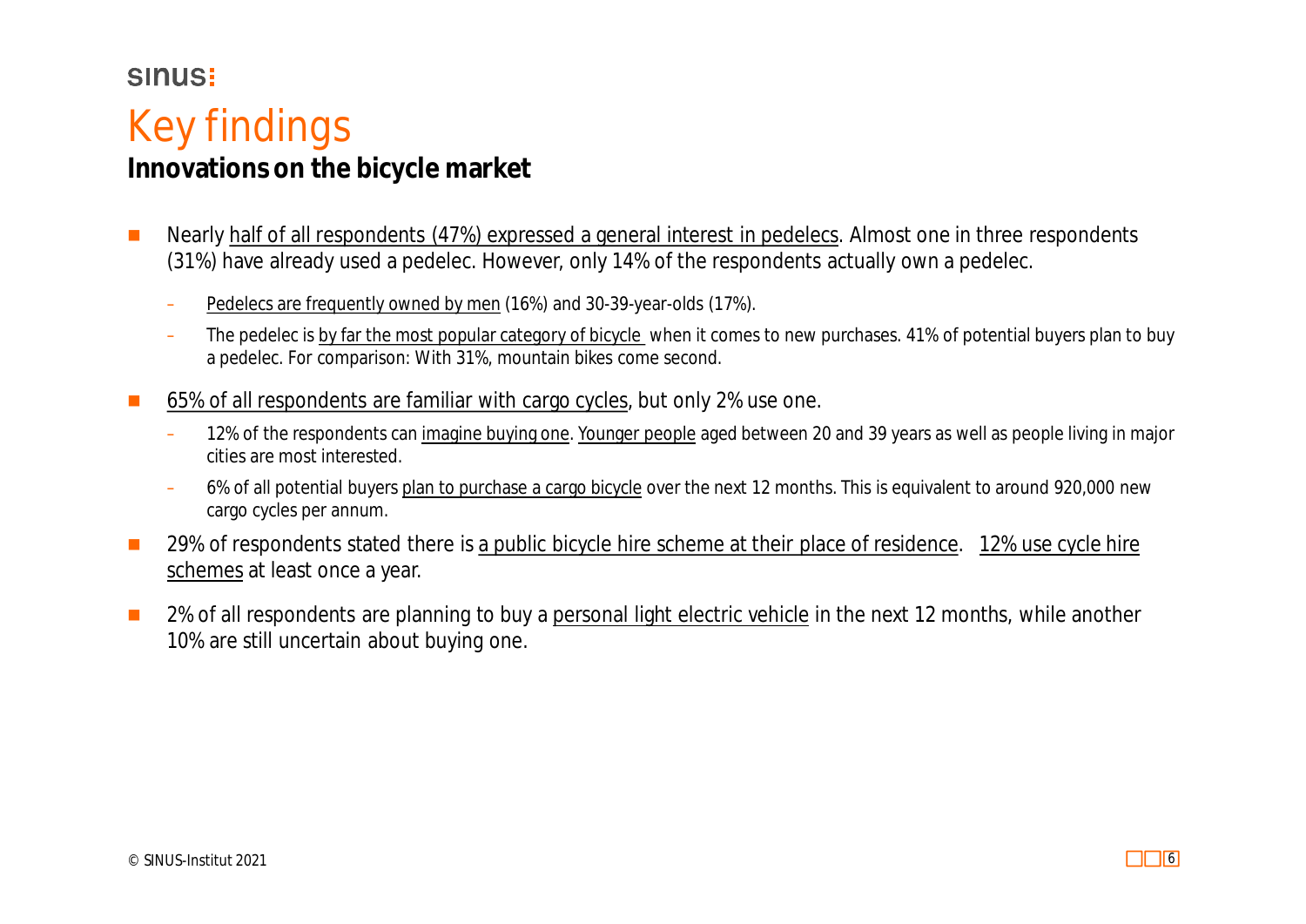# Key findings

## Innovations on the bicycle market

- Nearly half of all respondents (47%) expressed a general interest in pedelecs. Almost one in three respondents (31%) have already used a pedelec. However, only 14% of the respondents actually own a pedelec.
  - Pedelecs are frequently owned by men (16%) and 30-39-year-olds (17%).
  - The pedelec is by far the most popular category of bicycle when it comes to new purchases. 41% of potential buyers plan to buy a pedelec. For comparison: With 31%, mountain bikes come second.
- 65% of all respondents are familiar with cargo cycles, but only 2% use one.
  - 12% of the respondents can imagine buying one. Younger people aged between 20 and 39 years as well as people living in major cities are most interested.
  - 6% of all potential buyers plan to purchase a cargo bicycle over the next 12 months. This is equivalent to around 920,000 new cargo cycles per annum.
- 29% of respondents stated there is a public bicycle hire scheme at their place of residence. 12% use cycle hire schemes at least once a year.
- 2% of all respondents are planning to buy a personal light electric vehicle in the next 12 months, while another 10% are still uncertain about buying one.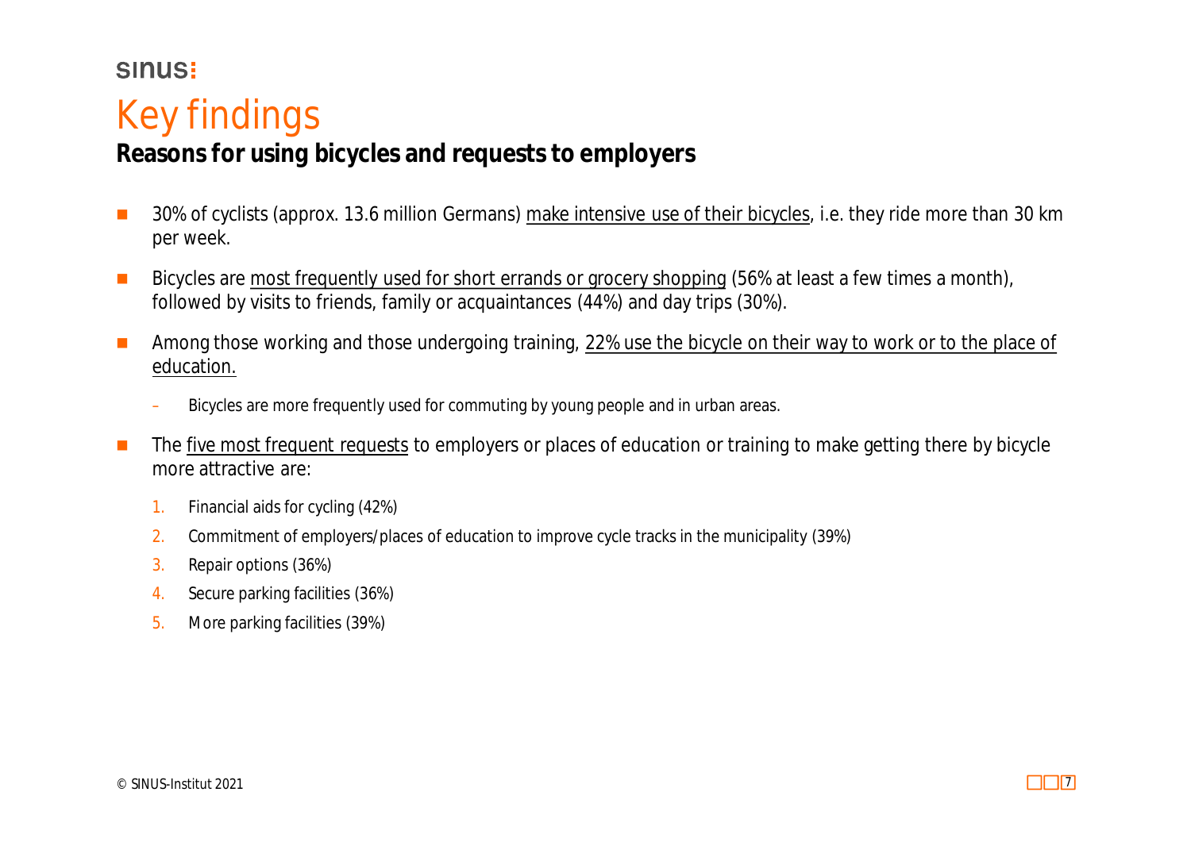# Key findings

## Reasons for using bicycles and requests to employers

- 30% of cyclists (approx. 13.6 million Germans) make intensive use of their bicycles, i.e. they ride more than 30 km per week.
- Bicycles are most frequently used for short errands or grocery shopping (56% at least a few times a month), followed by visits to friends, family or acquaintances (44%) and day trips (30%).
- Among those working and those undergoing training, 22% use the bicycle on their way to work or to the place of education.
  - Bicycles are more frequently used for commuting by young people and in urban areas.
- The five most frequent requests to employers or places of education or training to make getting there by bicycle more attractive are:
  1. Financial aids for cycling (42%)
  2. Commitment of employers/places of education to improve cycle tracks in the municipality (39%)
  3. Repair options (36%)
  4. Secure parking facilities (36%)
  5. More parking facilities (39%)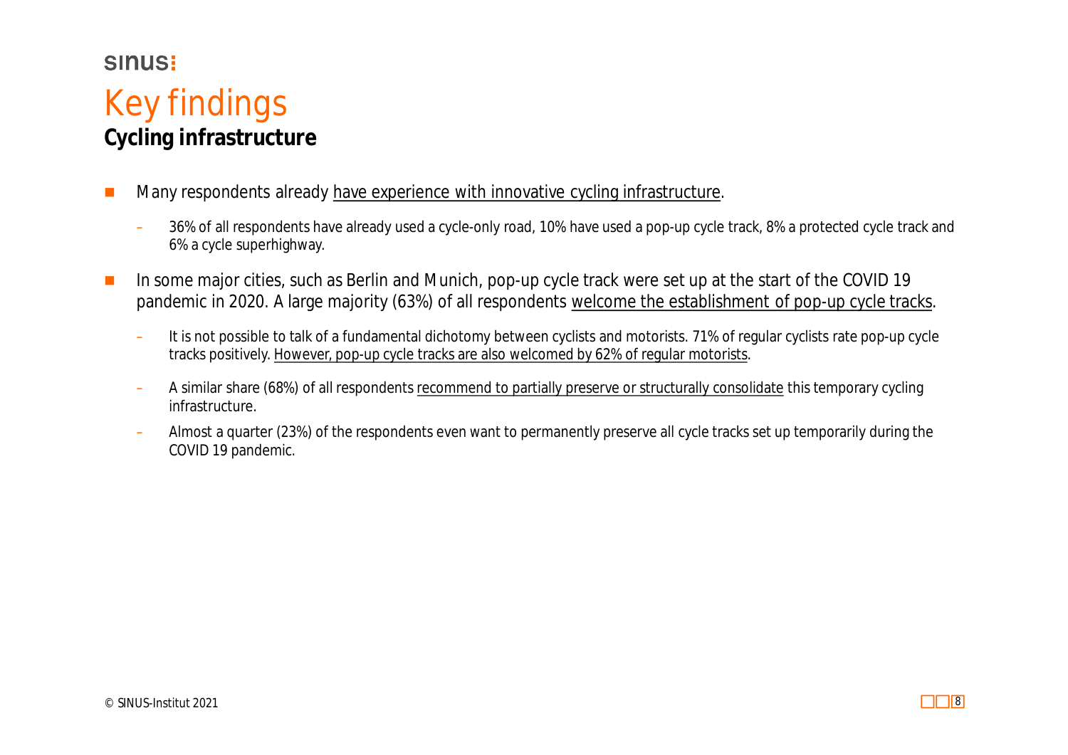# Key findings

## Cycling infrastructure

- Many respondents already have experience with innovative cycling infrastructure.
  - 36% of all respondents have already used a cycle-only road, 10% have used a pop-up cycle track, 8% a protected cycle track and 6% a cycle superhighway.
- In some major cities, such as Berlin and Munich, pop-up cycle track were set up at the start of the COVID 19 pandemic in 2020. A large majority (63%) of all respondents welcome the establishment of pop-up cycle tracks.
  - It is not possible to talk of a fundamental dichotomy between cyclists and motorists. 71% of regular cyclists rate pop-up cycle tracks positively. However, pop-up cycle tracks are also welcomed by 62% of regular motorists.
  - A similar share (68%) of all respondents recommend to partially preserve or structurally consolidate this temporary cycling infrastructure.
  - Almost a quarter (23%) of the respondents even want to permanently preserve all cycle tracks set up temporarily during the COVID 19 pandemic.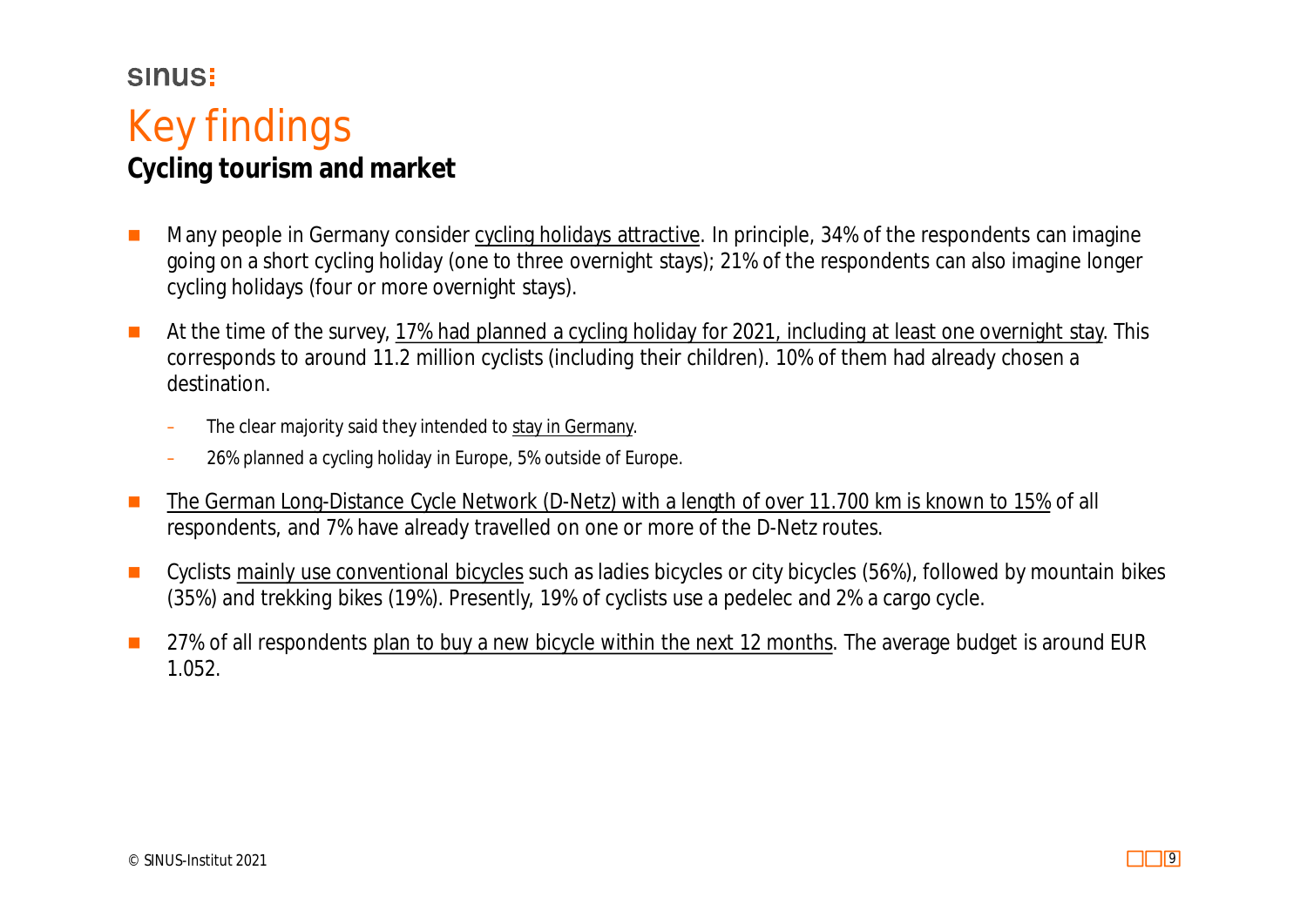# Key findings

## Cycling tourism and market

- Many people in Germany consider cycling holidays attractive. In principle, 34% of the respondents can imagine going on a short cycling holiday (one to three overnight stays); 21% of the respondents can also imagine longer cycling holidays (four or more overnight stays).
- At the time of the survey, 17% had planned a cycling holiday for 2021, including at least one overnight stay. This corresponds to around 11.2 million cyclists (including their children). 10% of them had already chosen a destination.
  - The clear majority said they intended to stay in Germany.
  - 26% planned a cycling holiday in Europe, 5% outside of Europe.
- The German Long-Distance Cycle Network (D-Netz) with a length of over 11.700 km is known to 15% of all respondents, and 7% have already travelled on one or more of the D-Netz routes.
- Cyclists mainly use conventional bicycles such as ladies bicycles or city bicycles (56%), followed by mountain bikes (35%) and trekking bikes (19%). Presently, 19% of cyclists use a pedelec and 2% a cargo cycle.
- 27% of all respondents plan to buy a new bicycle within the next 12 months. The average budget is around EUR 1.052.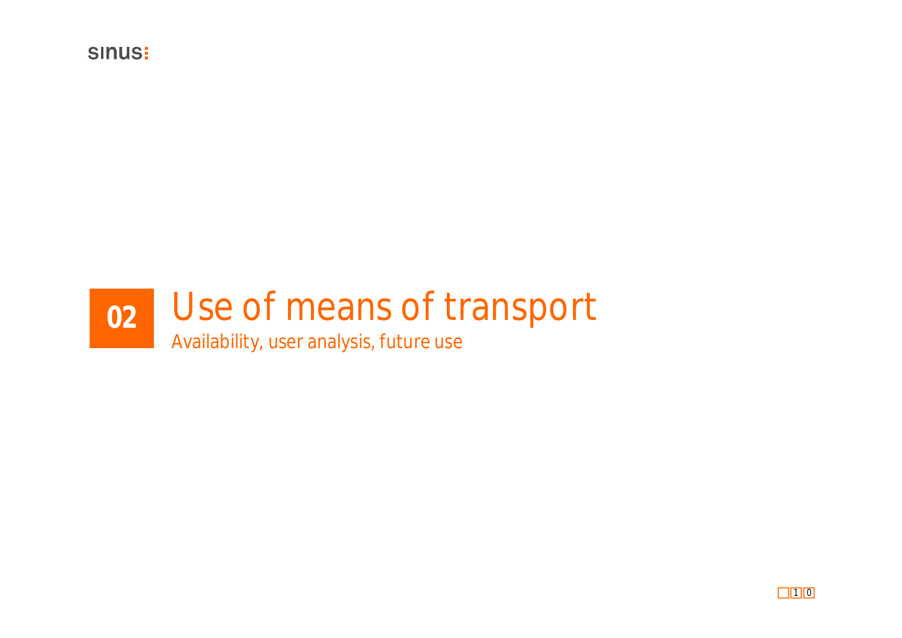# 02 Use of means of transport

Availability, user analysis, future use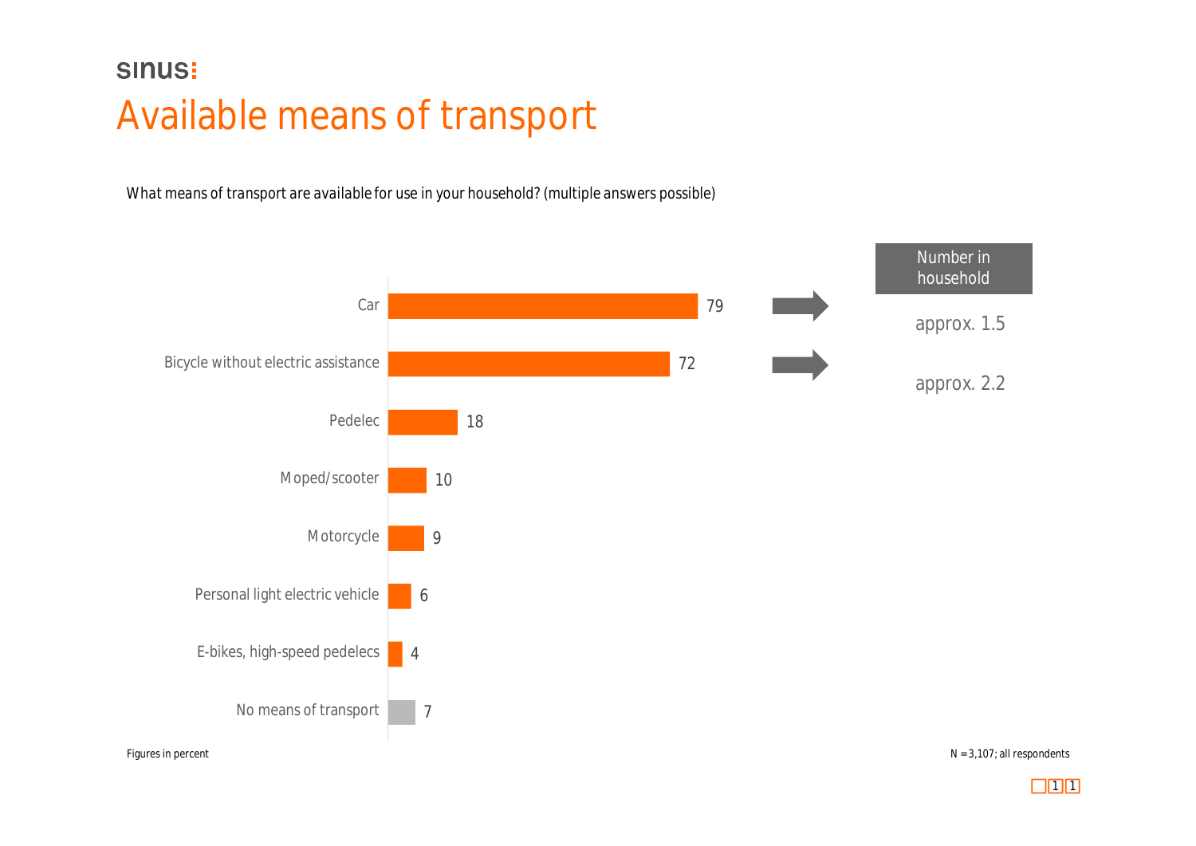sinus:

# Available means of transport

What means of transport are available for use in your household? (multiple answers possible)

| Means of transport | Percent | Number in household |
|---|---|---|
| Car | 79 | approx. 1.5 |
| Bicycle without electric assistance | 72 | approx. 2.2 |
| Pedelec | 18 | |
| Moped/scooter | 10 | |
| Motorcycle | 9 | |
| Personal light electric vehicle | 6 | |
| E-bikes, high-speed pedelecs | 4 | |
| No means of transport | 7 | |

Figures in percent

N = 3,107; all respondents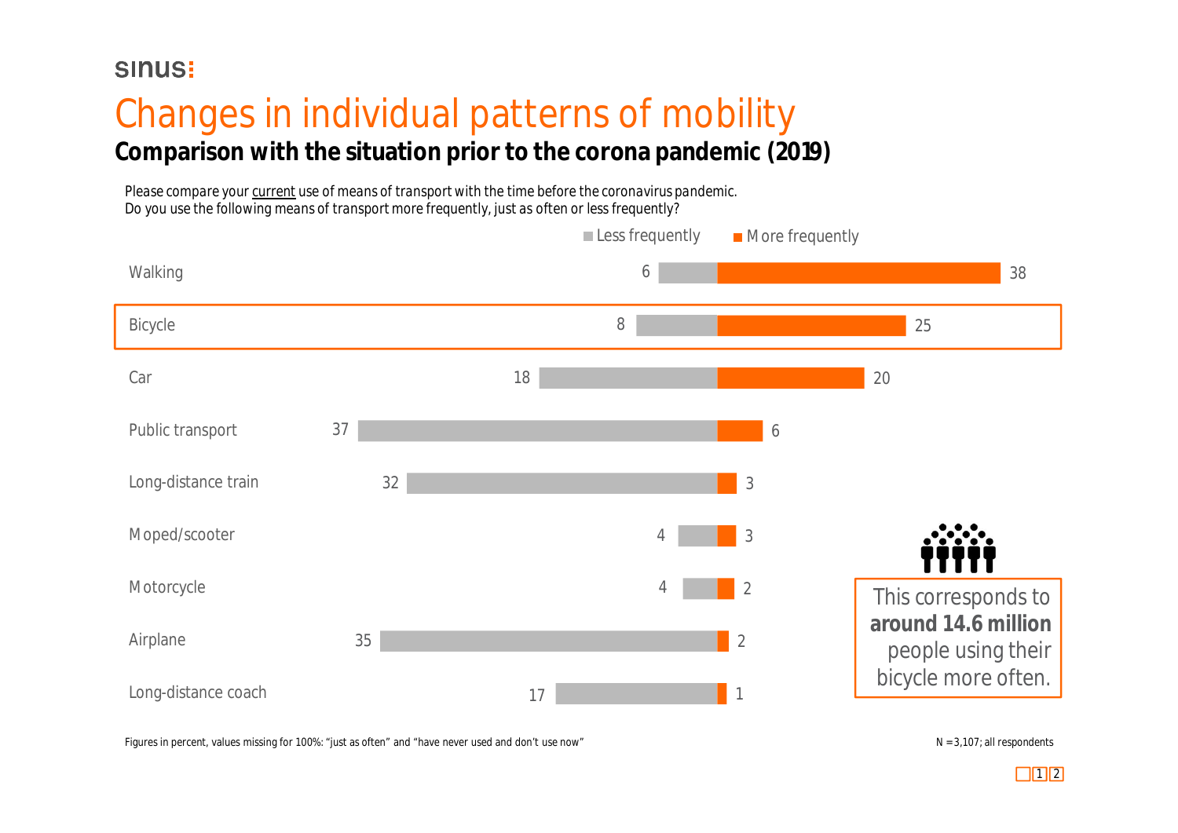sinus:

# Changes in individual patterns of mobility

## Comparison with the situation prior to the corona pandemic (2019)

Please compare your current use of means of transport with the time before the coronavirus pandemic.
Do you use the following means of transport more frequently, just as often or less frequently?

| | Less frequently | More frequently |
|---|---|---|
| Walking | 6 | 38 |
| Bicycle | 8 | 25 |
| Car | 18 | 20 |
| Public transport | 37 | 6 |
| Long-distance train | 32 | 3 |
| Moped/scooter | 4 | 3 |
| Motorcycle | 4 | 2 |
| Airplane | 35 | 2 |
| Long-distance coach | 17 | 1 |

This corresponds to **around 14.6 million** people using their bicycle more often.

Figures in percent, values missing for 100%: "just as often" and "have never used and don't use now"

N = 3,107; all respondents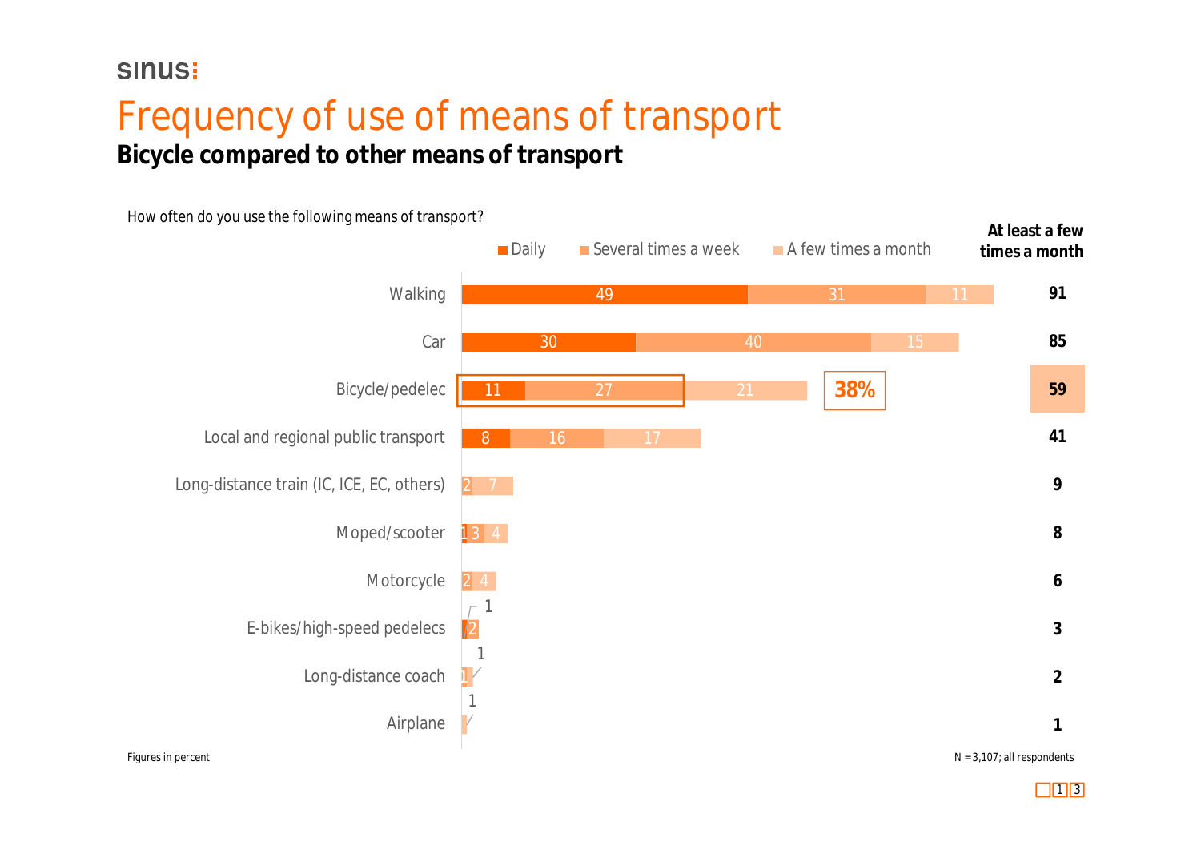# Frequency of use of means of transport

## Bicycle compared to other means of transport

*How often do you use the following means of transport?*

| Means of transport | Daily | Several times a week | A few times a month | At least a few times a month |
|---|---|---|---|---|
| Walking | 49 | 31 | 11 | **91** |
| Car | 30 | 40 | 15 | **85** |
| Bicycle/pedelec | 11 | 27 | 21 | **59** |
| Local and regional public transport | 8 | 16 | 17 | **41** |
| Long-distance train (IC, ICE, EC, others) | | 2 | 7 | **9** |
| Moped/scooter | 1 | 3 | 4 | **8** |
| Motorcycle | | 2 | 4 | **6** |
| E-bikes/high-speed pedelecs | 1 | 2 | | **3** |
| Long-distance coach | | 1 | 1 | **2** |
| Airplane | | | 1 | **1** |

Bicycle/pedelec daily or several times a week: **38%**

Figures in percent

N = 3,107; all respondents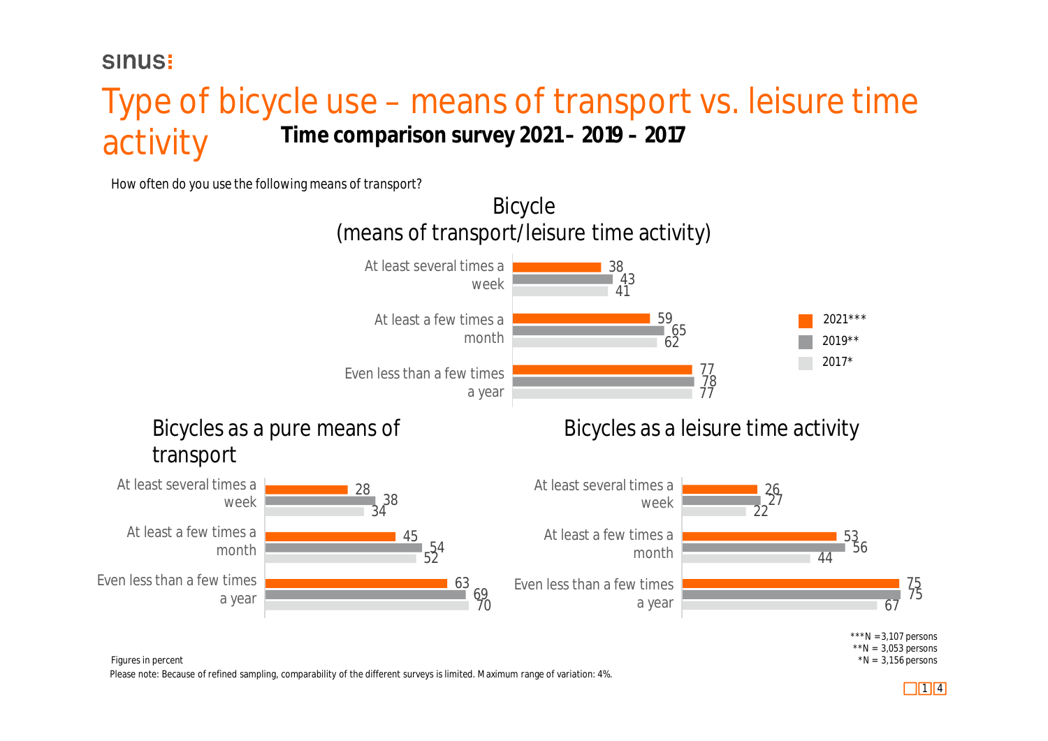# Type of bicycle use – means of transport vs. leisure time activity

**Time comparison survey 2021 – 2019 – 2017**

*How often do you use the following means of transport?*

## Bicycle (means of transport/leisure time activity)

| | 2021*** | 2019** | 2017* |
|---|---|---|---|
| At least several times a week | 38 | 43 | 41 |
| At least a few times a month | 59 | 65 | 62 |
| Even less than a few times a year | 77 | 78 | 77 |

## Bicycles as a pure means of transport

| | 2021*** | 2019** | 2017* |
|---|---|---|---|
| At least several times a week | 28 | 38 | 34 |
| At least a few times a month | 45 | 54 | 52 |
| Even less than a few times a year | 63 | 69 | 70 |

## Bicycles as a leisure time activity

| | 2021*** | 2019** | 2017* |
|---|---|---|---|
| At least several times a week | 26 | 27 | 22 |
| At least a few times a month | 53 | 56 | 44 |
| Even less than a few times a year | 75 | 75 | 67 |

***N = 3,107 persons
**N = 3,053 persons
*N = 3,156 persons

Figures in percent

Please note: Because of refined sampling, comparability of the different surveys is limited. Maximum range of variation: 4%.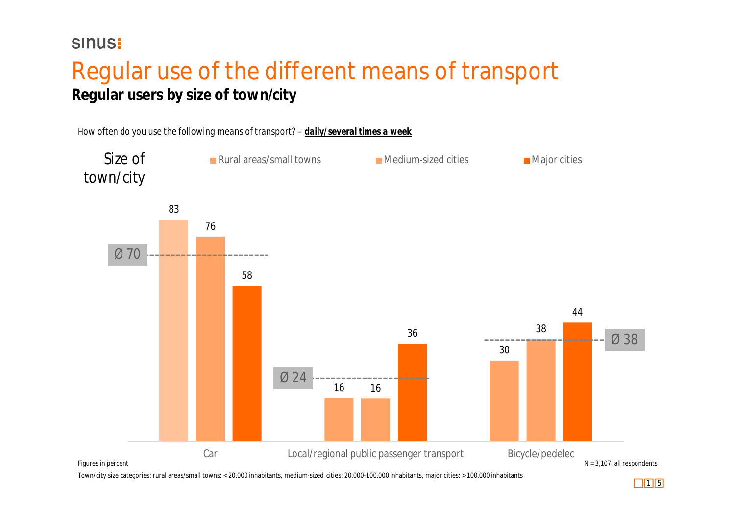# Regular use of the different means of transport

**Regular users by size of town/city**

How often do you use the following means of transport? – **daily/several times a week**

| Size of town/city | Car | Local/regional public passenger transport | Bicycle/pedelec |
|---|---|---|---|
| Rural areas/small towns | 83 | 16 | 30 |
| Medium-sized cities | 76 | 16 | 38 |
| Major cities | 58 | 36 | 44 |
| Ø | 70 | 24 | 38 |

*Figures in percent*

*N = 3,107; all respondents*

*Town/city size categories: rural areas/small towns: < 20.000 inhabitants, medium-sized cities: 20.000-100.000 inhabitants, major cities: > 100,000 inhabitants*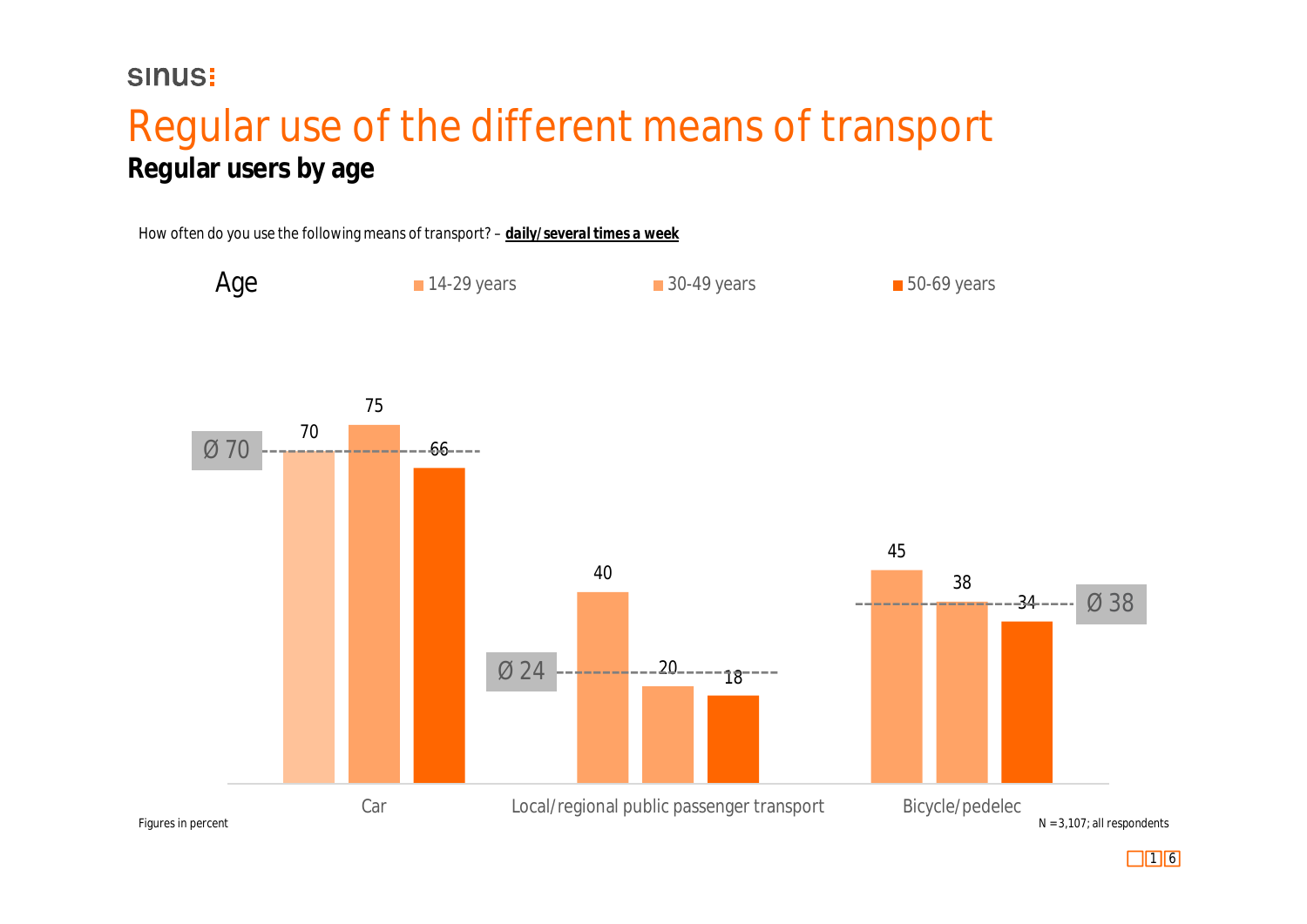# Regular use of the different means of transport

## Regular users by age

How often do you use the following means of transport? – **daily/several times a week**

| Age | 14-29 years | 30-49 years | 50-69 years | Ø |
|---|---|---|---|---|
| Car | 70 | 75 | 66 | 70 |
| Local/regional public passenger transport | 40 | 20 | 18 | 24 |
| Bicycle/pedelec | 45 | 38 | 34 | 38 |

Figures in percent

N = 3,107; all respondents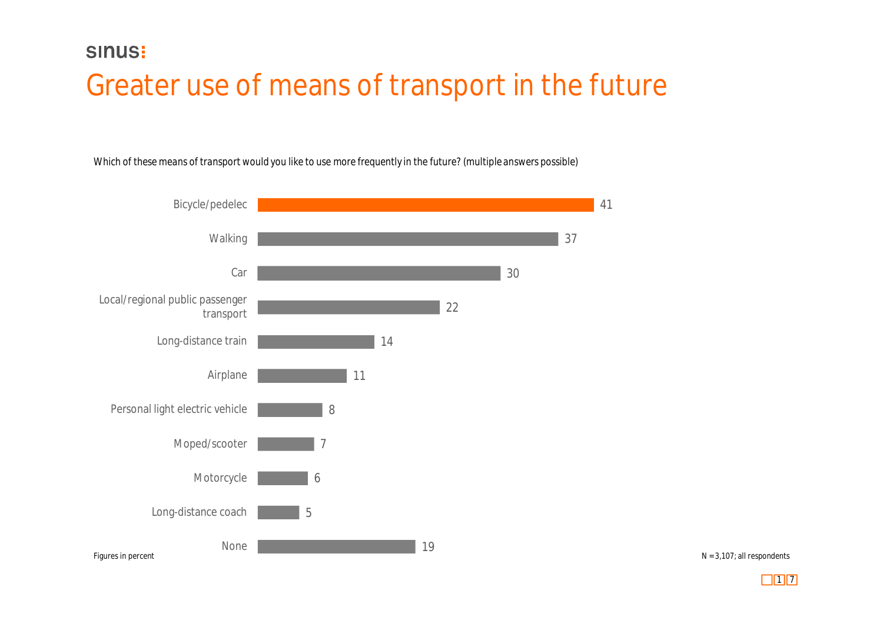sinus

# Greater use of means of transport in the future

*Which of these means of transport would you like to use more frequently in the future? (multiple answers possible)*

| Means of transport | Percent |
|---|---|
| Bicycle/pedelec | 41 |
| Walking | 37 |
| Car | 30 |
| Local/regional public passenger transport | 22 |
| Long-distance train | 14 |
| Airplane | 11 |
| Personal light electric vehicle | 8 |
| Moped/scooter | 7 |
| Motorcycle | 6 |
| Long-distance coach | 5 |
| None | 19 |

Figures in percent

N = 3,107; all respondents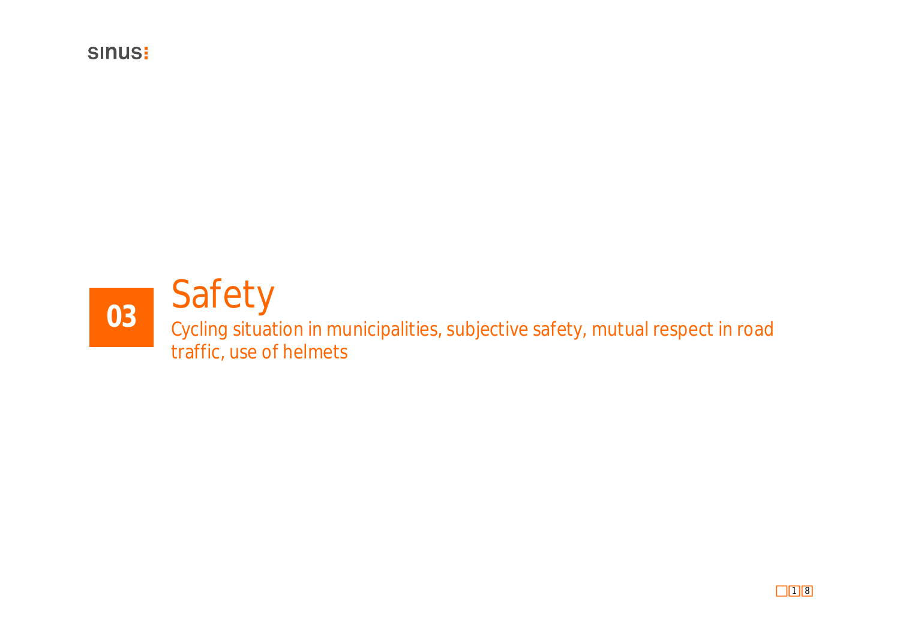# 03 Safety

Cycling situation in municipalities, subjective safety, mutual respect in road traffic, use of helmets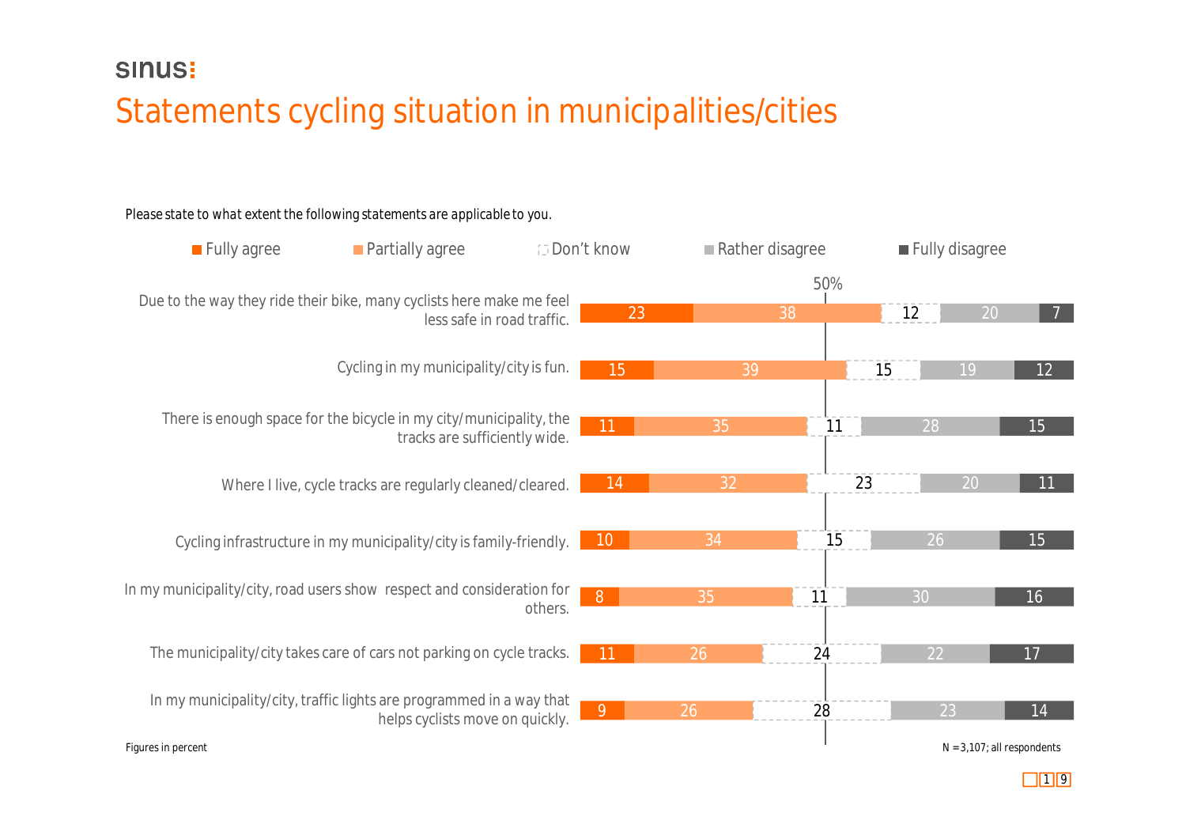sinus:

# Statements cycling situation in municipalities/cities

Please state to what extent the following statements are applicable to you.

| Statement | Fully agree | Partially agree | Don't know | Rather disagree | Fully disagree |
|---|---|---|---|---|---|
| Due to the way they ride their bike, many cyclists here make me feel less safe in road traffic. | 23 | 38 | 12 | 20 | 7 |
| Cycling in my municipality/city is fun. | 15 | 39 | 15 | 19 | 12 |
| There is enough space for the bicycle in my city/municipality, the tracks are sufficiently wide. | 11 | 35 | 11 | 28 | 15 |
| Where I live, cycle tracks are regularly cleaned/cleared. | 14 | 32 | 23 | 20 | 11 |
| Cycling infrastructure in my municipality/city is family-friendly. | 10 | 34 | 15 | 26 | 15 |
| In my municipality/city, road users show respect and consideration for others. | 8 | 35 | 11 | 30 | 16 |
| The municipality/city takes care of cars not parking on cycle tracks. | 11 | 26 | 24 | 22 | 17 |
| In my municipality/city, traffic lights are programmed in a way that helps cyclists move on quickly. | 9 | 26 | 28 | 23 | 14 |

Figures in percent

N = 3,107; all respondents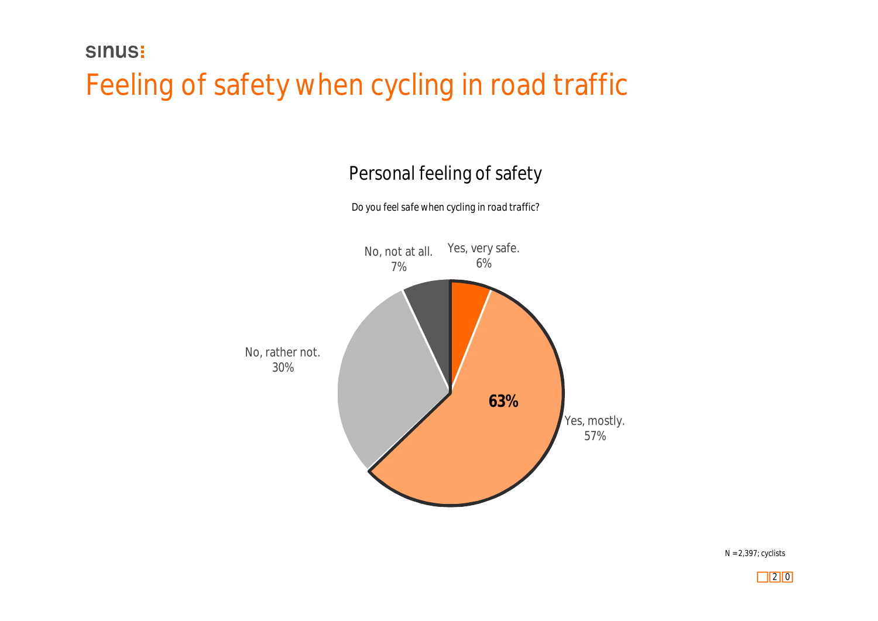sinus

# Feeling of safety when cycling in road traffic

## Personal feeling of safety

Do you feel safe when cycling in road traffic?

| Response | Share |
|---|---|
| Yes, very safe. | 6% |
| Yes, mostly. | 57% |
| No, rather not. | 30% |
| No, not at all. | 7% |

63%

N =2,397; cyclists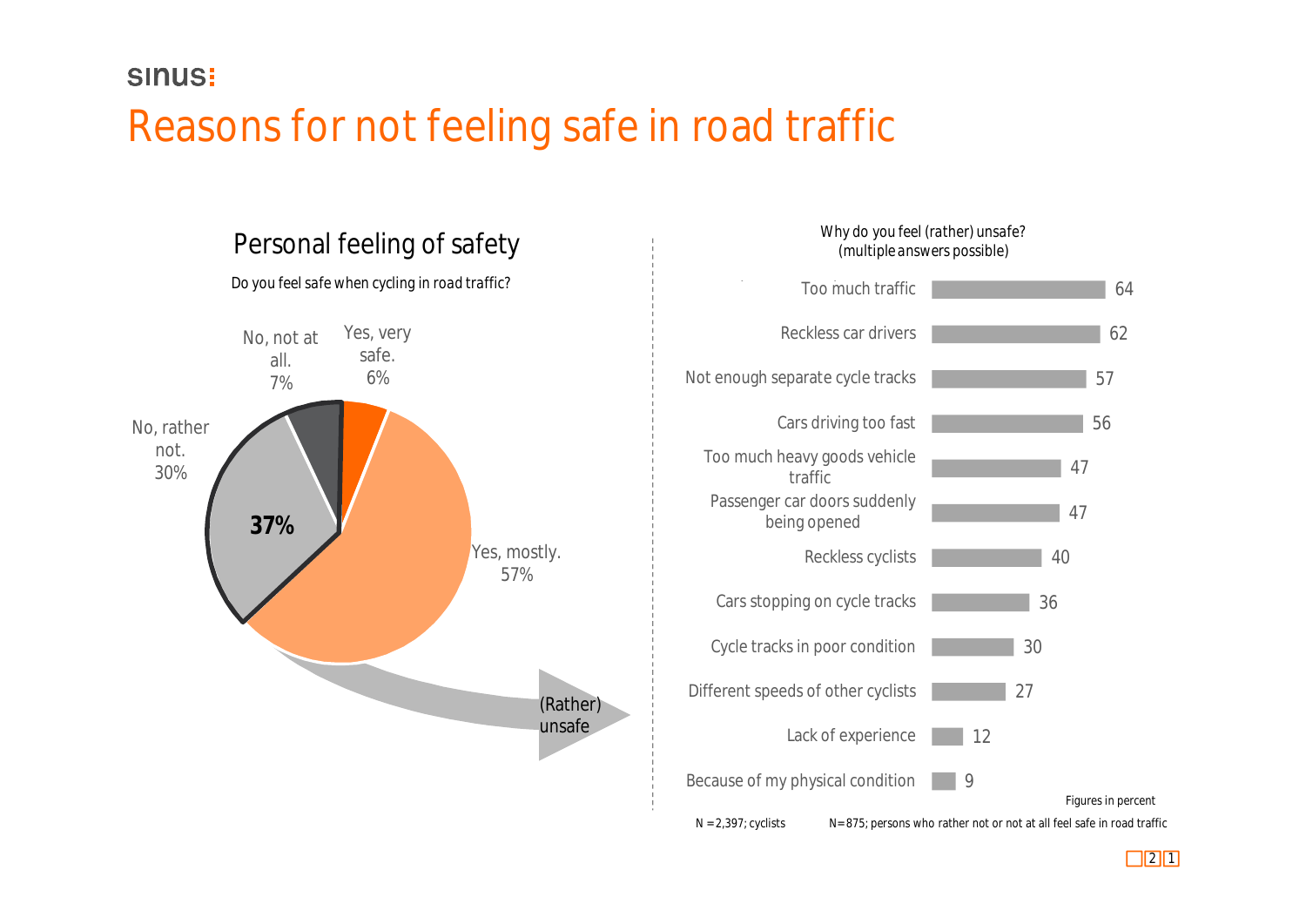# Reasons for not feeling safe in road traffic

## Personal feeling of safety

Do you feel safe when cycling in road traffic?

| Response | % |
|---|---|
| Yes, very safe. | 6% |
| Yes, mostly. | 57% |
| No, rather not. | 30% |
| No, not at all. | 7% |

**37%** (Rather) unsafe

N = 2,397; cyclists

## Why do you feel (rather) unsafe? (multiple answers possible)

| Reason | % |
|---|---|
| Too much traffic | 64 |
| Reckless car drivers | 62 |
| Not enough separate cycle tracks | 57 |
| Cars driving too fast | 56 |
| Too much heavy goods vehicle traffic | 47 |
| Passenger car doors suddenly being opened | 47 |
| Reckless cyclists | 40 |
| Cars stopping on cycle tracks | 36 |
| Cycle tracks in poor condition | 30 |
| Different speeds of other cyclists | 27 |
| Lack of experience | 12 |
| Because of my physical condition | 9 |

Figures in percent

N=875; persons who rather not or not at all feel safe in road traffic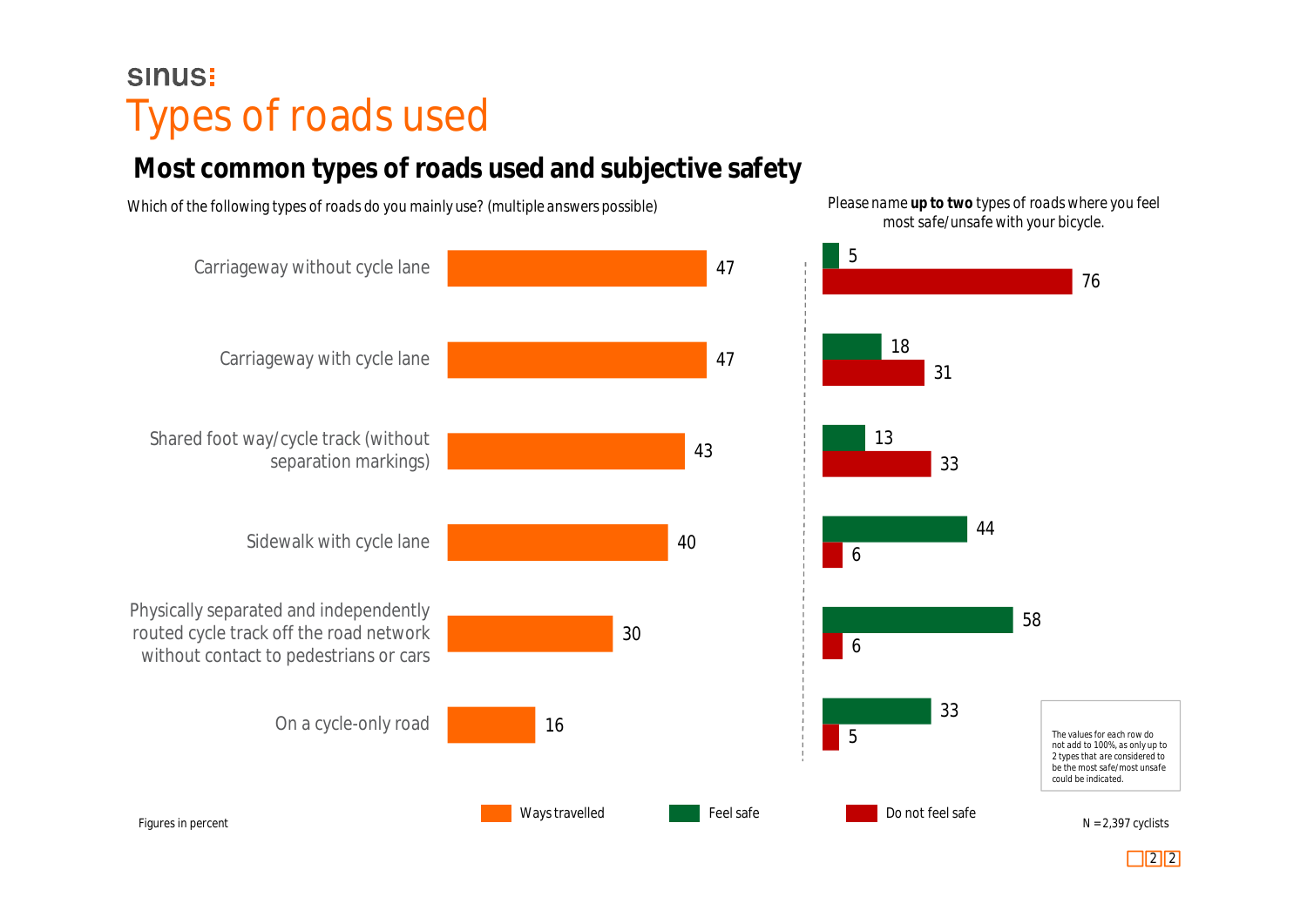sinus:

# Types of roads used

## Most common types of roads used and subjective safety

Which of the following types of roads do you mainly use? (multiple answers possible)

Please name **up to two** types of roads where you feel most safe/unsafe with your bicycle.

| Type of road | Ways travelled | Feel safe | Do not feel safe |
|---|---|---|---|
| Carriageway without cycle lane | 47 | 5 | 76 |
| Carriageway with cycle lane | 47 | 18 | 31 |
| Shared foot way/cycle track (without separation markings) | 43 | 13 | 33 |
| Sidewalk with cycle lane | 40 | 44 | 6 |
| Physically separated and independently routed cycle track off the road network without contact to pedestrians or cars | 30 | 58 | 6 |
| On a cycle-only road | 16 | 33 | 5 |

The values for each row do not add to 100%, as only up to 2 types that are considered to be the most safe/most unsafe could be indicated.

Figures in percent

N = 2,397 cyclists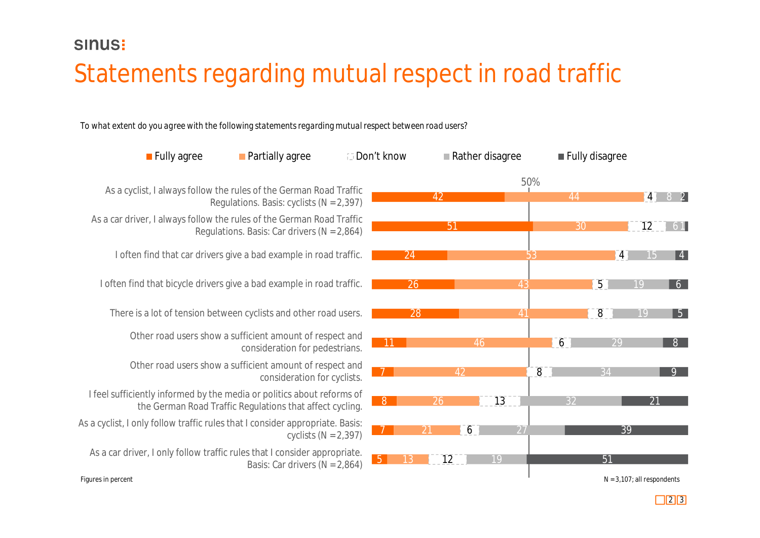# Statements regarding mutual respect in road traffic

To what extent do you agree with the following statements regarding mutual respect between road users?

| Statement | Fully agree | Partially agree | Don't know | Rather disagree | Fully disagree |
|---|---|---|---|---|---|
| As a cyclist, I always follow the rules of the German Road Traffic Regulations. Basis: cyclists (N =2,397) | 42 | 44 | 4 | 8 | 2 |
| As a car driver, I always follow the rules of the German Road Traffic Regulations. Basis: Car drivers (N =2,864) | 51 | 30 | 12 | 6 | 1 |
| I often find that car drivers give a bad example in road traffic. | 24 | 53 | 4 | 15 | 4 |
| I often find that bicycle drivers give a bad example in road traffic. | 26 | 43 | 5 | 19 | 6 |
| There is a lot of tension between cyclists and other road users. | 28 | 41 | 8 | 19 | 5 |
| Other road users show a sufficient amount of respect and consideration for pedestrians. | 11 | 46 | 6 | 29 | 8 |
| Other road users show a sufficient amount of respect and consideration for cyclists. | 7 | 42 | 8 | 34 | 9 |
| I feel sufficiently informed by the media or politics about reforms of the German Road Traffic Regulations that affect cycling. | 8 | 26 | 13 | 32 | 21 |
| As a cyclist, I only follow traffic rules that I consider appropriate. Basis: cyclists (N =2,397) | 7 | 21 | 6 | 27 | 39 |
| As a car driver, I only follow traffic rules that I consider appropriate. Basis: Car drivers (N =2,864) | 5 | 13 | 12 | 19 | 51 |

Figures in percent

N =3,107; all respondents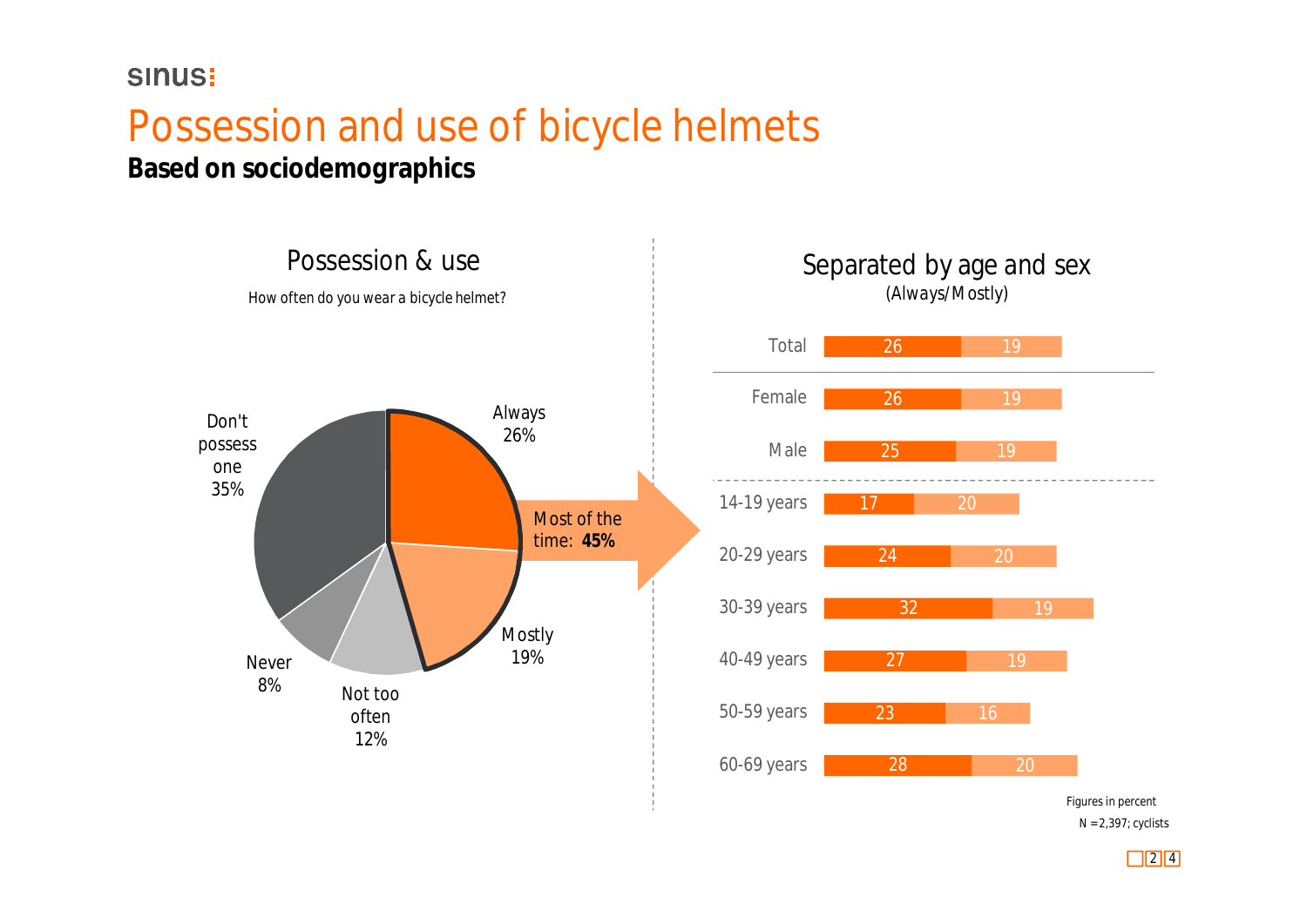# Possession and use of bicycle helmets

**Based on sociodemographics**

## Possession & use

How often do you wear a bicycle helmet?

| Response | Percent |
|---|---|
| Always | 26% |
| Mostly | 19% |
| Not too often | 12% |
| Never | 8% |
| Don't possess one | 35% |

Most of the time: **45%**

## Separated by age and sex

(Always/Mostly)

| | Always | Mostly |
|---|---|---|
| Total | 26 | 19 |
| Female | 26 | 19 |
| Male | 25 | 19 |
| 14-19 years | 17 | 20 |
| 20-29 years | 24 | 20 |
| 30-39 years | 32 | 19 |
| 40-49 years | 27 | 19 |
| 50-59 years | 23 | 16 |
| 60-69 years | 28 | 20 |

Figures in percent

N =2,397; cyclists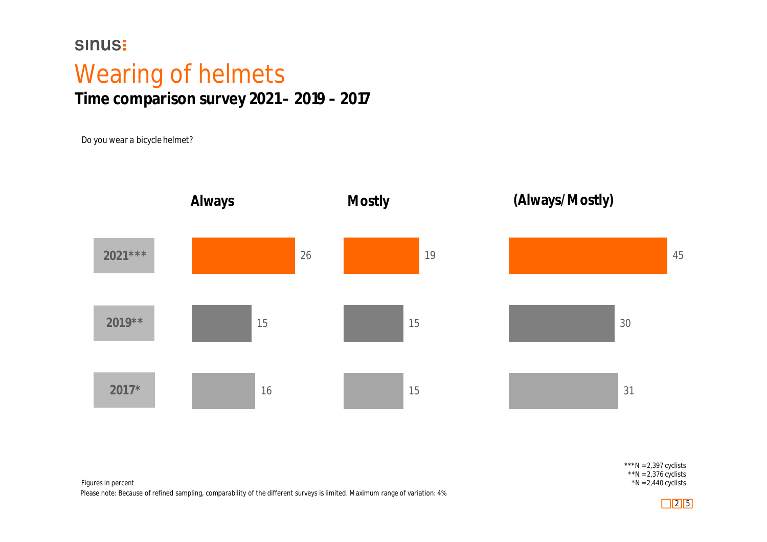sinus:

# Wearing of helmets

## Time comparison survey 2021– 2019 – 2017

*Do you wear a bicycle helmet?*

| | Always | Mostly | (Always/Mostly) |
|---|---|---|---|
| 2021*** | 26 | 19 | 45 |
| 2019** | 15 | 15 | 30 |
| 2017* | 16 | 15 | 31 |

***N = 2,397 cyclists
**N = 2,376 cyclists
*N = 2,440 cyclists

Figures in percent

Please note: Because of refined sampling, comparability of the different surveys is limited. Maximum range of variation: 4%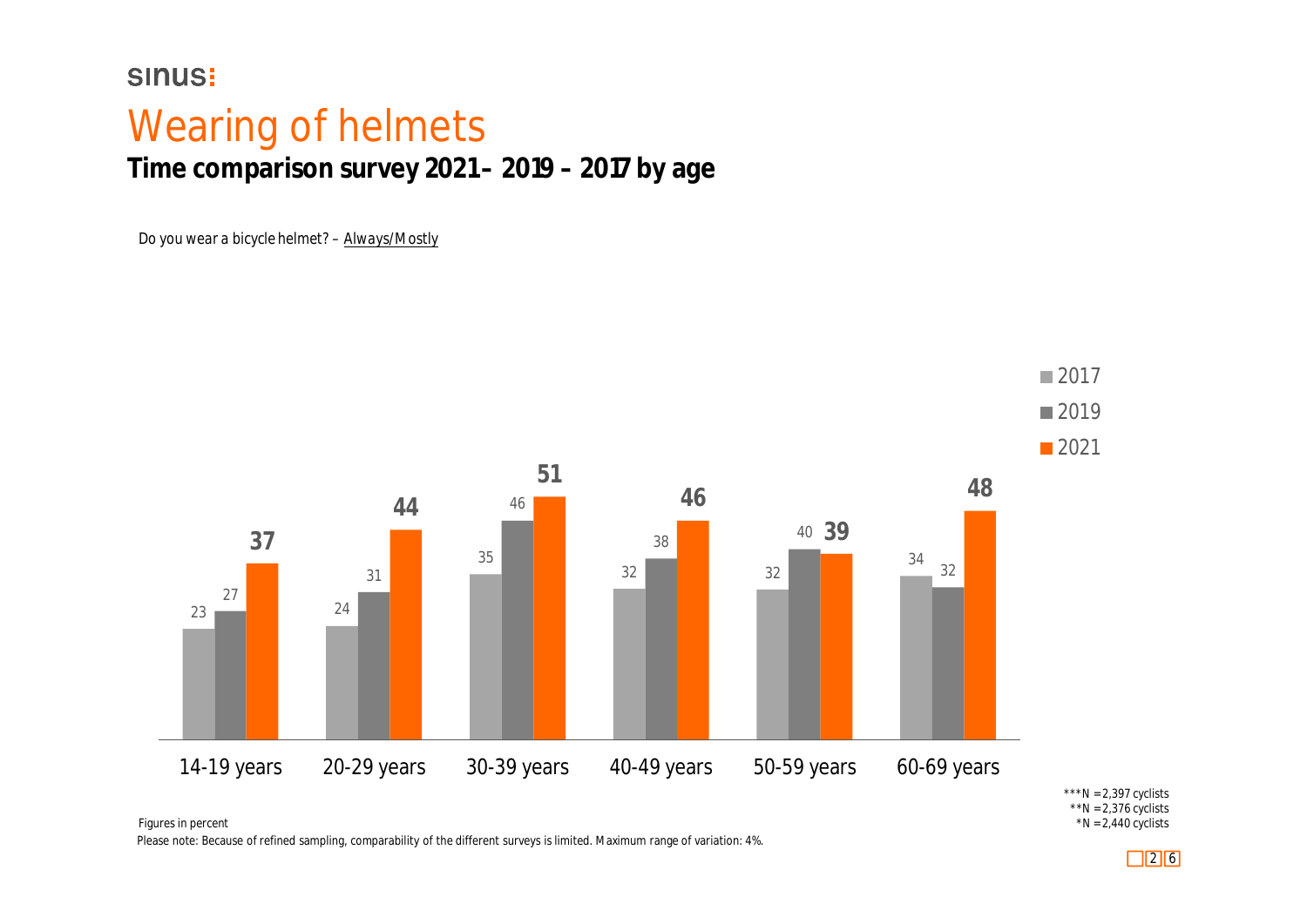sinus:

# Wearing of helmets

## Time comparison survey 2021– 2019 – 2017 by age

*Do you wear a bicycle helmet? – Always/Mostly*

| Age | 2017 | 2019 | 2021 |
| --- | --- | --- | --- |
| 14-19 years | 23 | 27 | **37** |
| 20-29 years | 24 | 31 | **44** |
| 30-39 years | 35 | 46 | **51** |
| 40-49 years | 32 | 38 | **46** |
| 50-59 years | 32 | 40 | **39** |
| 60-69 years | 34 | 32 | **48** |

***N = 2,397 cyclists
**N = 2,376 cyclists
*N = 2,440 cyclists

Figures in percent

Please note: Because of refined sampling, comparability of the different surveys is limited. Maximum range of variation: 4%.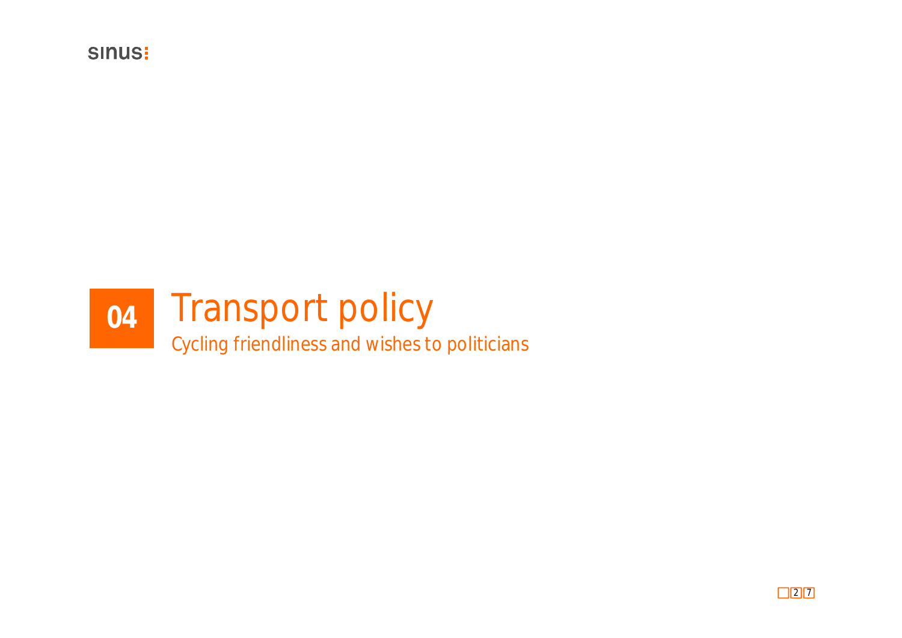# 04 Transport policy

Cycling friendliness and wishes to politicians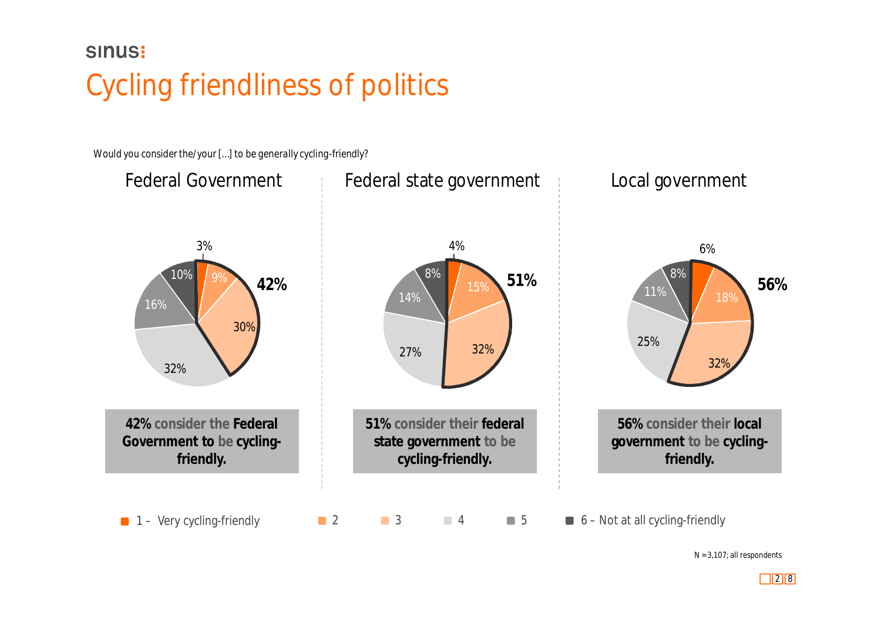# Cycling friendliness of politics

Would you consider the/your […] to be generally cycling-friendly?

## Federal Government

| Rating | Share |
|---|---|
| 1 – Very cycling-friendly | 3% |
| 2 | 9% |
| 3 | 30% |
| 4 | 32% |
| 5 | 16% |
| 6 – Not at all cycling-friendly | 10% |

**42%**

**42%** consider the **Federal Government** to be **cycling-friendly.**

## Federal state government

| Rating | Share |
|---|---|
| 1 – Very cycling-friendly | 4% |
| 2 | 15% |
| 3 | 32% |
| 4 | 27% |
| 5 | 14% |
| 6 – Not at all cycling-friendly | 8% |

**51%**

**51%** consider their **federal state government** to be **cycling-friendly.**

## Local government

| Rating | Share |
|---|---|
| 1 – Very cycling-friendly | 6% |
| 2 | 18% |
| 3 | 32% |
| 4 | 25% |
| 5 | 11% |
| 6 – Not at all cycling-friendly | 8% |

**56%**

**56%** consider their **local government** to be **cycling-friendly.**

N = 3,107; all respondents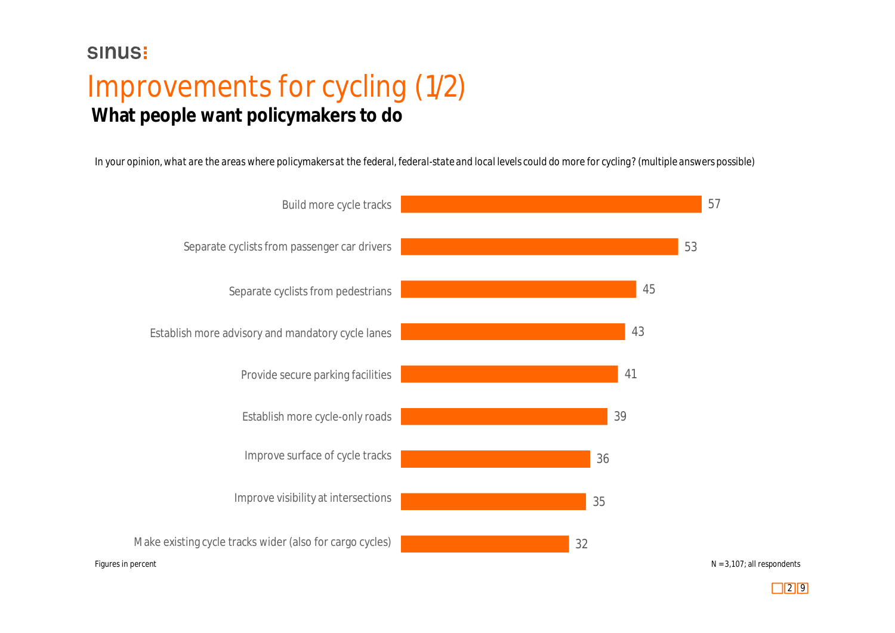sinus:

# Improvements for cycling (1/2)

## What people want policymakers to do

*In your opinion, what are the areas where policymakers at the federal, federal-state and local levels could do more for cycling? (multiple answers possible)*

| Area | Percent |
|---|---|
| Build more cycle tracks | 57 |
| Separate cyclists from passenger car drivers | 53 |
| Separate cyclists from pedestrians | 45 |
| Establish more advisory and mandatory cycle lanes | 43 |
| Provide secure parking facilities | 41 |
| Establish more cycle-only roads | 39 |
| Improve surface of cycle tracks | 36 |
| Improve visibility at intersections | 35 |
| Make existing cycle tracks wider (also for cargo cycles) | 32 |

Figures in percent

N = 3,107; all respondents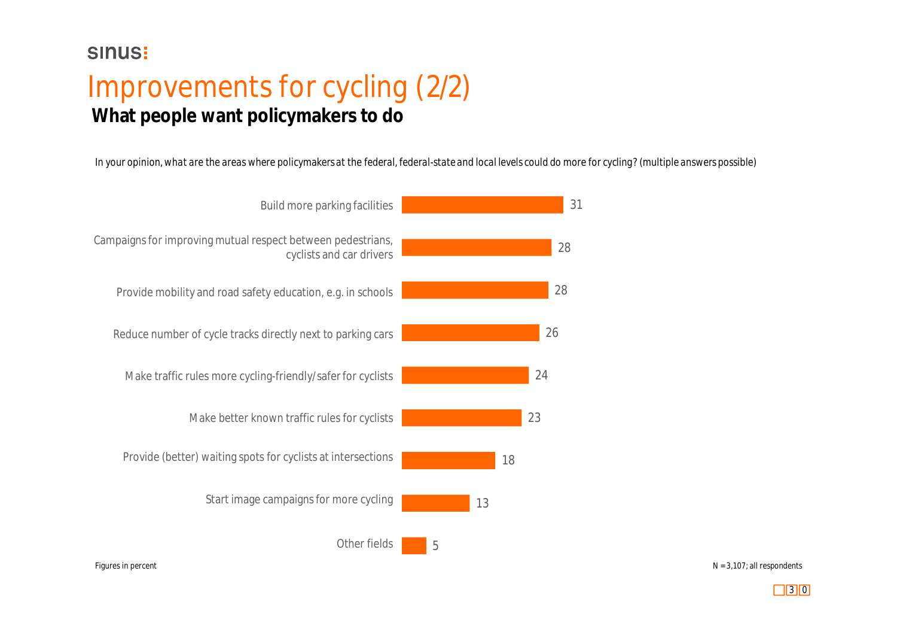sinus:

# Improvements for cycling (2/2)

## What people want policymakers to do

*In your opinion, what are the areas where policymakers at the federal, federal-state and local levels could do more for cycling? (multiple answers possible)*

| Area | Percent |
|---|---|
| Build more parking facilities | 31 |
| Campaigns for improving mutual respect between pedestrians, cyclists and car drivers | 28 |
| Provide mobility and road safety education, e.g. in schools | 28 |
| Reduce number of cycle tracks directly next to parking cars | 26 |
| Make traffic rules more cycling-friendly/safer for cyclists | 24 |
| Make better known traffic rules for cyclists | 23 |
| Provide (better) waiting spots for cyclists at intersections | 18 |
| Start image campaigns for more cycling | 13 |
| Other fields | 5 |

Figures in percent

N = 3,107; all respondents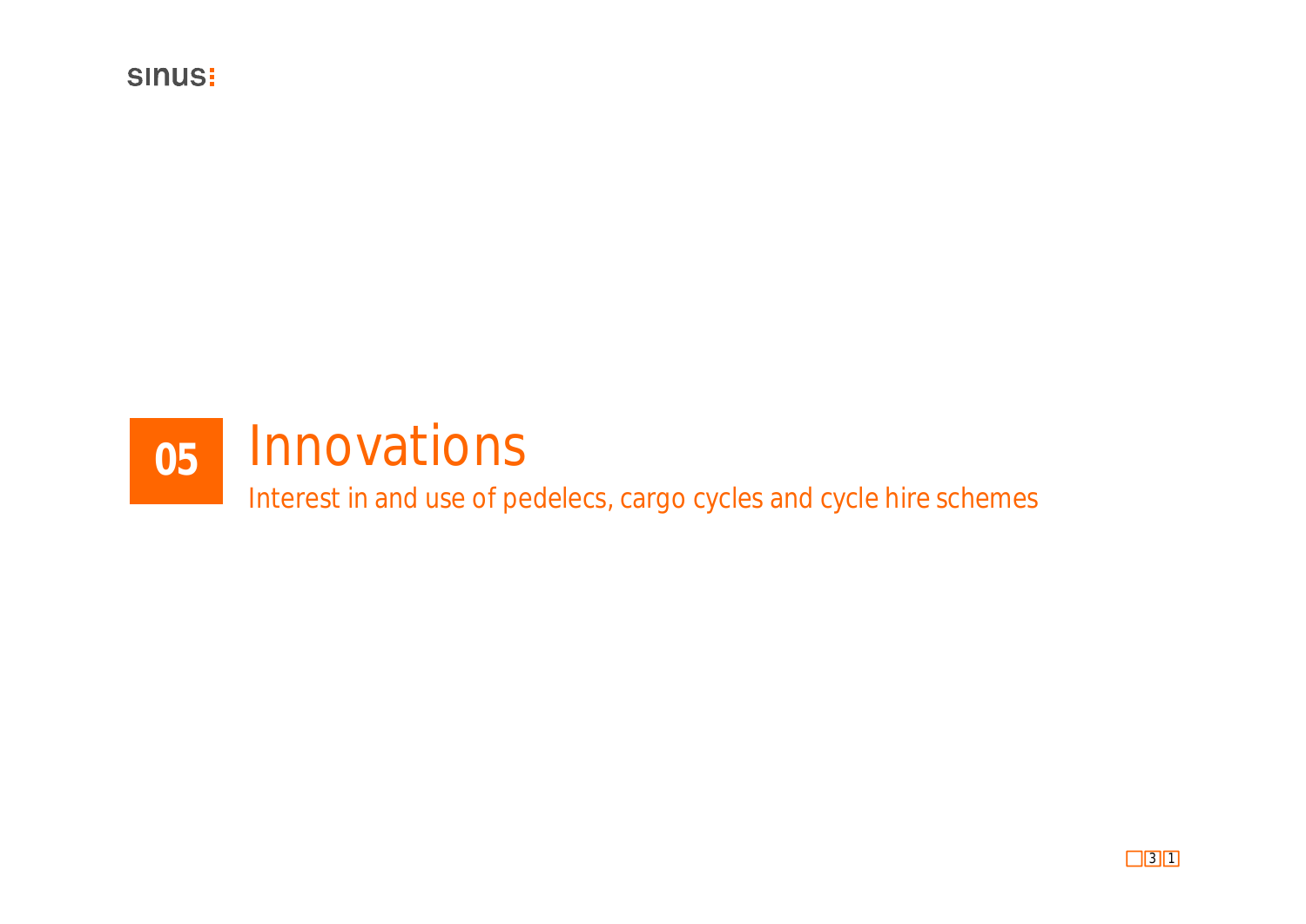# 05 Innovations

Interest in and use of pedelecs, cargo cycles and cycle hire schemes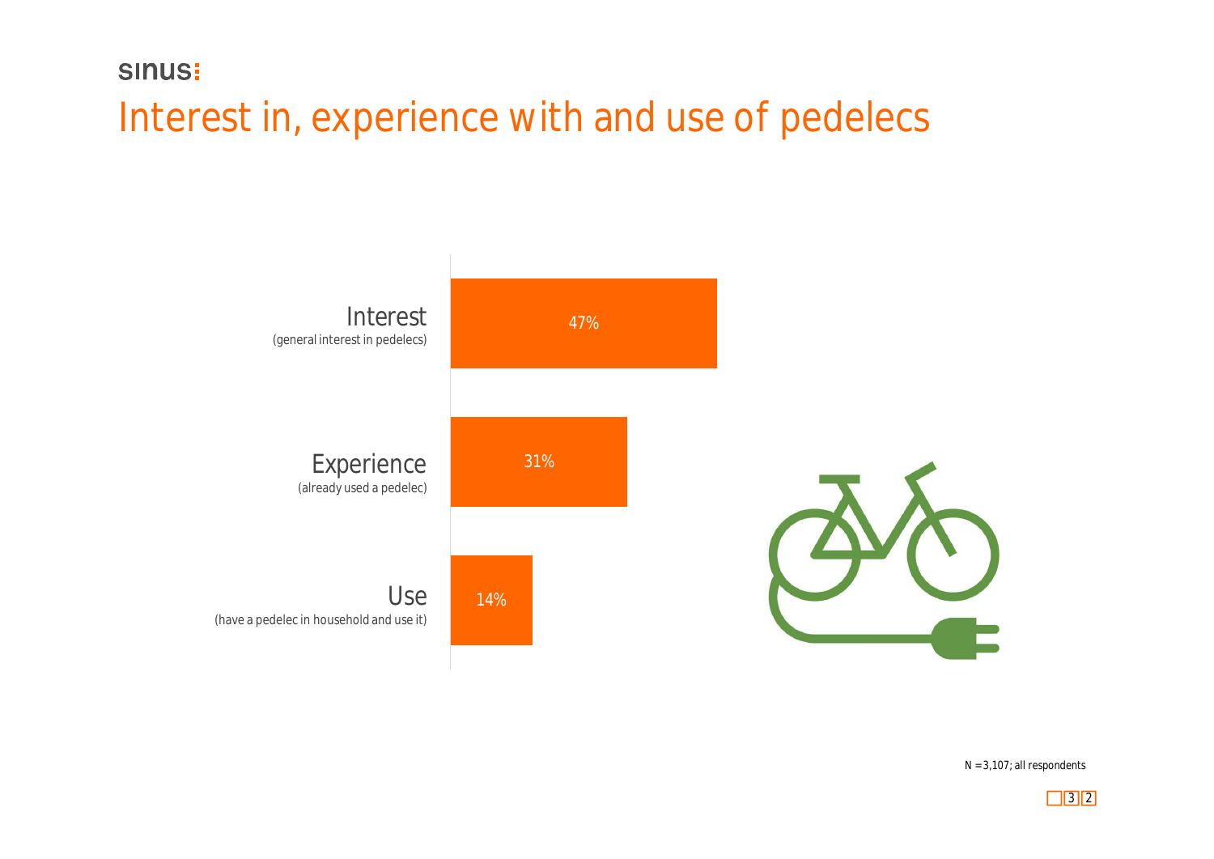# Interest in, experience with and use of pedelecs

| | |
|---|---|
| Interest (general interest in pedelecs) | 47% |
| Experience (already used a pedelec) | 31% |
| Use (have a pedelec in household and use it) | 14% |

N = 3,107; all respondents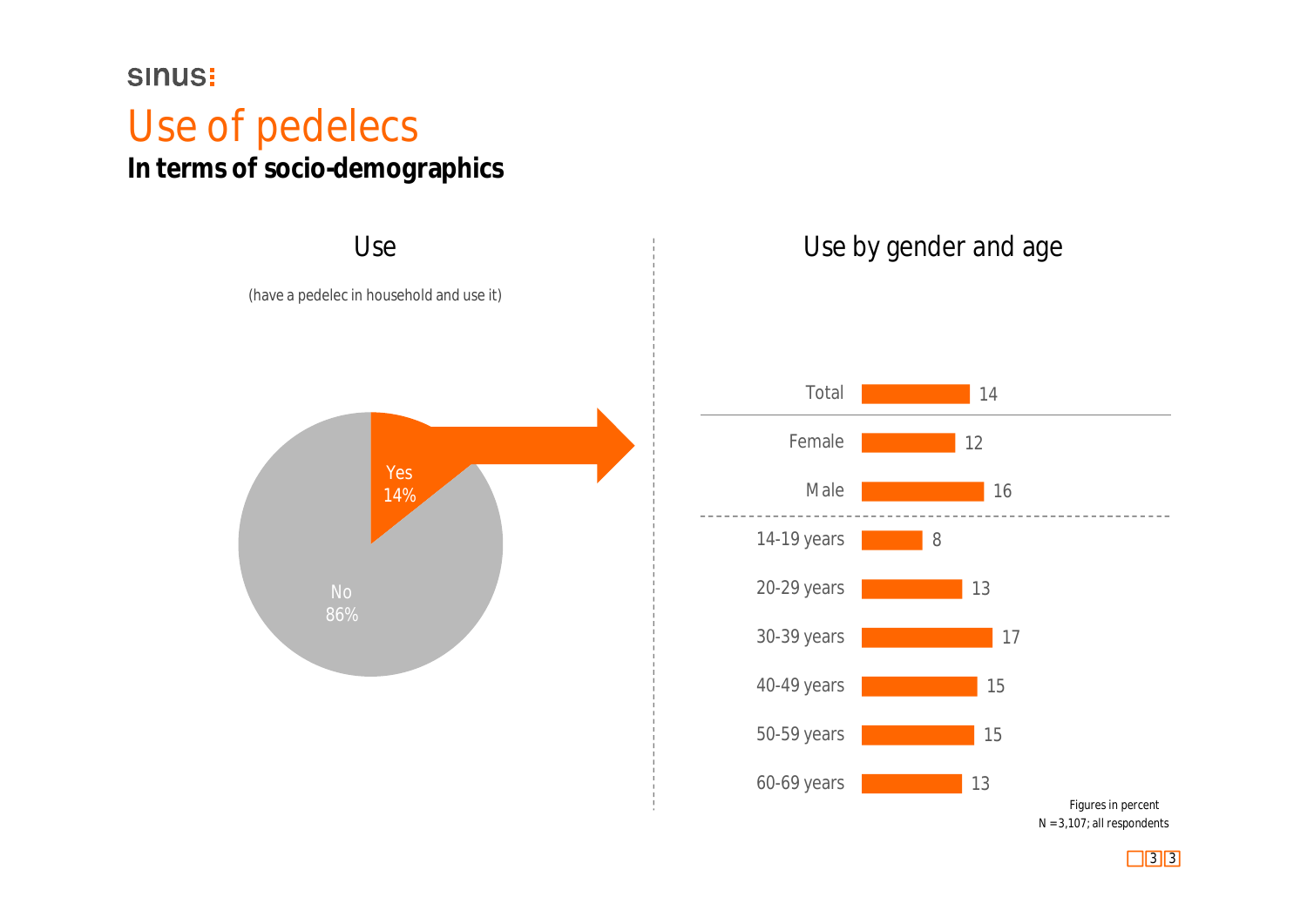sinus:

# Use of pedelecs

**In terms of socio-demographics**

## Use

(have a pedelec in household and use it)

| Use | Percent |
|---|---|
| Yes | 14% |
| No | 86% |

## Use by gender and age

| | |
|---|---|
| Total | 14 |
| Female | 12 |
| Male | 16 |
| 14-19 years | 8 |
| 20-29 years | 13 |
| 30-39 years | 17 |
| 40-49 years | 15 |
| 50-59 years | 15 |
| 60-69 years | 13 |

Figures in percent
N = 3,107; all respondents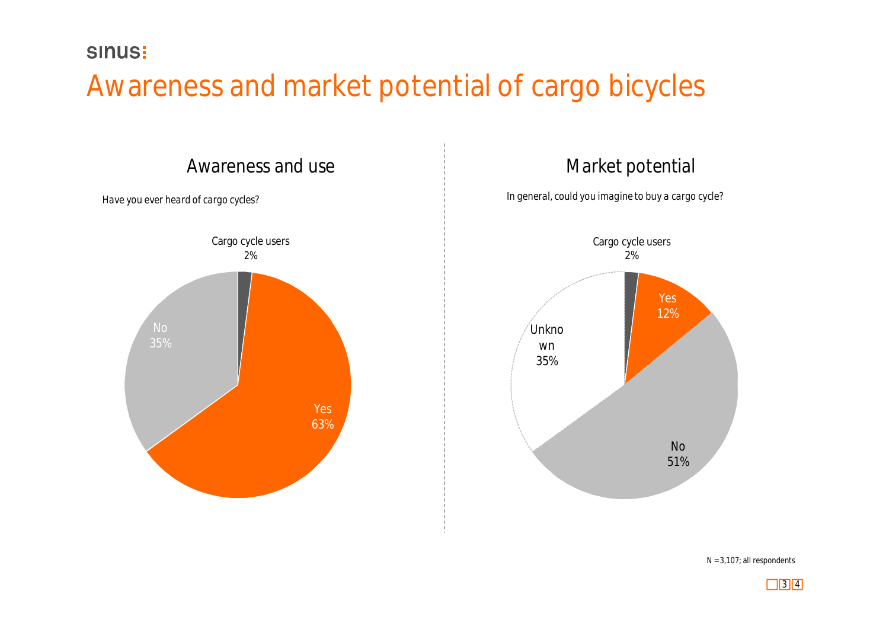# Awareness and market potential of cargo bicycles

## Awareness and use

*Have you ever heard of cargo cycles?*

Cargo cycle users
2%

No
35%

Yes
63%

## Market potential

*In general, could you imagine to buy a cargo cycle?*

Cargo cycle users
2%

Yes
12%

Unknown
35%

No
51%

N = 3,107; all respondents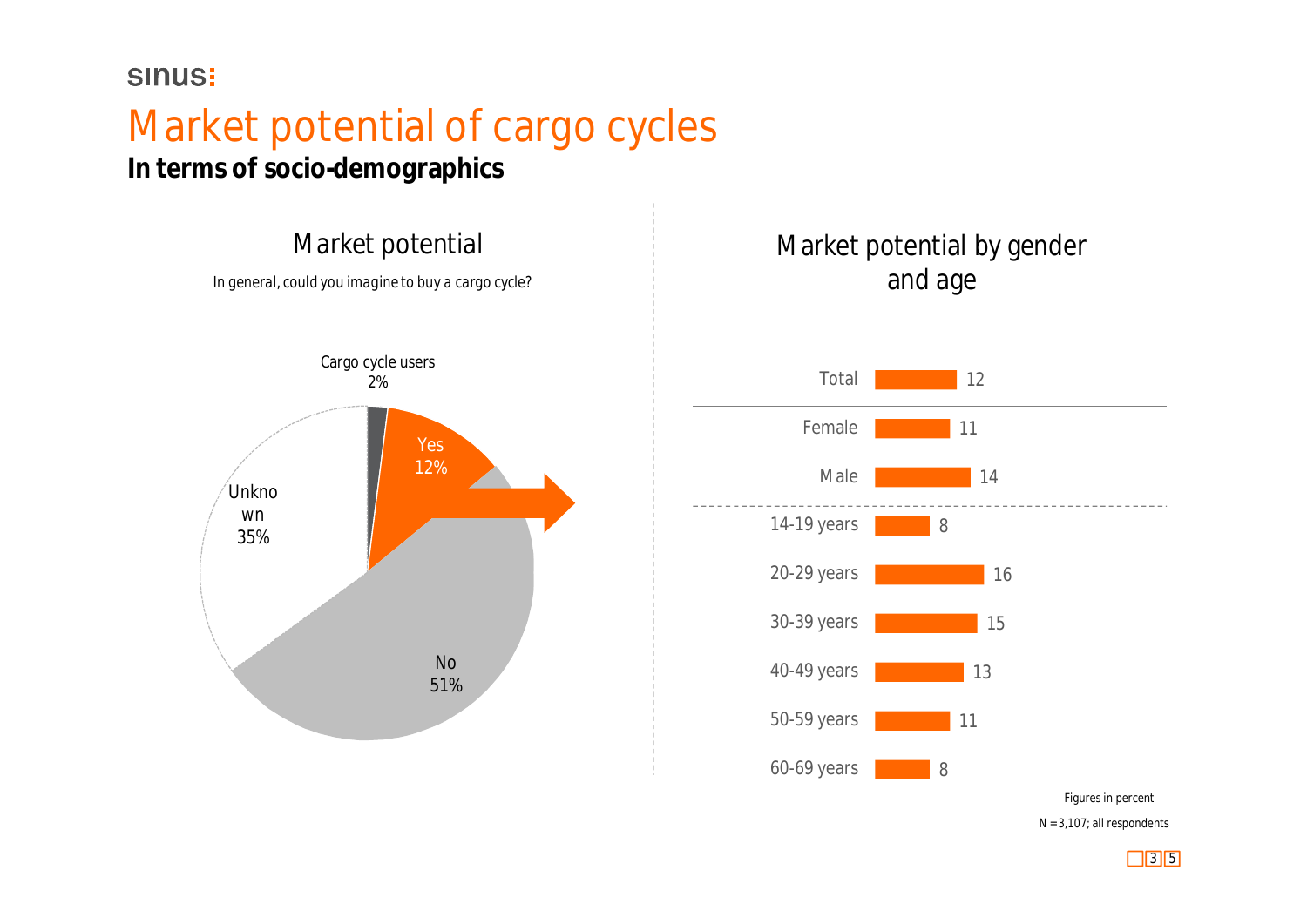sinus:

# Market potential of cargo cycles

**In terms of socio-demographics**

## Market potential

*In general, could you imagine to buy a cargo cycle?*

| Response | Share |
|---|---|
| Cargo cycle users | 2% |
| Yes | 12% |
| No | 51% |
| Unknown | 35% |

## Market potential by gender and age

| Group | Percent |
|---|---|
| Total | 12 |
| Female | 11 |
| Male | 14 |
| 14-19 years | 8 |
| 20-29 years | 16 |
| 30-39 years | 15 |
| 40-49 years | 13 |
| 50-59 years | 11 |
| 60-69 years | 8 |

Figures in percent

N = 3,107; all respondents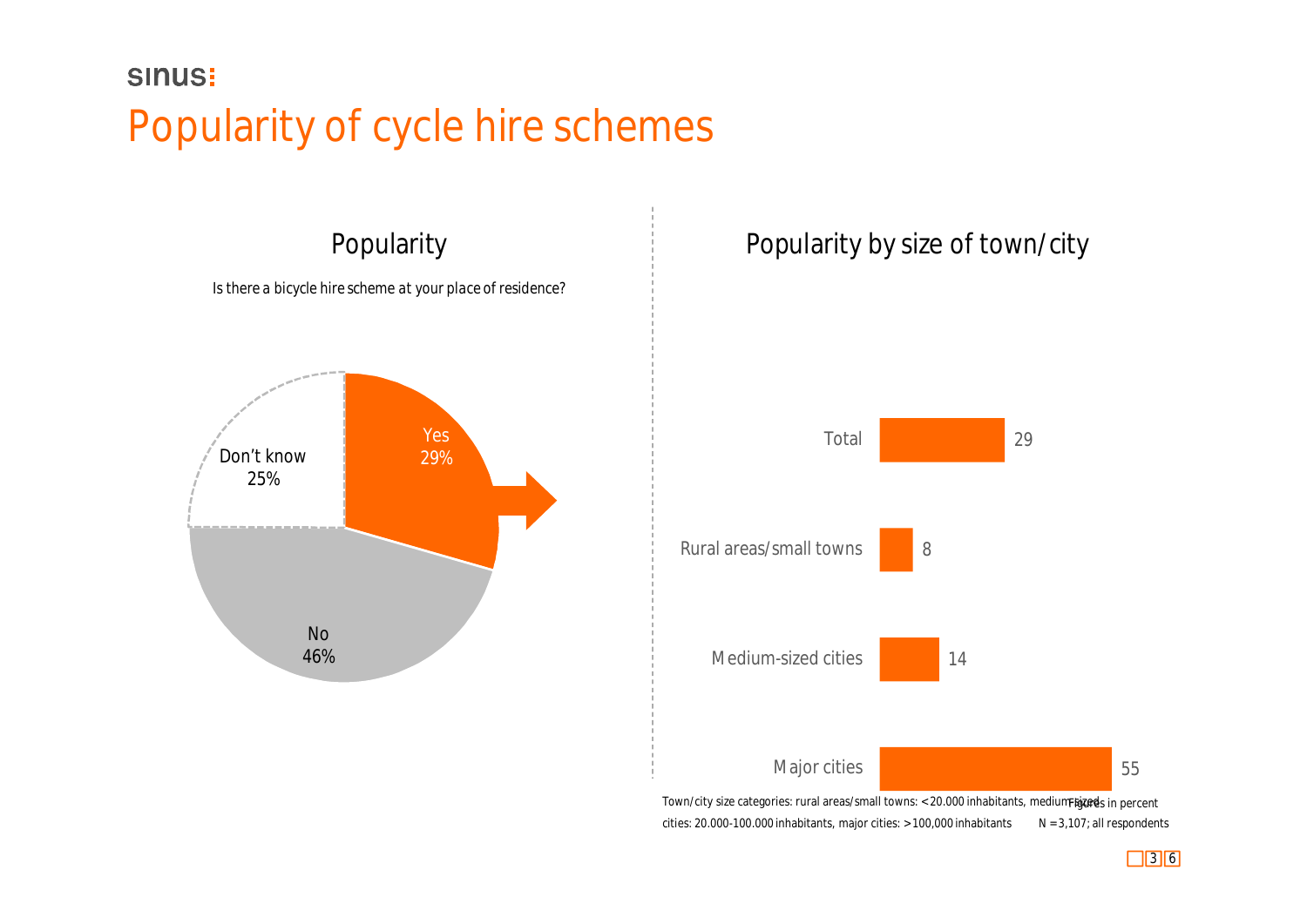sinus

# Popularity of cycle hire schemes

## Popularity

Is there a bicycle hire scheme at your place of residence?

| Answer | Percent |
|---|---|
| Yes | 29% |
| No | 46% |
| Don't know | 25% |

## Popularity by size of town/city

| Size of town/city | Percent |
|---|---|
| Total | 29 |
| Rural areas/small towns | 8 |
| Medium-sized cities | 14 |
| Major cities | 55 |

Town/city size categories: rural areas/small towns: <20.000 inhabitants, medium-sized cities: 20.000-100.000 inhabitants, major cities: >100,000 inhabitants

Figures in percent

N = 3,107; all respondents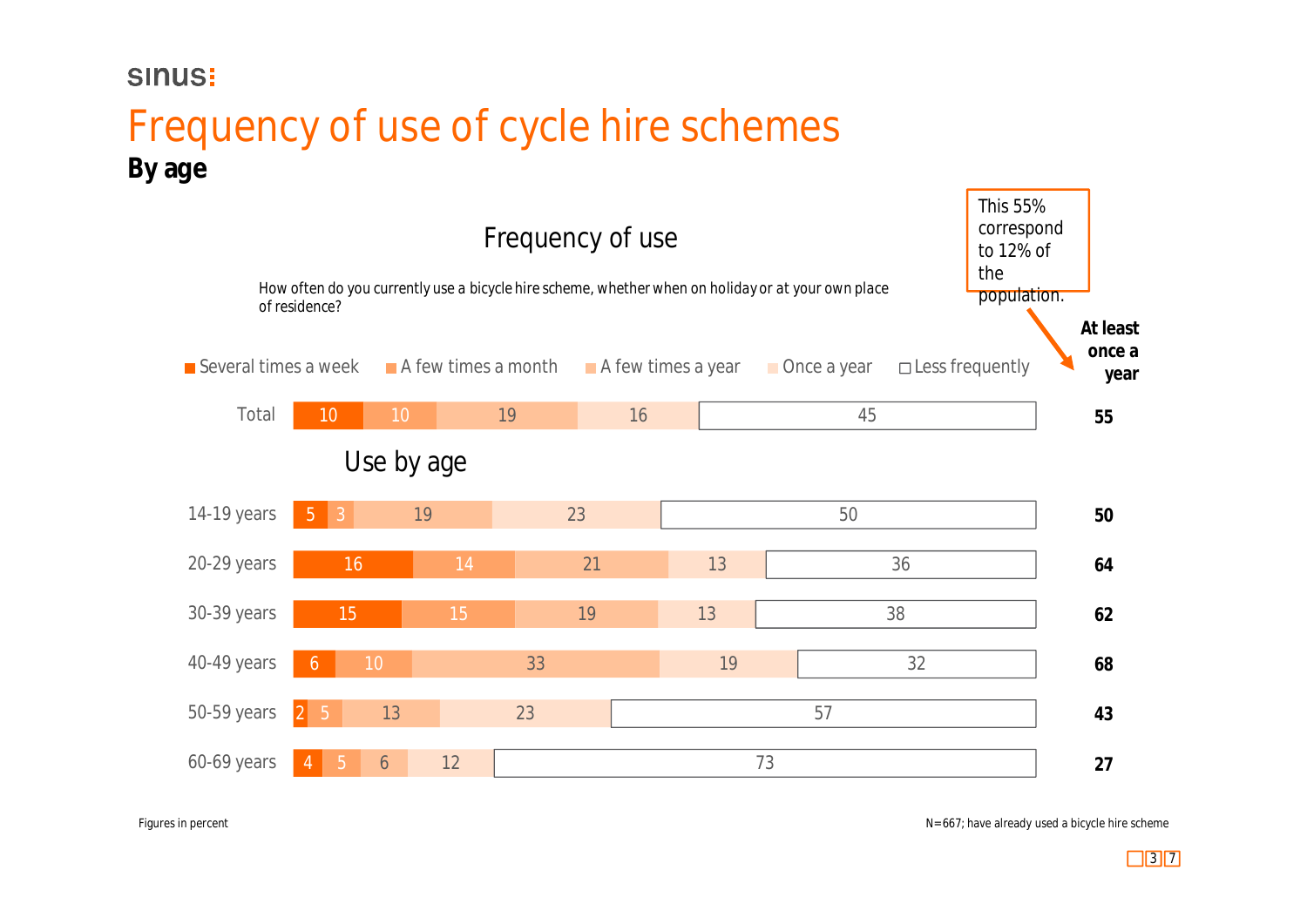sinus:

# Frequency of use of cycle hire schemes

**By age**

## Frequency of use

How often do you currently use a bicycle hire scheme, whether when on holiday or at your own place of residence?

This 55% correspond to 12% of the population.

| | Several times a week | A few times a month | A few times a year | Once a year | Less frequently | **At least once a year** |
|---|---|---|---|---|---|---|
| Total | 10 | 10 | 19 | 16 | 45 | **55** |

## Use by age

| | Several times a week | A few times a month | A few times a year | Once a year | Less frequently | **At least once a year** |
|---|---|---|---|---|---|---|
| 14-19 years | 5 | 3 | 19 | 23 | 50 | **50** |
| 20-29 years | 16 | 14 | 21 | 13 | 36 | **64** |
| 30-39 years | 15 | 15 | 19 | 13 | 38 | **62** |
| 40-49 years | 6 | 10 | 33 | 19 | 32 | **68** |
| 50-59 years | 2 | 5 | 13 | 23 | 57 | **43** |
| 60-69 years | 4 | 5 | 6 | 12 | 73 | **27** |

Figures in percent

N=667; have already used a bicycle hire scheme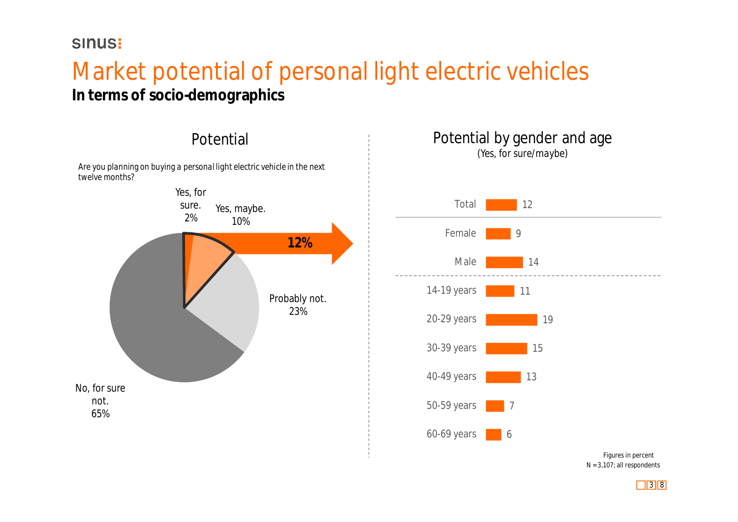sinus:

# Market potential of personal light electric vehicles

**In terms of socio-demographics**

## Potential

*Are you planning on buying a personal light electric vehicle in the next twelve months?*

| Answer | Percent |
|---|---|
| Yes, for sure. | 2% |
| Yes, maybe. | 10% |
| Probably not. | 23% |
| No, for sure not. | 65% |

**12%**

## Potential by gender and age

*(Yes, for sure/maybe)*

| Group | Value |
|---|---|
| Total | 12 |
| Female | 9 |
| Male | 14 |
| 14-19 years | 11 |
| 20-29 years | 19 |
| 30-39 years | 15 |
| 40-49 years | 13 |
| 50-59 years | 7 |
| 60-69 years | 6 |

Figures in percent
N = 3,107; all respondents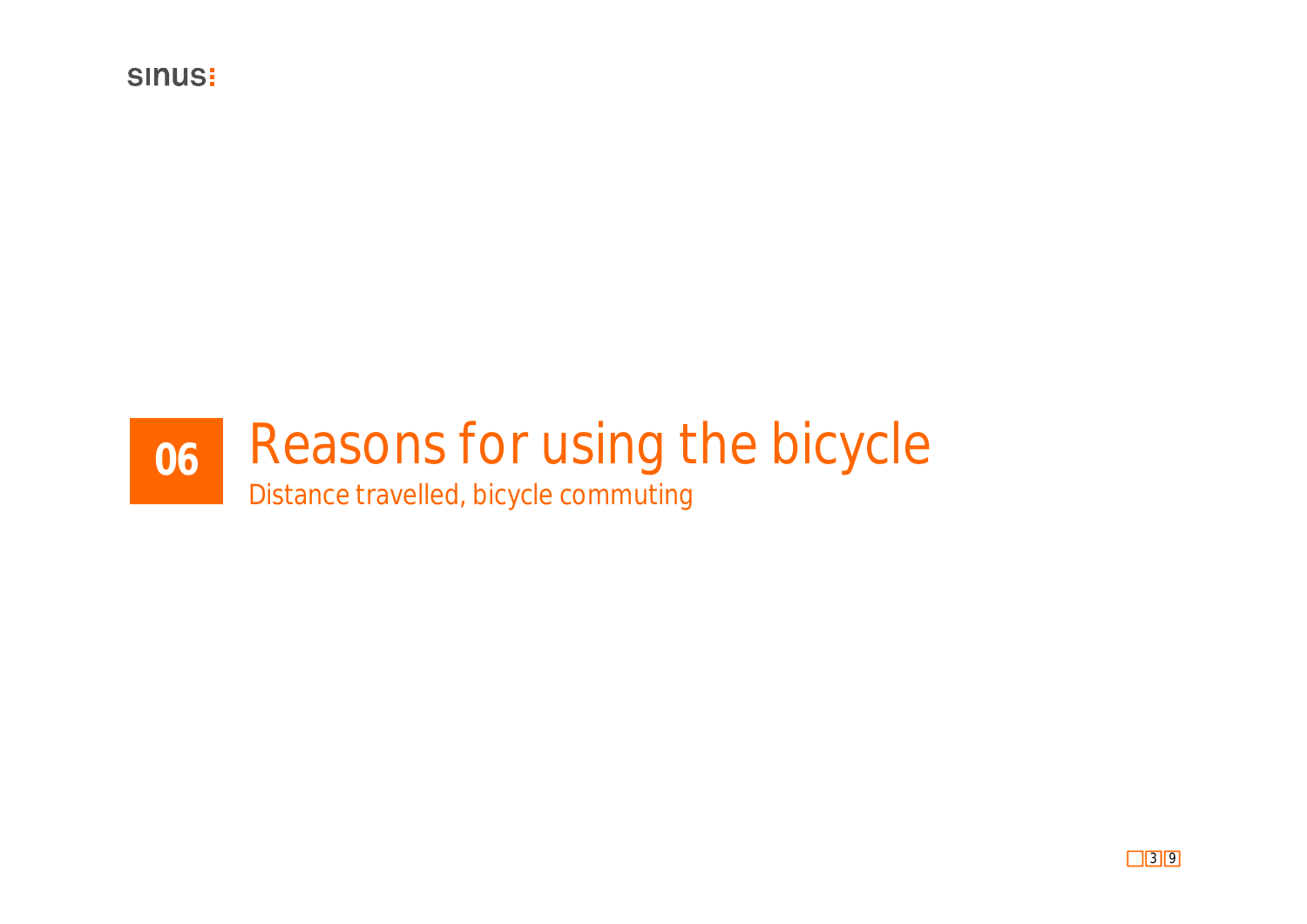# 06 Reasons for using the bicycle

Distance travelled, bicycle commuting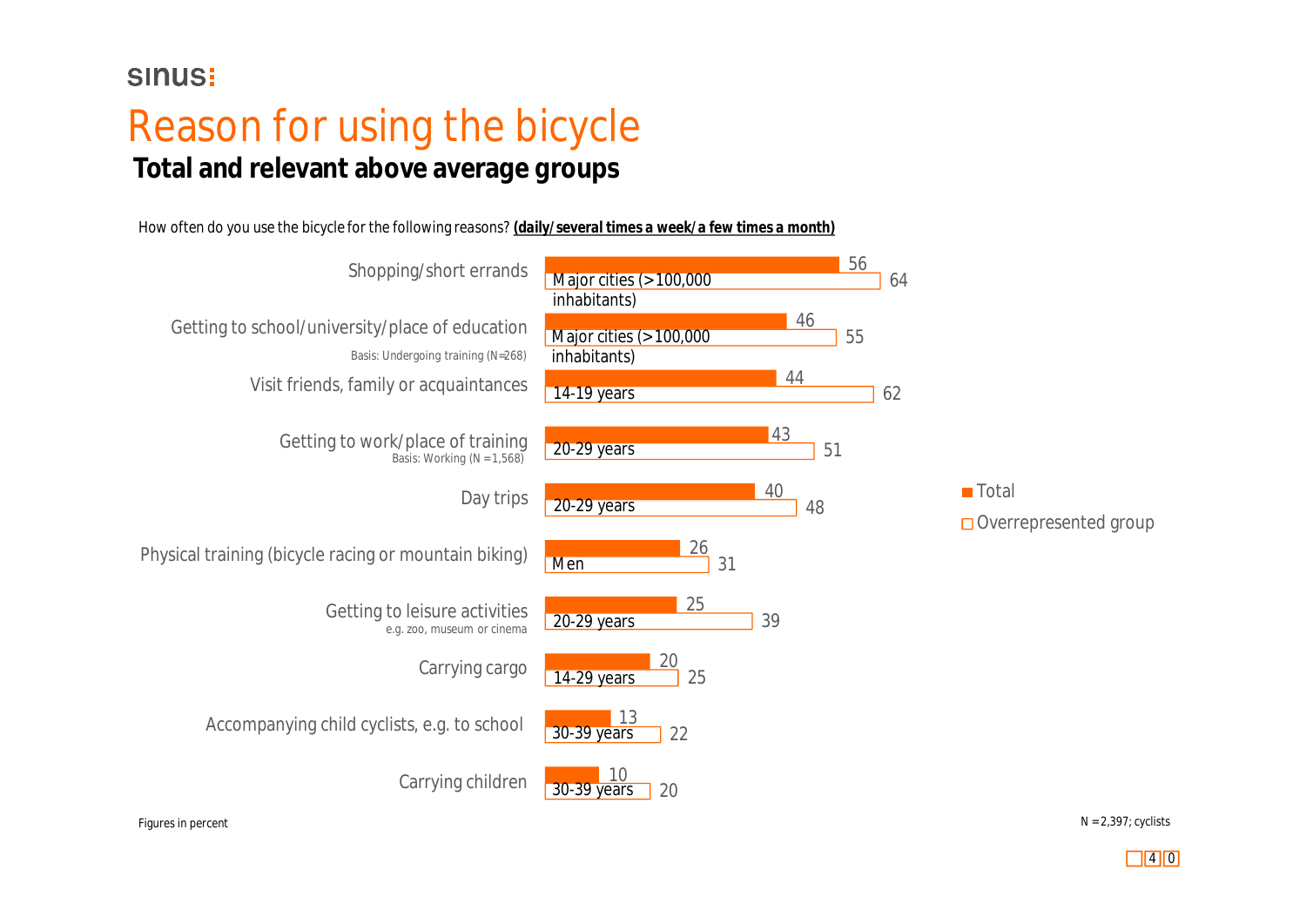# Reason for using the bicycle

## Total and relevant above average groups

How often do you use the bicycle for the following reasons? **(daily/several times a week/a few times a month)**

| Reason | Total | Overrepresented group | Overrepresented group value |
|---|---|---|---|
| Shopping/short errands | 56 | Major cities (>100,000 inhabitants) | 64 |
| Getting to school/university/place of education (Basis: Undergoing training (N=268)) | 46 | Major cities (>100,000 inhabitants) | 55 |
| Visit friends, family or acquaintances | 44 | 14-19 years | 62 |
| Getting to work/place of training (Basis: Working (N =1,568)) | 43 | 20-29 years | 51 |
| Day trips | 40 | 20-29 years | 48 |
| Physical training (bicycle racing or mountain biking) | 26 | Men | 31 |
| Getting to leisure activities (e.g. zoo, museum or cinema) | 25 | 20-29 years | 39 |
| Carrying cargo | 20 | 14-29 years | 25 |
| Accompanying child cyclists, e.g. to school | 13 | 30-39 years | 22 |
| Carrying children | 10 | 30-39 years | 20 |

Figures in percent

N = 2,397; cyclists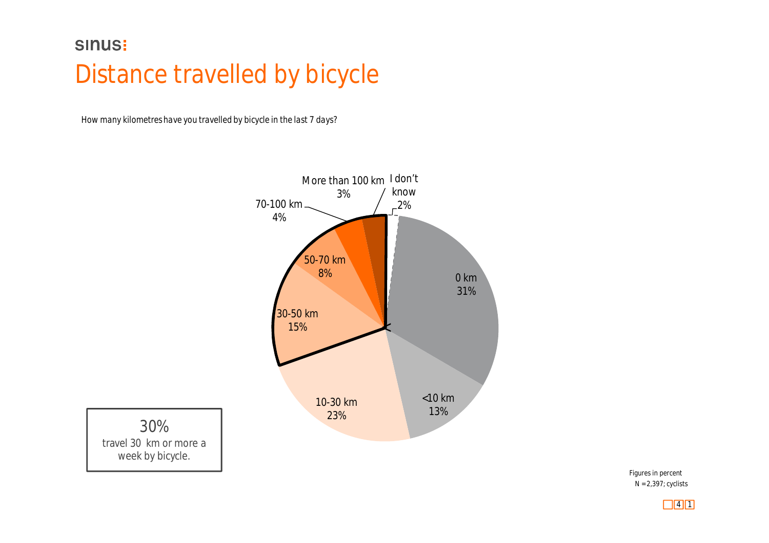# Distance travelled by bicycle

*How many kilometres have you travelled by bicycle in the last 7 days?*

| Distance | Percent |
|---|---|
| 0 km | 31% |
| <10 km | 13% |
| 10-30 km | 23% |
| 30-50 km | 15% |
| 50-70 km | 8% |
| 70-100 km | 4% |
| More than 100 km | 3% |
| I don't know | 2% |

30% travel 30 km or more a week by bicycle.

Figures in percent
N = 2,397; cyclists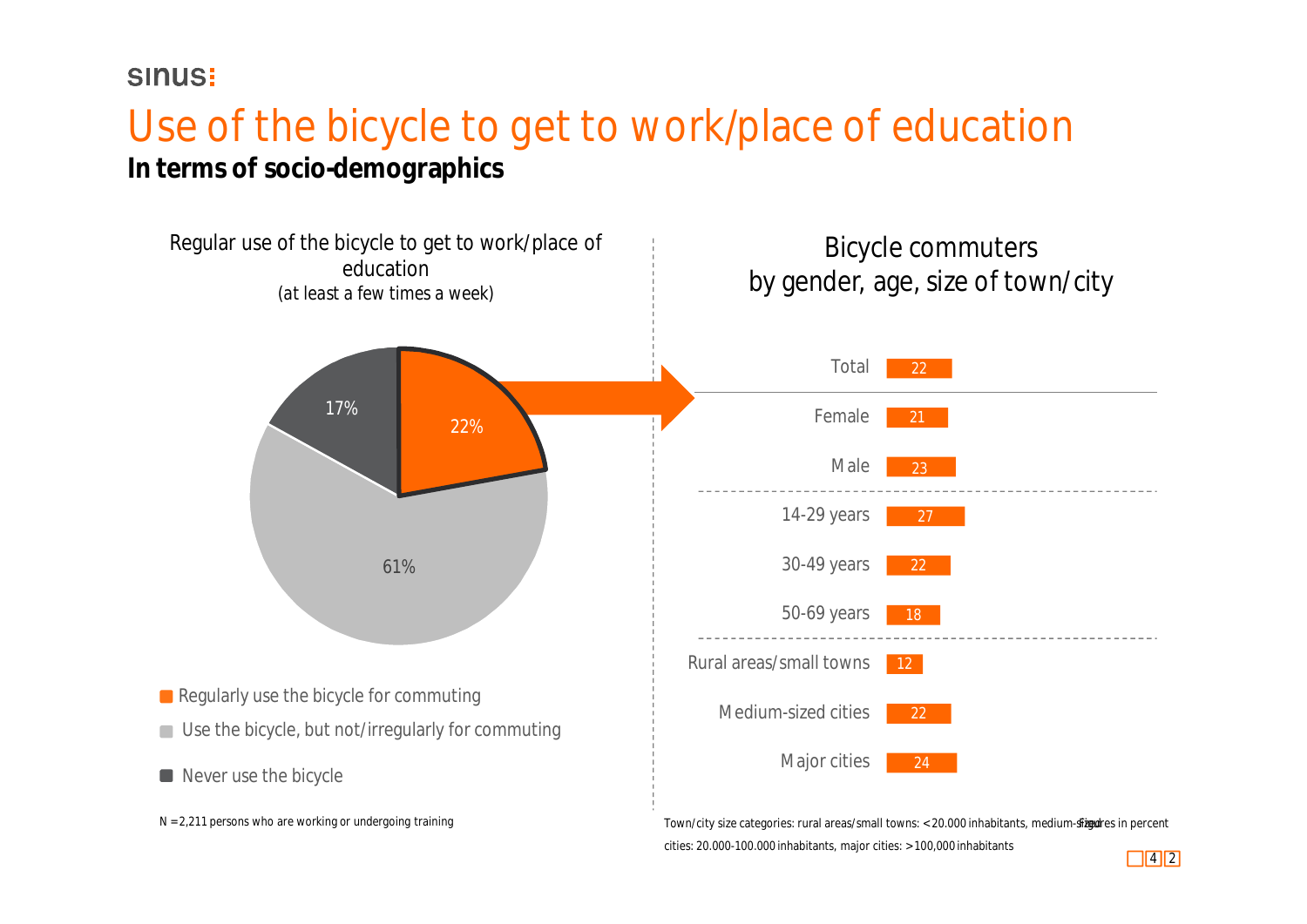sinus:

# Use of the bicycle to get to work/place of education

**In terms of socio-demographics**

Regular use of the bicycle to get to work/place of education
(at least a few times a week)

| Category | Share |
|---|---|
| Regularly use the bicycle for commuting | 22% |
| Use the bicycle, but not/irregularly for commuting | 61% |
| Never use the bicycle | 17% |

N = 2,211 persons who are working or undergoing training

Bicycle commuters
by gender, age, size of town/city

| Group | % |
|---|---|
| Total | 22 |
| Female | 21 |
| Male | 23 |
| 14-29 years | 27 |
| 30-49 years | 22 |
| 50-69 years | 18 |
| Rural areas/small towns | 12 |
| Medium-sized cities | 22 |
| Major cities | 24 |

Town/city size categories: rural areas/small towns: < 20.000 inhabitants, medium-sized cities: 20.000-100.000 inhabitants, major cities: > 100,000 inhabitants

Figures in percent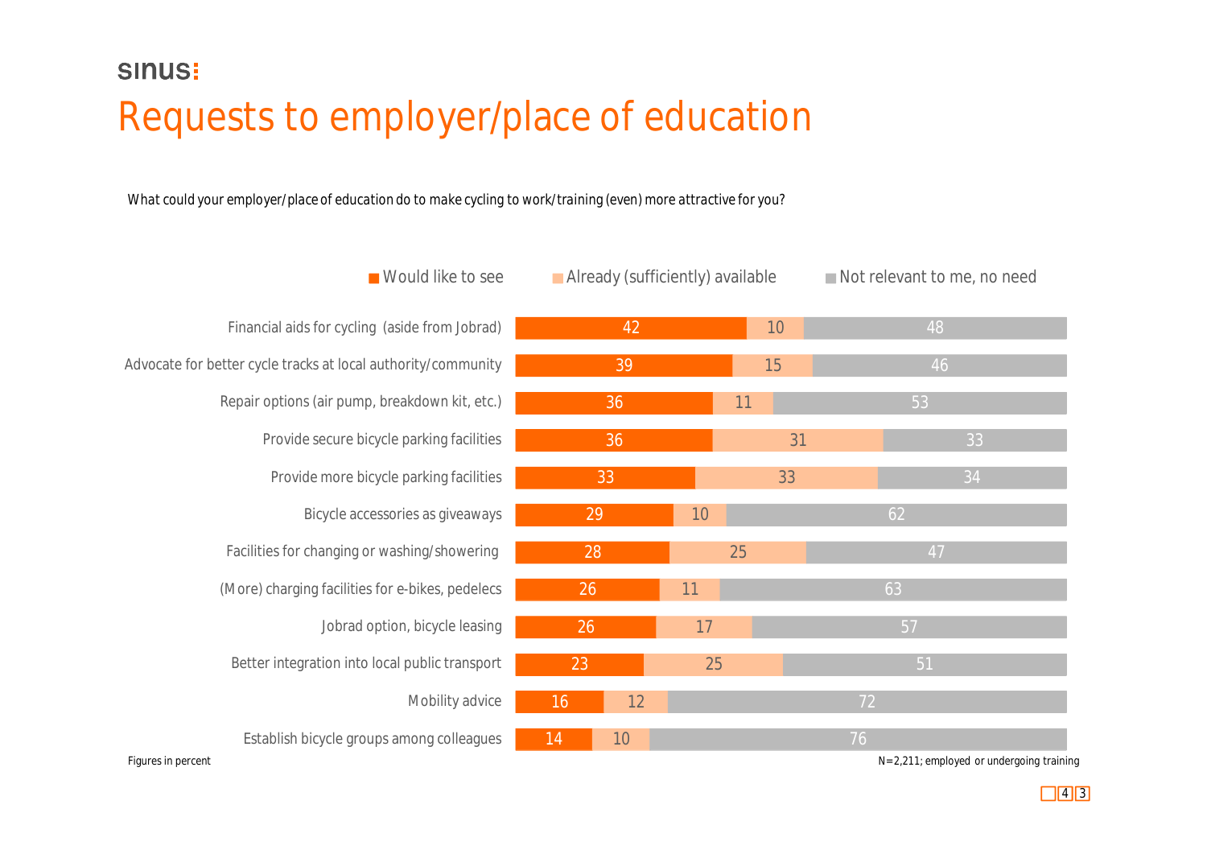sinus:

# Requests to employer/place of education

What could your employer/place of education do to make cycling to work/training (even) more attractive for you?

| | Would like to see | Already (sufficiently) available | Not relevant to me, no need |
|---|---|---|---|
| Financial aids for cycling (aside from Jobrad) | 42 | 10 | 48 |
| Advocate for better cycle tracks at local authority/community | 39 | 15 | 46 |
| Repair options (air pump, breakdown kit, etc.) | 36 | 11 | 53 |
| Provide secure bicycle parking facilities | 36 | 31 | 33 |
| Provide more bicycle parking facilities | 33 | 33 | 34 |
| Bicycle accessories as giveaways | 29 | 10 | 62 |
| Facilities for changing or washing/showering | 28 | 25 | 47 |
| (More) charging facilities for e-bikes, pedelecs | 26 | 11 | 63 |
| Jobrad option, bicycle leasing | 26 | 17 | 57 |
| Better integration into local public transport | 23 | 25 | 51 |
| Mobility advice | 16 | 12 | 72 |
| Establish bicycle groups among colleagues | 14 | 10 | 76 |

Figures in percent

N=2,211; employed or undergoing training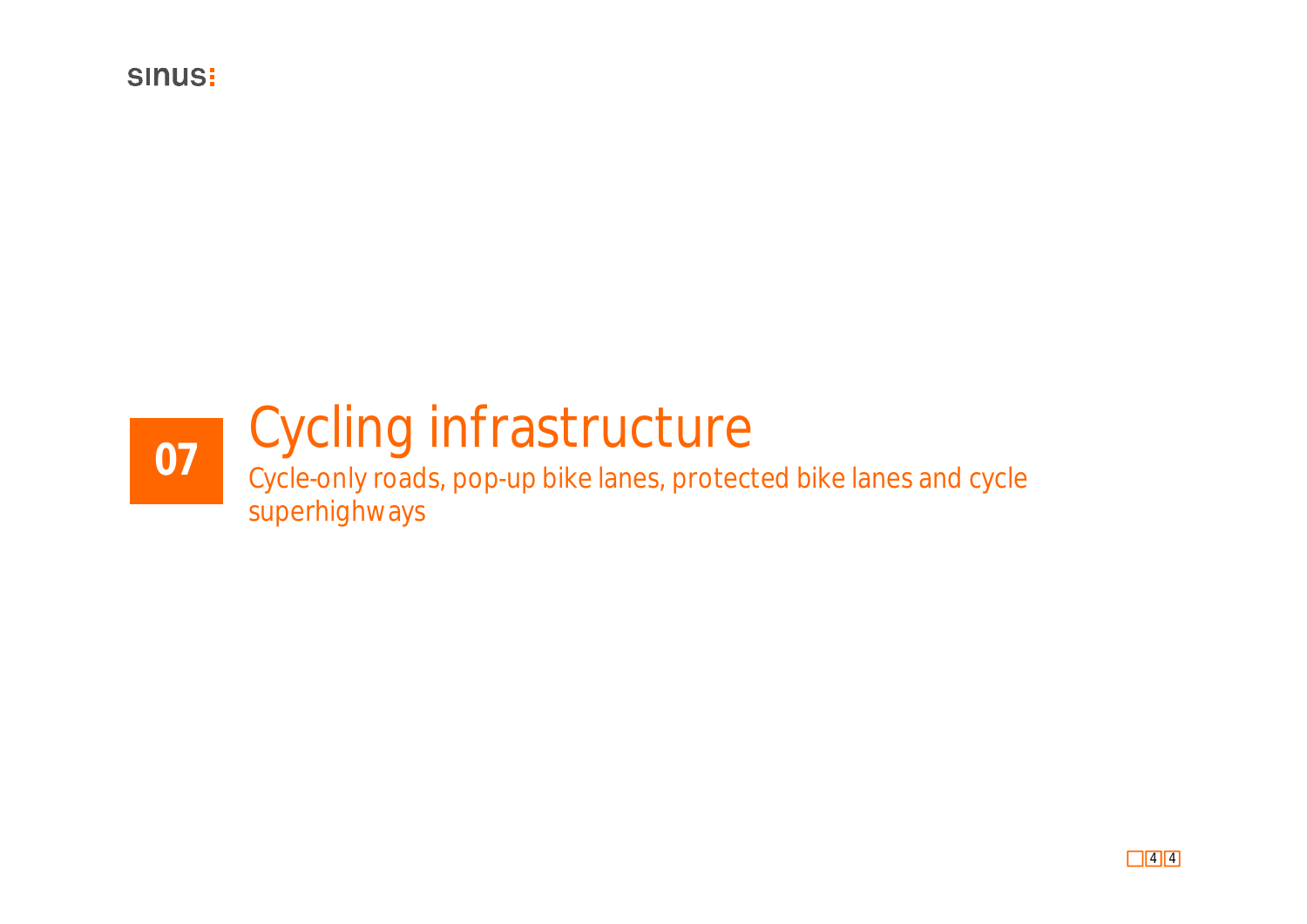# 07 Cycling infrastructure

Cycle-only roads, pop-up bike lanes, protected bike lanes and cycle superhighways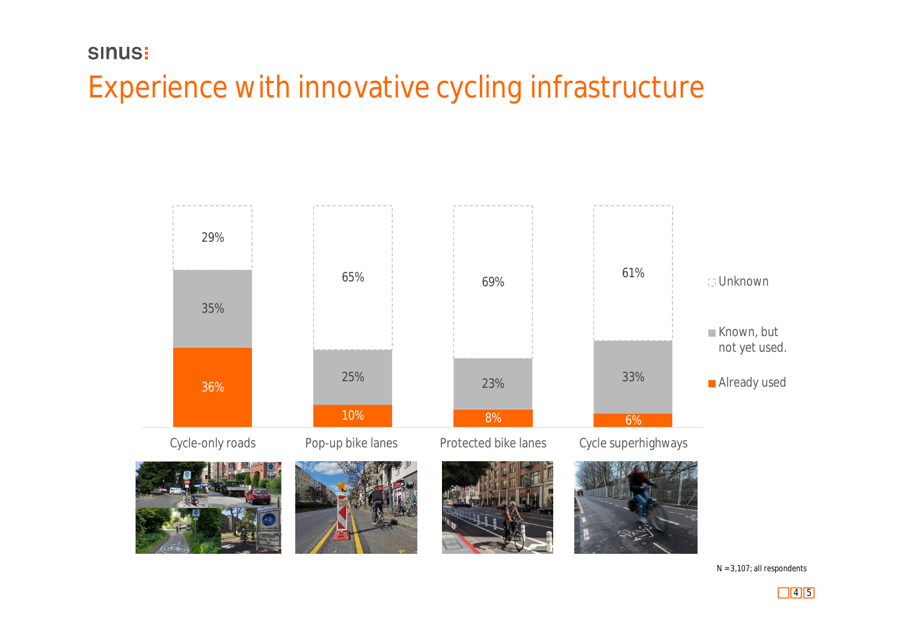# Experience with innovative cycling infrastructure

| | Cycle-only roads | Pop-up bike lanes | Protected bike lanes | Cycle superhighways |
|---|---|---|---|---|
| Unknown | 29% | 65% | 69% | 61% |
| Known, but not yet used. | 35% | 25% | 23% | 33% |
| Already used | 36% | 10% | 8% | 6% |

N = 3,107; all respondents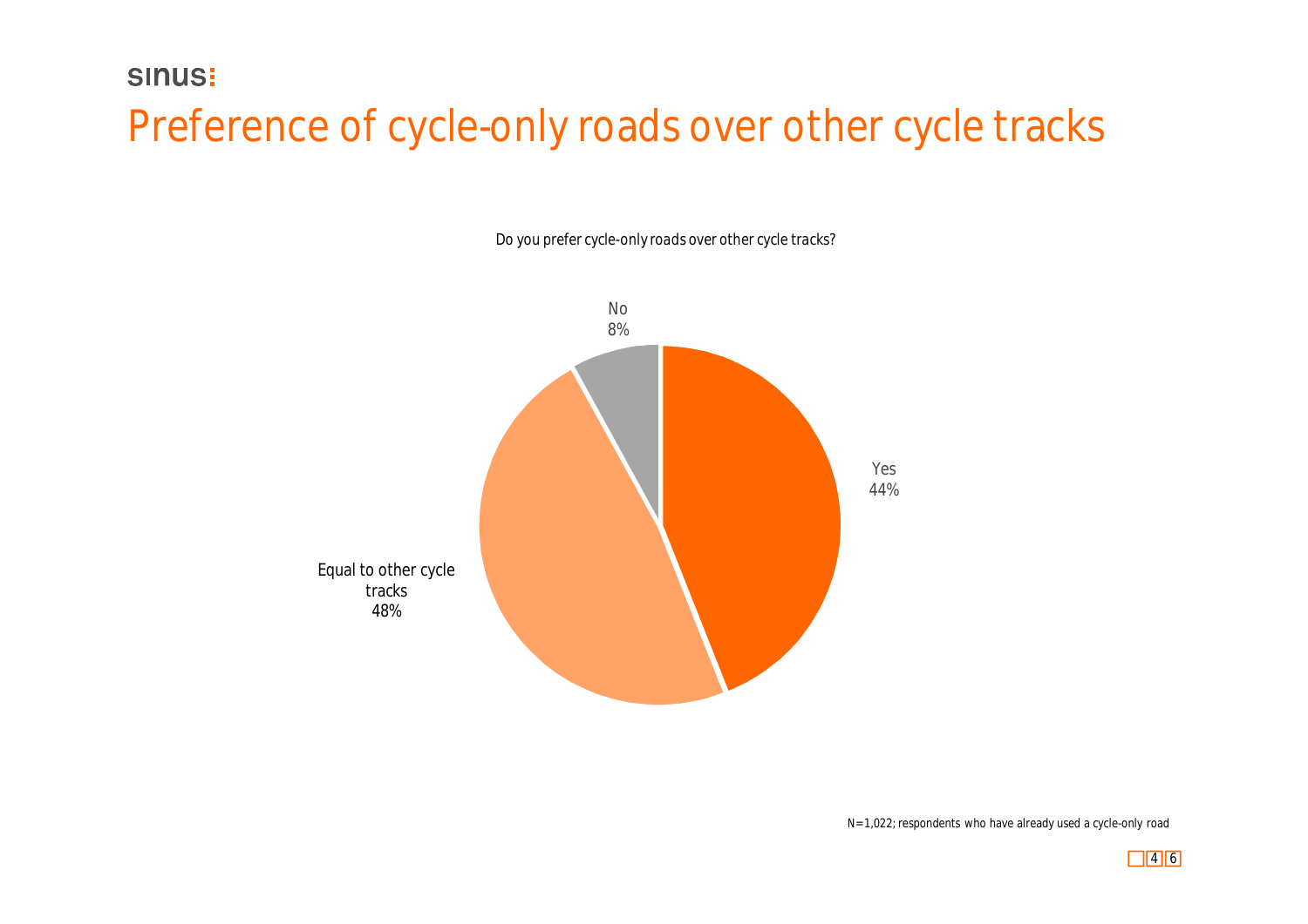# Preference of cycle-only roads over other cycle tracks

Do you prefer cycle-only roads over other cycle tracks?

| Response | Share |
| --- | --- |
| Yes | 44% |
| Equal to other cycle tracks | 48% |
| No | 8% |

N=1,022; respondents who have already used a cycle-only road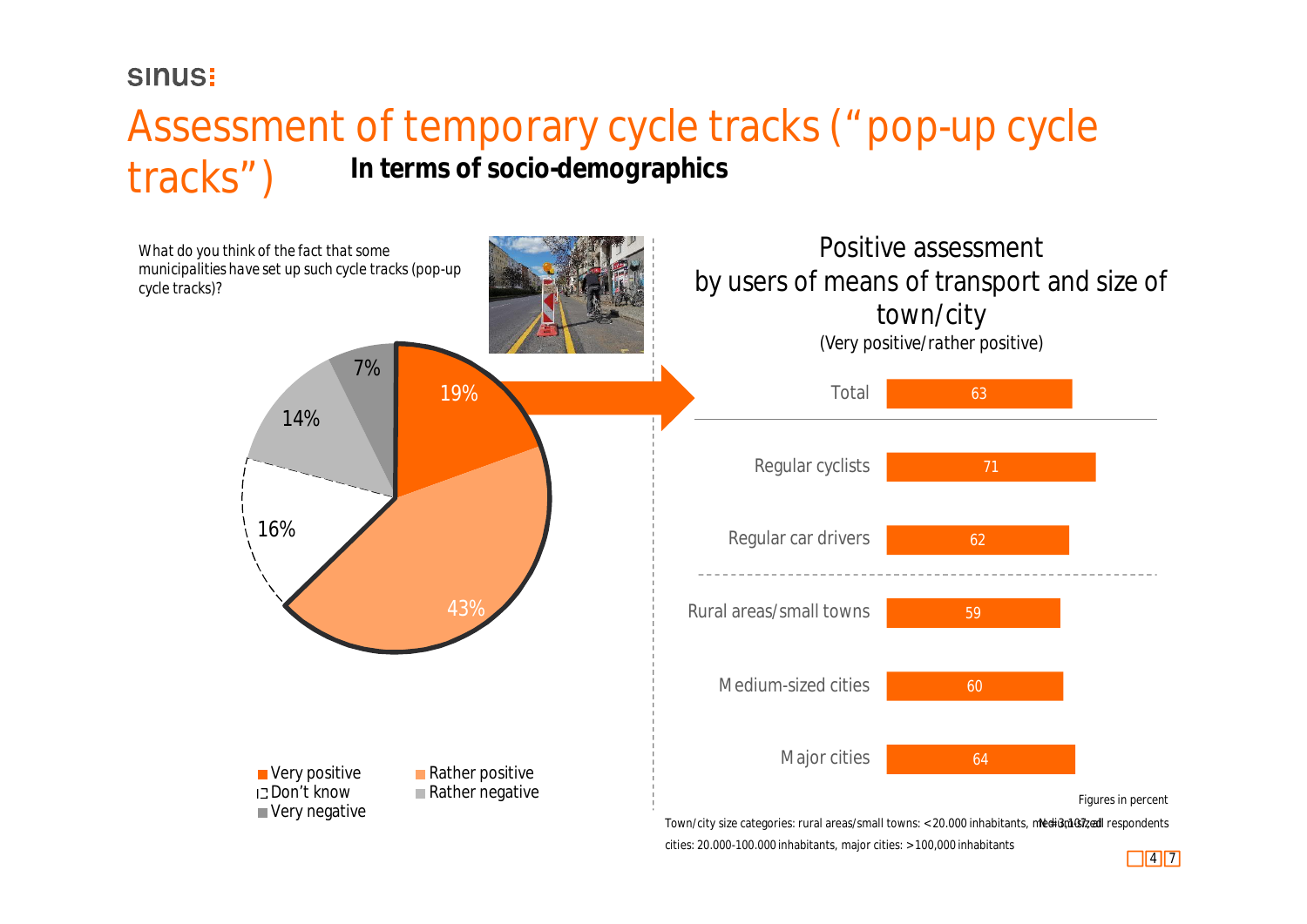# Assessment of temporary cycle tracks ("pop-up cycle tracks")

**In terms of socio-demographics**

*What do you think of the fact that some municipalities have set up such cycle tracks (pop-up cycle tracks)?*

| Response | Percent |
|---|---|
| Very positive | 19% |
| Rather positive | 43% |
| Don't know | 16% |
| Rather negative | 14% |
| Very negative | 7% |

## Positive assessment by users of means of transport and size of town/city

(Very positive/rather positive)

| Group | Percent |
|---|---|
| Total | 63 |
| Regular cyclists | 71 |
| Regular car drivers | 62 |
| Rural areas/small towns | 59 |
| Medium-sized cities | 60 |
| Major cities | 64 |

Figures in percent

N = 3,037, all respondents

Town/city size categories: rural areas/small towns: <20.000 inhabitants, medium-sized cities: 20.000-100.000 inhabitants, major cities: >100,000 inhabitants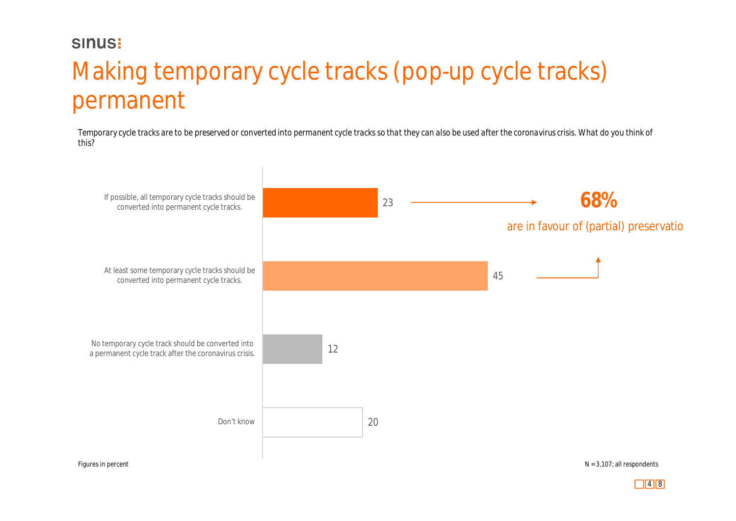# Making temporary cycle tracks (pop-up cycle tracks) permanent

*Temporary cycle tracks are to be preserved or converted into permanent cycle tracks so that they can also be used after the coronavirus crisis. What do you think of this?*

| Response | Percent |
|---|---|
| If possible, all temporary cycle tracks should be converted into permanent cycle tracks. | 23 |
| At least some temporary cycle tracks should be converted into permanent cycle tracks. | 45 |
| No temporary cycle track should be converted into a permanent cycle track after the coronavirus crisis. | 12 |
| Don't know | 20 |

**68%** are in favour of (partial) preservatio

Figures in percent

N = 3,107; all respondents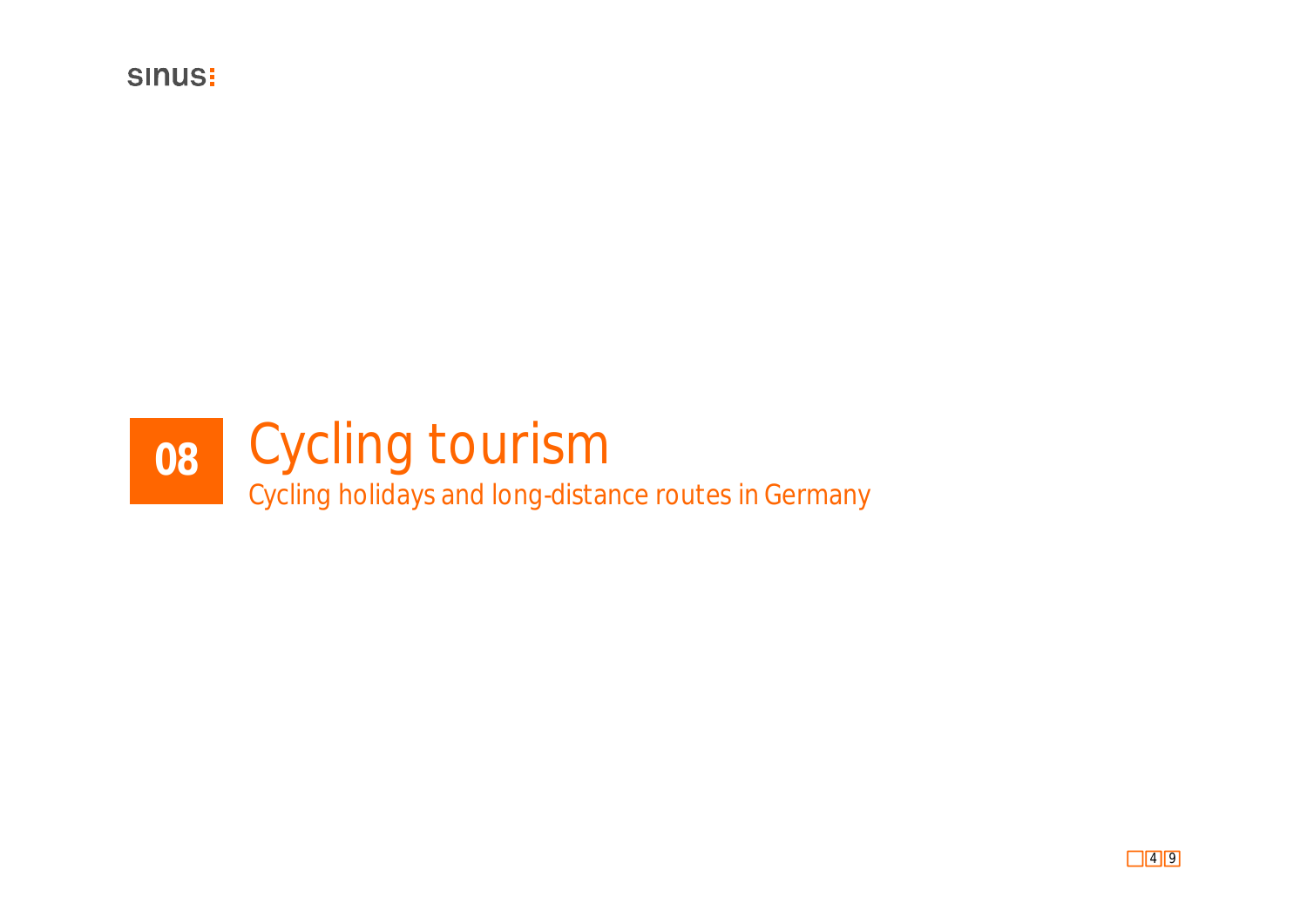# 08 Cycling tourism

Cycling holidays and long-distance routes in Germany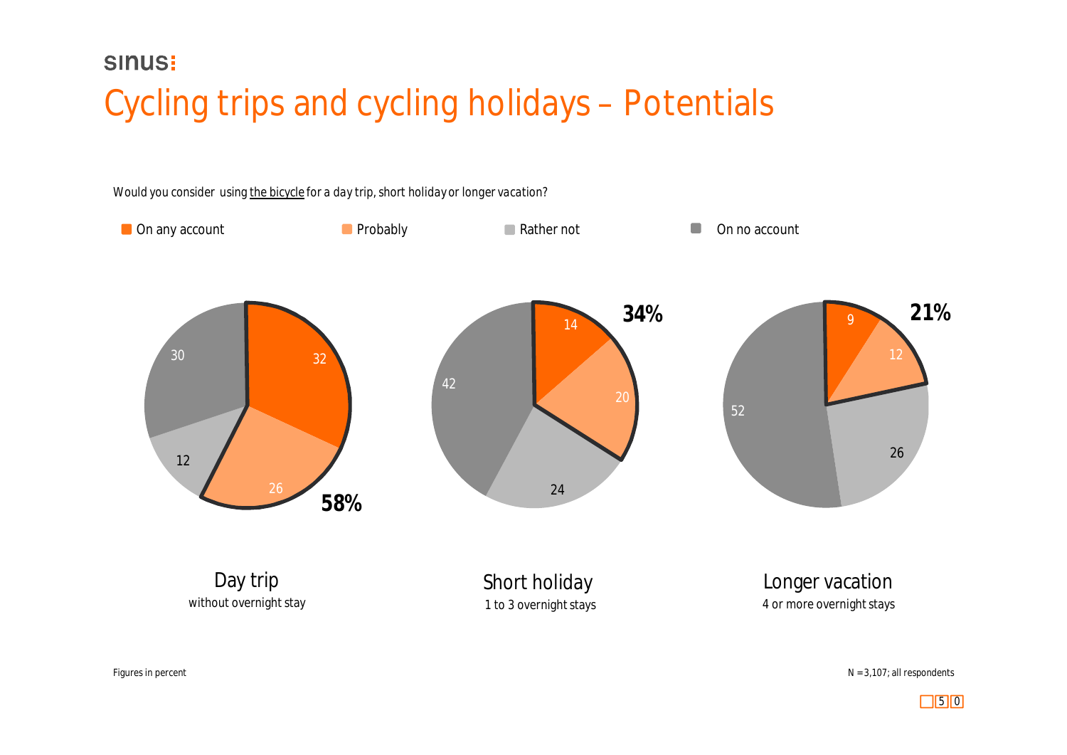sinus:

# Cycling trips and cycling holidays – Potentials

Would you consider using the bicycle for a day trip, short holiday or longer vacation?

| | On any account | Probably | Rather not | On no account | On any account + Probably |
|---|---|---|---|---|---|
| Day trip (without overnight stay) | 32 | 26 | 12 | 30 | 58% |
| Short holiday (1 to 3 overnight stays) | 14 | 20 | 24 | 42 | 34% |
| Longer vacation (4 or more overnight stays) | 9 | 12 | 26 | 52 | 21% |

Figures in percent

N = 3,107; all respondents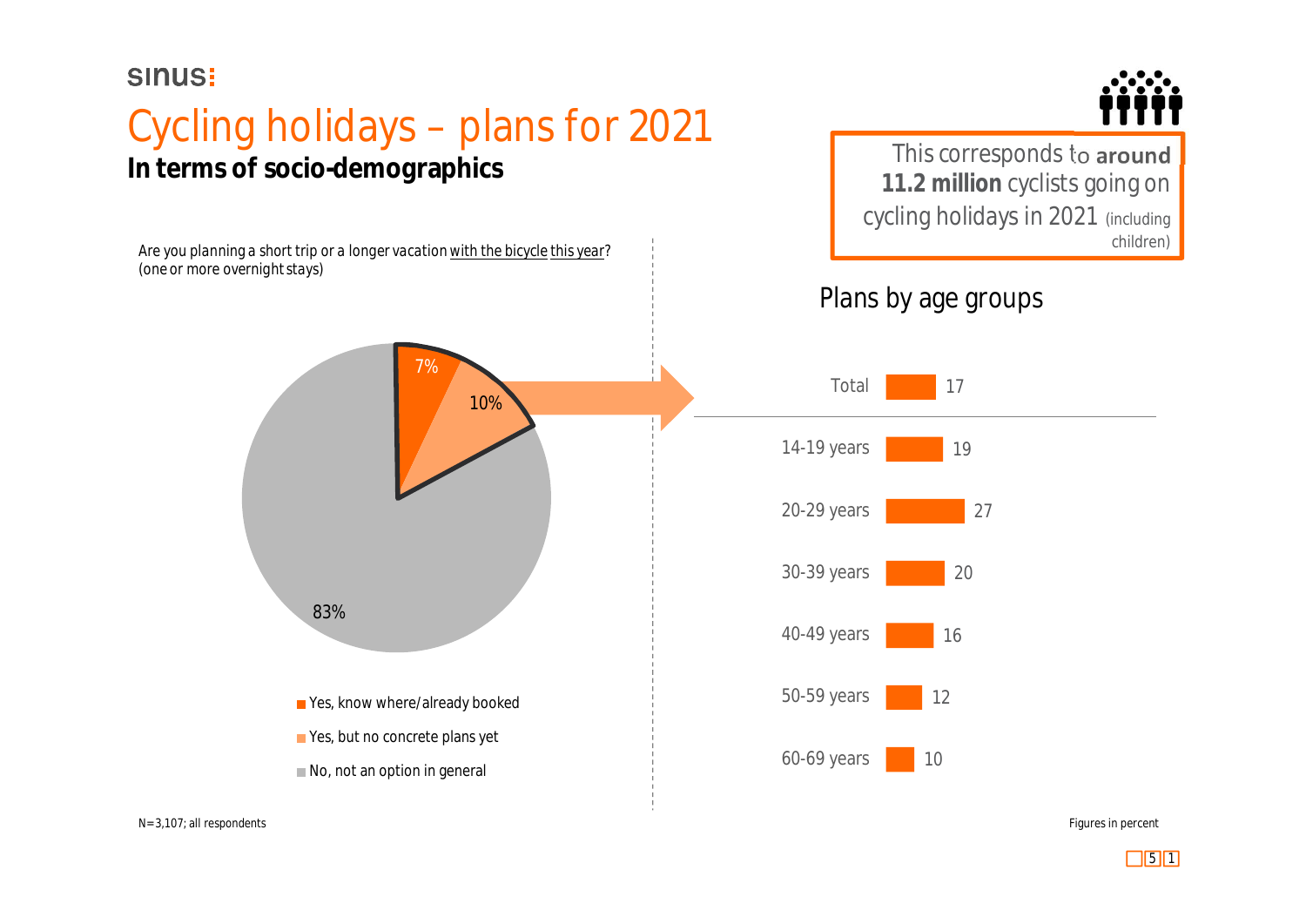sinus:

# Cycling holidays – plans for 2021

## In terms of socio-demographics

This corresponds to **around 11.2 million** cyclists going on cycling holidays in 2021 (including children)

Are you planning a short trip or a longer vacation with the bicycle this year? (one or more overnight stays)

| Response | % |
|---|---|
| Yes, know where/already booked | 7% |
| Yes, but no concrete plans yet | 10% |
| No, not an option in general | 83% |

### Plans by age groups

| Age group | Percent |
|---|---|
| Total | 17 |
| 14-19 years | 19 |
| 20-29 years | 27 |
| 30-39 years | 20 |
| 40-49 years | 16 |
| 50-59 years | 12 |
| 60-69 years | 10 |

N=3,107; all respondents

Figures in percent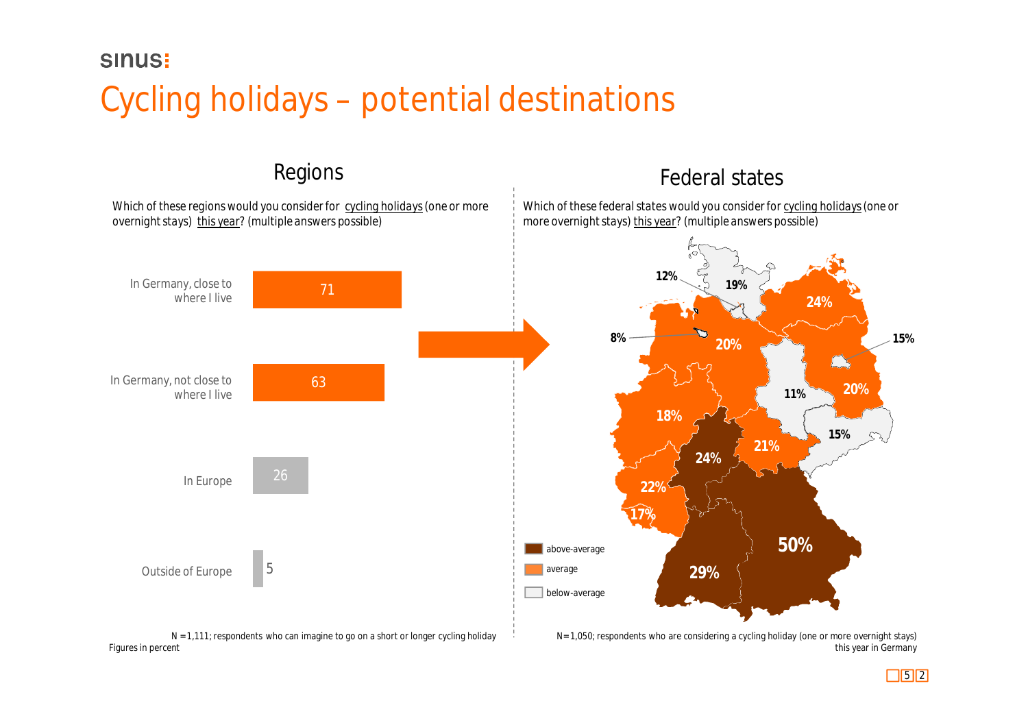# Cycling holidays – potential destinations

## Regions

Which of these regions would you consider for cycling holidays (one or more overnight stays) this year? (multiple answers possible)

| Region | Percent |
|---|---|
| In Germany, close to where I live | 71 |
| In Germany, not close to where I live | 63 |
| In Europe | 26 |
| Outside of Europe | 5 |

N = 1,111; respondents who can imagine to go on a short or longer cycling holiday
Figures in percent

## Federal states

Which of these federal states would you consider for cycling holidays (one or more overnight stays) this year? (multiple answers possible)

| Value | Category |
|---|---|
| 50% | above-average |
| 29% | above-average |
| 24% | above-average |
| 24% | average |
| 22% | average |
| 21% | average |
| 20% | average |
| 20% | average |
| 18% | average |
| 17% | average |
| 15% | average |
| 8% | average |
| 19% | below-average |
| 15% | below-average |
| 12% | below-average |
| 11% | below-average |

Legend: above-average; average; below-average

N=1,050; respondents who are considering a cycling holiday (one or more overnight stays) this year in Germany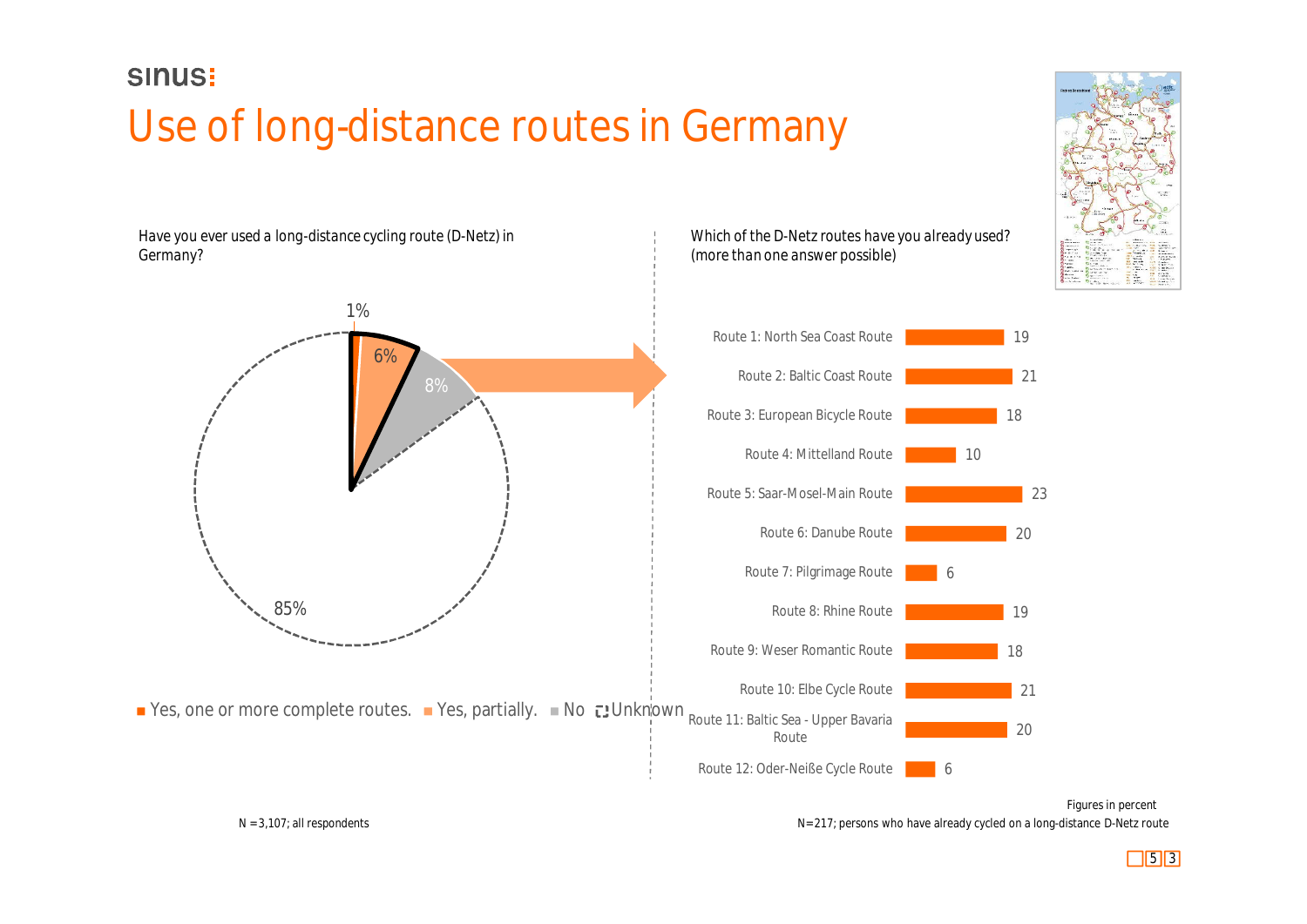# Use of long-distance routes in Germany

Have you ever used a long-distance cycling route (D-Netz) in Germany?

| Answer | % |
|---|---|
| Yes, one or more complete routes. | 1% |
| Yes, partially. | 6% |
| No | 85% |
| Unknown | 8% |

N =3,107; all respondents

Which of the D-Netz routes have you already used? (more than one answer possible)

| Route | % |
|---|---|
| Route 1: North Sea Coast Route | 19 |
| Route 2: Baltic Coast Route | 21 |
| Route 3: European Bicycle Route | 18 |
| Route 4: Mittelland Route | 10 |
| Route 5: Saar-Mosel-Main Route | 23 |
| Route 6: Danube Route | 20 |
| Route 7: Pilgrimage Route | 6 |
| Route 8: Rhine Route | 19 |
| Route 9: Weser Romantic Route | 18 |
| Route 10: Elbe Cycle Route | 21 |
| Route 11: Baltic Sea - Upper Bavaria Route | 20 |
| Route 12: Oder-Neiße Cycle Route | 6 |

Figures in percent

N=217; persons who have already cycled on a long-distance D-Netz route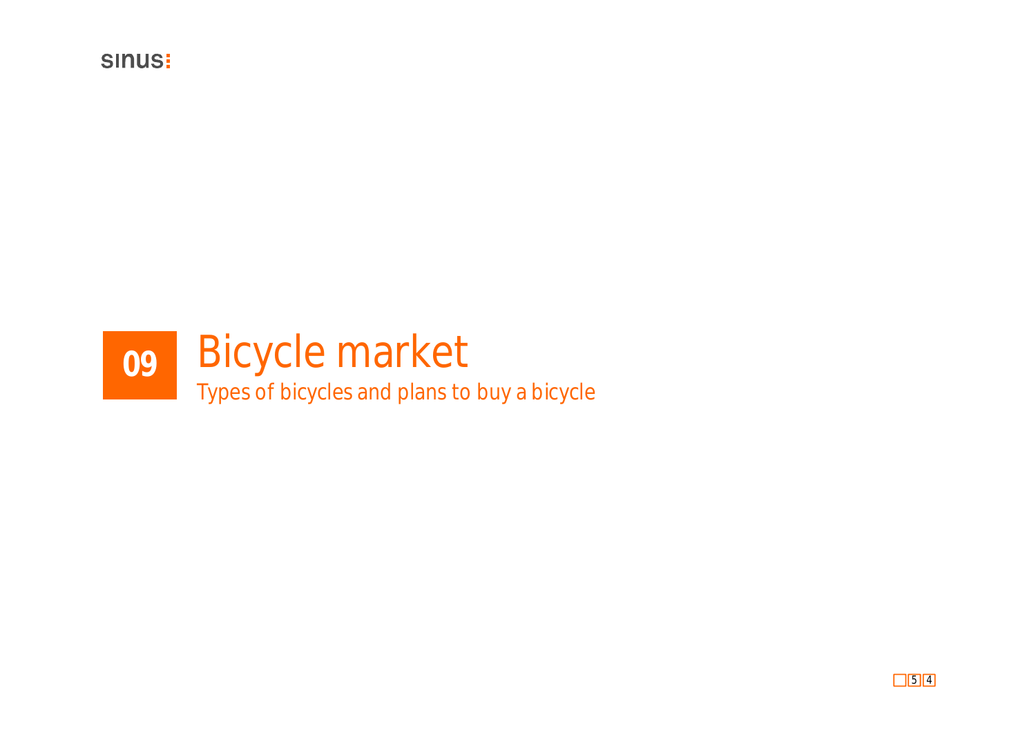# 09 Bicycle market

Types of bicycles and plans to buy a bicycle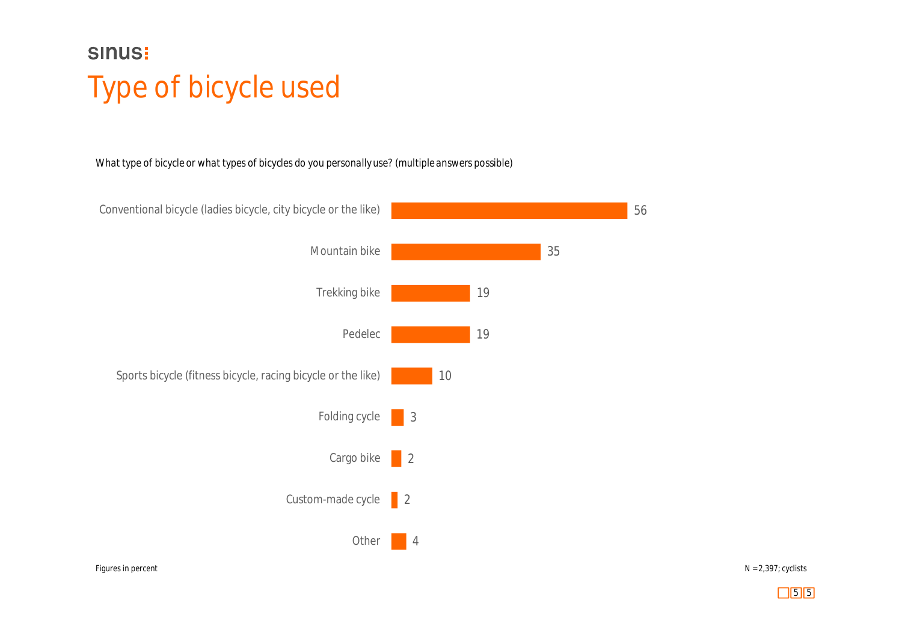sinus

# Type of bicycle used

*What type of bicycle or what types of bicycles do you personally use? (multiple answers possible)*

| Type of bicycle | Percent |
|---|---|
| Conventional bicycle (ladies bicycle, city bicycle or the like) | 56 |
| Mountain bike | 35 |
| Trekking bike | 19 |
| Pedelec | 19 |
| Sports bicycle (fitness bicycle, racing bicycle or the like) | 10 |
| Folding cycle | 3 |
| Cargo bike | 2 |
| Custom-made cycle | 2 |
| Other | 4 |

Figures in percent

N = 2,397; cyclists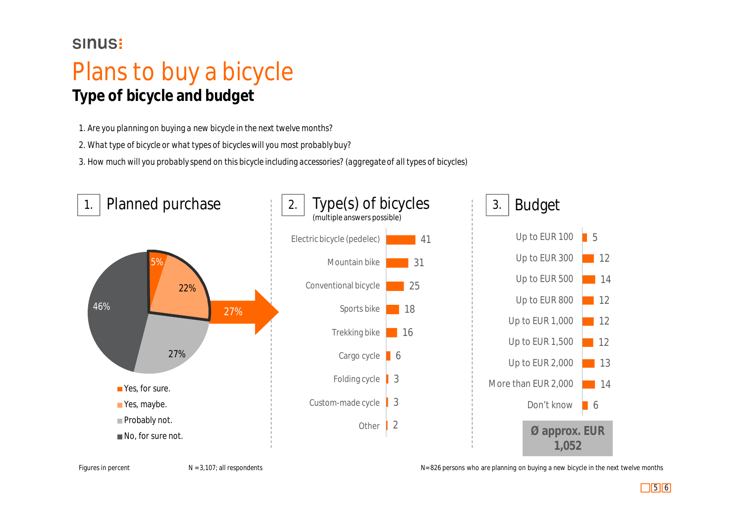sinus:

# Plans to buy a bicycle

## Type of bicycle and budget

1. Are you planning on buying a new bicycle in the next twelve months?
2. What type of bicycle or what types of bicycles will you most probably buy?
3. How much will you probably spend on this bicycle including accessories? (aggregate of all types of bicycles)

### 1. Planned purchase

| Answer | % |
|---|---|
| Yes, for sure. | 5% |
| Yes, maybe. | 22% |
| Probably not. | 27% |
| No, for sure not. | 46% |

27%

### 2. Type(s) of bicycles

(multiple answers possible)

| Type | % |
|---|---|
| Electric bicycle (pedelec) | 41 |
| Mountain bike | 31 |
| Conventional bicycle | 25 |
| Sports bike | 18 |
| Trekking bike | 16 |
| Cargo cycle | 6 |
| Folding cycle | 3 |
| Custom-made cycle | 3 |
| Other | 2 |

### 3. Budget

| Budget | % |
|---|---|
| Up to EUR 100 | 5 |
| Up to EUR 300 | 12 |
| Up to EUR 500 | 14 |
| Up to EUR 800 | 12 |
| Up to EUR 1,000 | 12 |
| Up to EUR 1,500 | 12 |
| Up to EUR 2,000 | 13 |
| More than EUR 2,000 | 14 |
| Don't know | 6 |

**Ø approx. EUR 1,052**

Figures in percent

N = 3,107; all respondents

N = 826 persons who are planning on buying a new bicycle in the next twelve months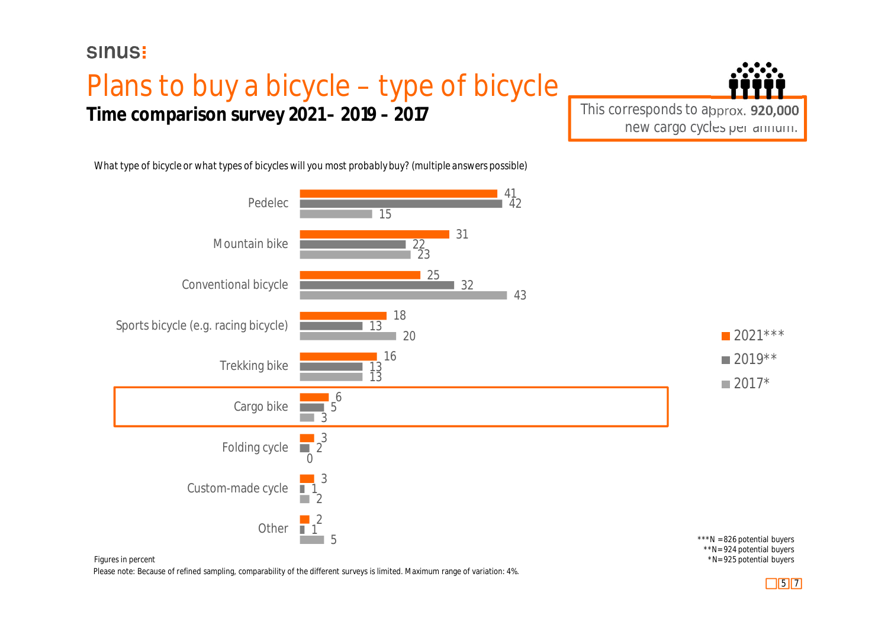sinus:

# Plans to buy a bicycle – type of bicycle

**Time comparison survey 2021– 2019 – 2017**

This corresponds to approx. **920,000** new cargo cycles per annum.

What type of bicycle or what types of bicycles will you most probably buy? (multiple answers possible)

| Type of bicycle | 2021*** | 2019** | 2017* |
|---|---|---|---|
| Pedelec | 41 | 42 | 15 |
| Mountain bike | 31 | 22 | 23 |
| Conventional bicycle | 25 | 32 | 43 |
| Sports bicycle (e.g. racing bicycle) | 18 | 13 | 20 |
| Trekking bike | 16 | 13 | 13 |
| Cargo bike | 6 | 5 | 3 |
| Folding cycle | 3 | 2 | 0 |
| Custom-made cycle | 3 | 1 | 2 |
| Other | 2 | 1 | 5 |

***N = 826 potential buyers
**N = 924 potential buyers
*N = 925 potential buyers

Figures in percent

Please note: Because of refined sampling, comparability of the different surveys is limited. Maximum range of variation: 4%.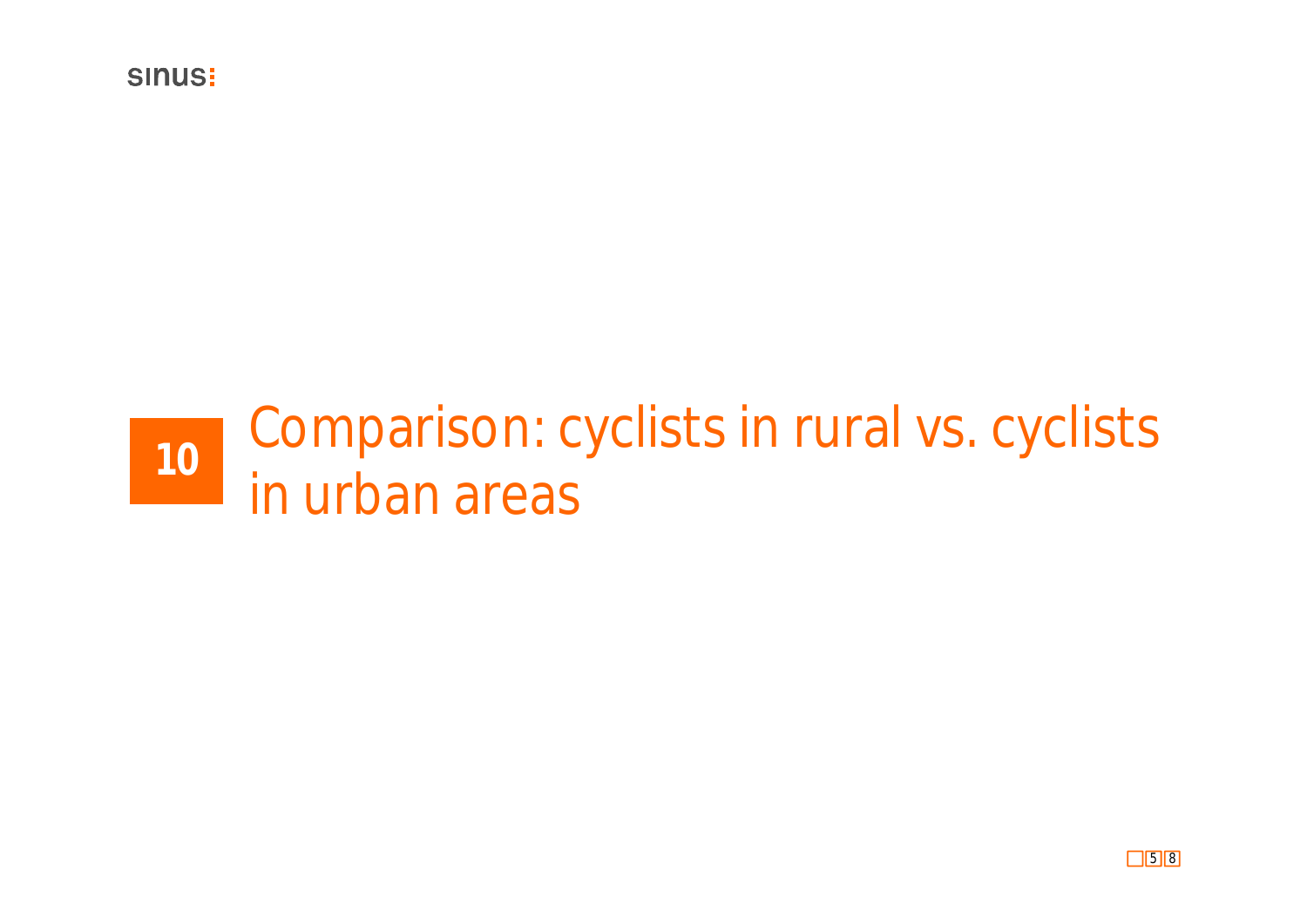# 10 Comparison: cyclists in rural vs. cyclists in urban areas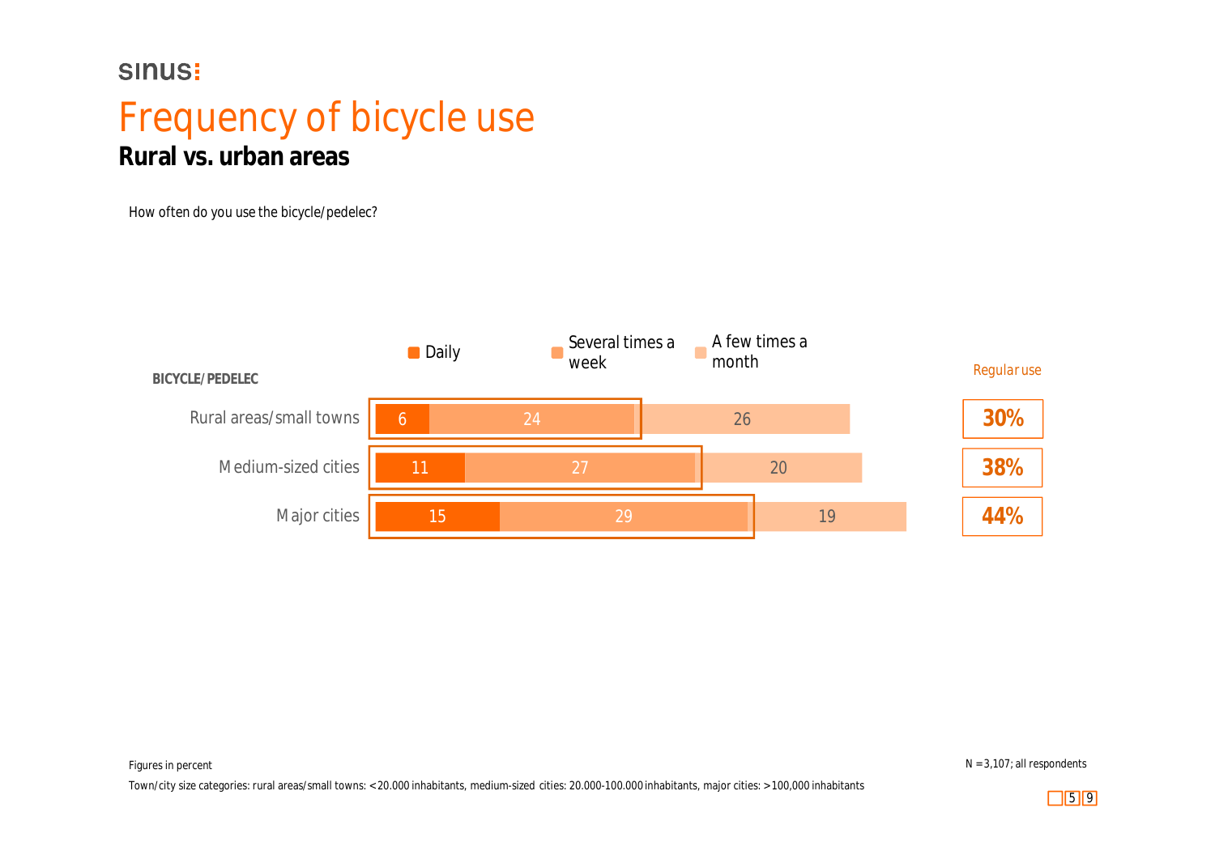sinus:

# Frequency of bicycle use

## Rural vs. urban areas

How often do you use the bicycle/pedelec?

| BICYCLE/PEDELEC | Daily | Several times a week | A few times a month | Regular use |
|---|---|---|---|---|
| Rural areas/small towns | 6 | 24 | 26 | 30% |
| Medium-sized cities | 11 | 27 | 20 | 38% |
| Major cities | 15 | 29 | 19 | 44% |

Figures in percent

Town/city size categories: rural areas/small towns: <20.000 inhabitants, medium-sized cities: 20.000-100.000 inhabitants, major cities: >100,000 inhabitants

N = 3,107; all respondents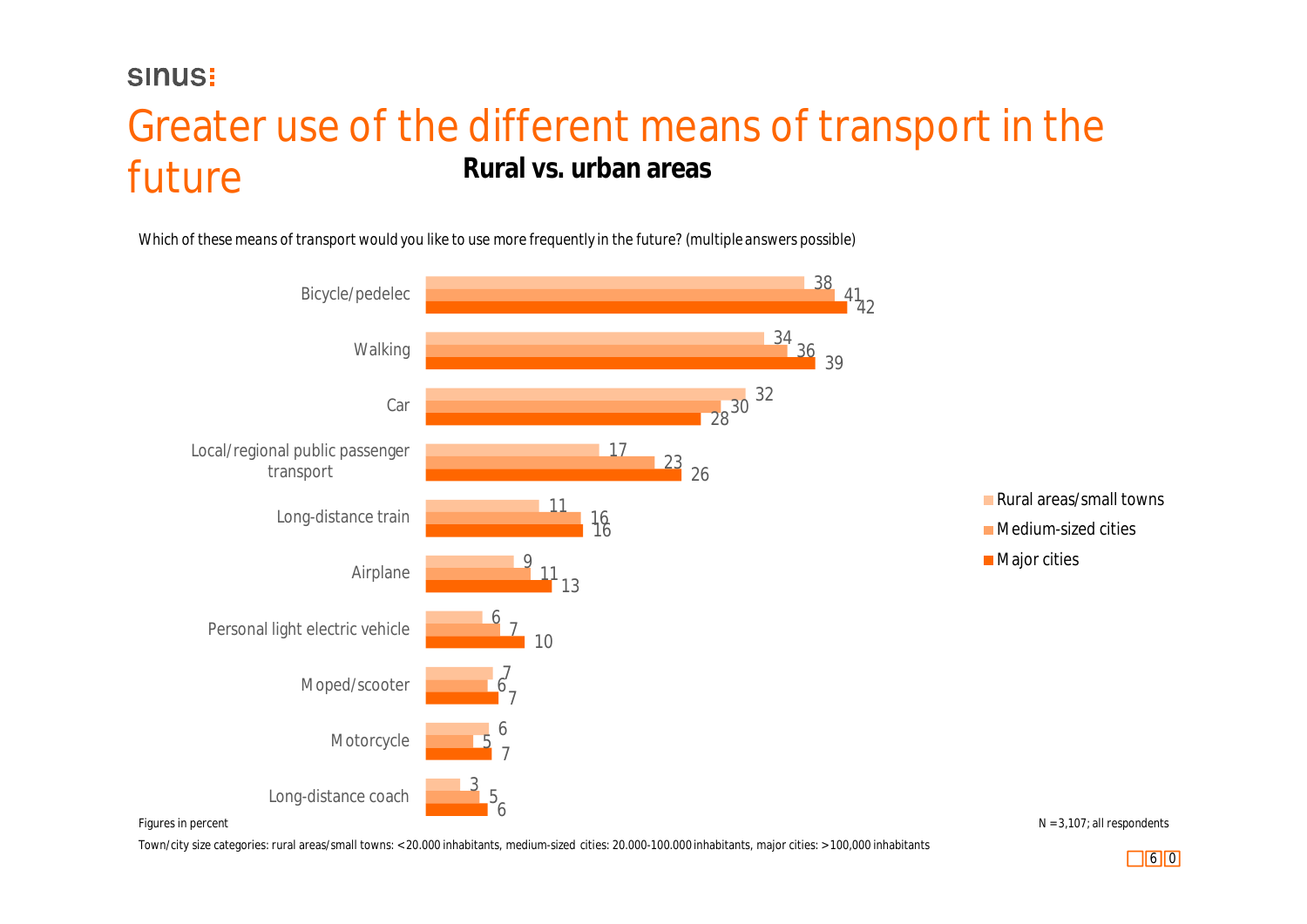# Greater use of the different means of transport in the future

## Rural vs. urban areas

Which of these means of transport would you like to use more frequently in the future? (multiple answers possible)

| | Rural areas/small towns | Medium-sized cities | Major cities |
|---|---|---|---|
| Bicycle/pedelec | 38 | 41 | 42 |
| Walking | 34 | 36 | 39 |
| Car | 32 | 30 | 28 |
| Local/regional public passenger transport | 17 | 23 | 26 |
| Long-distance train | 11 | 16 | 16 |
| Airplane | 9 | 11 | 13 |
| Personal light electric vehicle | 6 | 7 | 10 |
| Moped/scooter | 7 | 6 | 7 |
| Motorcycle | 6 | 5 | 7 |
| Long-distance coach | 3 | 5 | 6 |

Figures in percent

N = 3,107; all respondents

Town/city size categories: rural areas/small towns: < 20.000 inhabitants, medium-sized cities: 20.000-100.000 inhabitants, major cities: > 100,000 inhabitants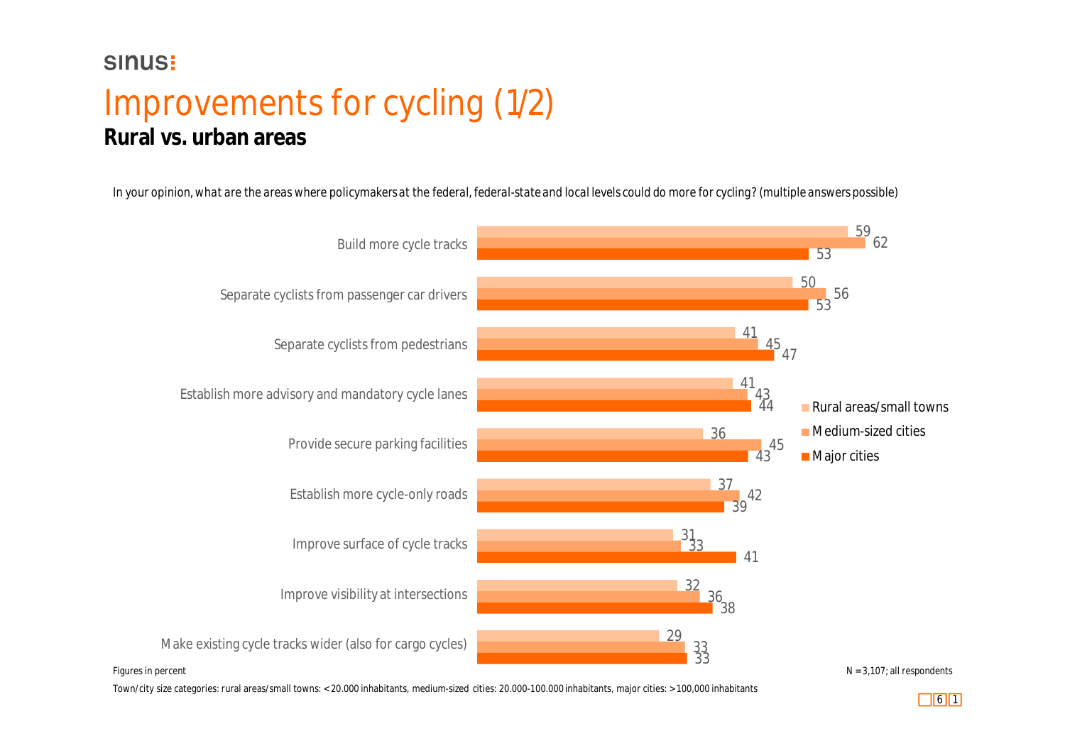sinus:

# Improvements for cycling (1/2)

## Rural vs. urban areas

In your opinion, what are the areas where policymakers at the federal, federal-state and local levels could do more for cycling? (multiple answers possible)

| | Rural areas/small towns | Medium-sized cities | Major cities |
|---|---|---|---|
| Build more cycle tracks | 59 | 62 | 53 |
| Separate cyclists from passenger car drivers | 50 | 56 | 53 |
| Separate cyclists from pedestrians | 41 | 45 | 47 |
| Establish more advisory and mandatory cycle lanes | 41 | 43 | 44 |
| Provide secure parking facilities | 36 | 45 | 43 |
| Establish more cycle-only roads | 37 | 42 | 39 |
| Improve surface of cycle tracks | 31 | 33 | 41 |
| Improve visibility at intersections | 32 | 36 | 38 |
| Make existing cycle tracks wider (also for cargo cycles) | 29 | 33 | 33 |

Figures in percent

N = 3,107; all respondents

Town/city size categories: rural areas/small towns: < 20.000 inhabitants, medium-sized cities: 20.000-100.000 inhabitants, major cities: > 100,000 inhabitants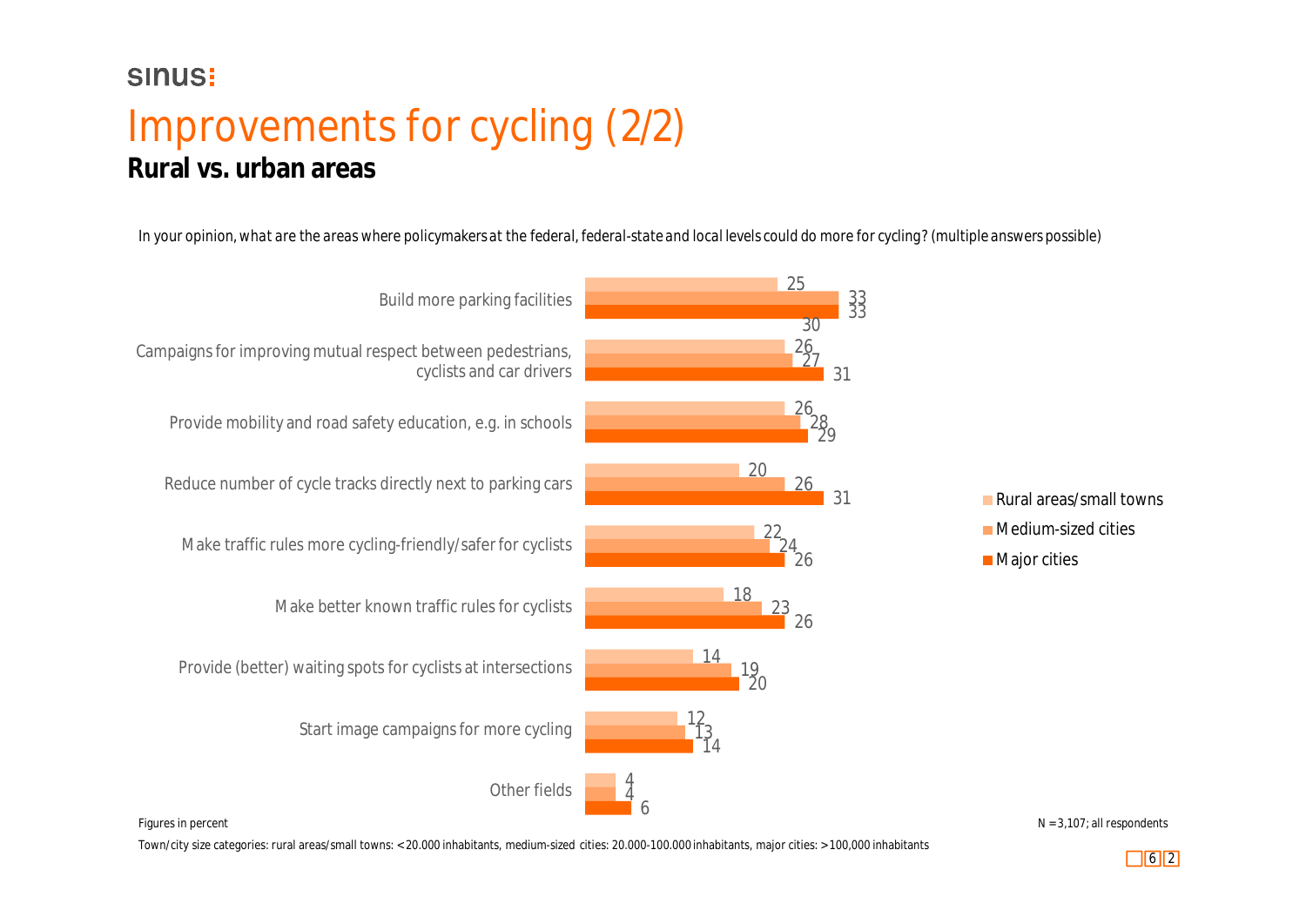sinus:

# Improvements for cycling (2/2)

## Rural vs. urban areas

In your opinion, what are the areas where policymakers at the federal, federal-state and local levels could do more for cycling? (multiple answers possible)

| | Rural areas/small towns | Medium-sized cities | Major cities |
|---|---|---|---|
| Build more parking facilities | 25 | 33 | 33 |
| Campaigns for improving mutual respect between pedestrians, cyclists and car drivers | 26 | 27 | 31 |
| Provide mobility and road safety education, e.g. in schools | 26 | 28 | 29 |
| Reduce number of cycle tracks directly next to parking cars | 20 | 26 | 31 |
| Make traffic rules more cycling-friendly/safer for cyclists | 22 | 24 | 26 |
| Make better known traffic rules for cyclists | 18 | 23 | 26 |
| Provide (better) waiting spots for cyclists at intersections | 14 | 19 | 20 |
| Start image campaigns for more cycling | 12 | 13 | 14 |
| Other fields | 4 | 4 | 6 |

30

Figures in percent

N = 3,107; all respondents

Town/city size categories: rural areas/small towns: < 20.000 inhabitants, medium-sized cities: 20.000-100.000 inhabitants, major cities: > 100,000 inhabitants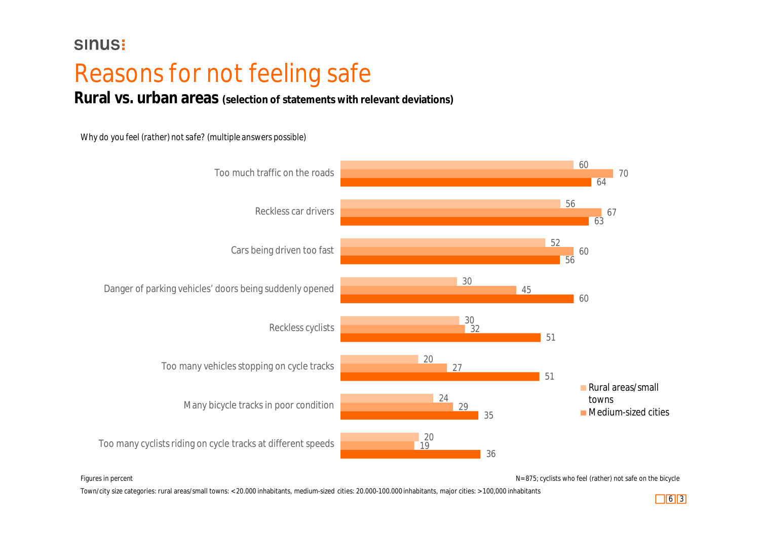sinus

# Reasons for not feeling safe

**Rural vs. urban areas** **(selection of statements with relevant deviations)**

Why do you feel (rather) not safe? (multiple answers possible)

| Statement | Rural areas/small towns | Medium-sized cities | Major cities |
|---|---|---|---|
| Too much traffic on the roads | 60 | 70 | 64 |
| Reckless car drivers | 56 | 67 | 63 |
| Cars being driven too fast | 52 | 60 | 56 |
| Danger of parking vehicles' doors being suddenly opened | 30 | 45 | 60 |
| Reckless cyclists | 30 | 32 | 51 |
| Too many vehicles stopping on cycle tracks | 20 | 27 | 51 |
| Many bicycle tracks in poor condition | 24 | 29 | 35 |
| Too many cyclists riding on cycle tracks at different speeds | 20 | 19 | 36 |

Figures in percent

N=875; cyclists who feel (rather) not safe on the bicycle

Town/city size categories: rural areas/small towns: <20.000 inhabitants, medium-sized cities: 20.000-100.000 inhabitants, major cities: >100,000 inhabitants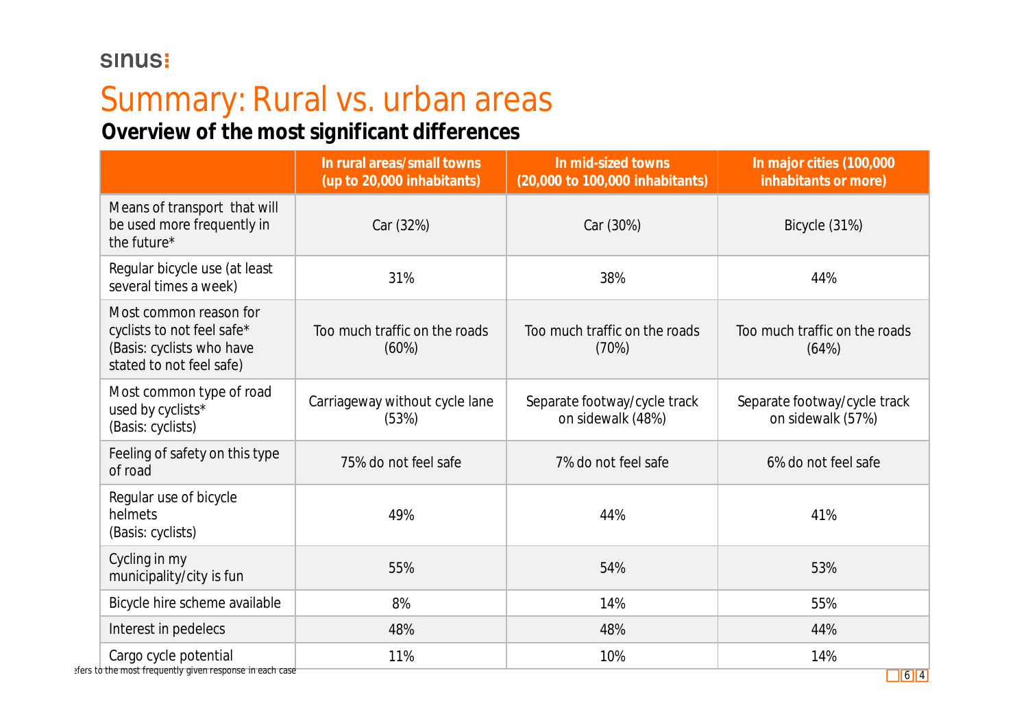sinus:

# Summary: Rural vs. urban areas

## Overview of the most significant differences

| | In rural areas/small towns (up to 20,000 inhabitants) | In mid-sized towns (20,000 to 100,000 inhabitants) | In major cities (100,000 inhabitants or more) |
|---|---|---|---|
| Means of transport that will be used more frequently in the future* | Car (32%) | Car (30%) | Bicycle (31%) |
| Regular bicycle use (at least several times a week) | 31% | 38% | 44% |
| Most common reason for cyclists to not feel safe* (Basis: cyclists who have stated to not feel safe) | Too much traffic on the roads (60%) | Too much traffic on the roads (70%) | Too much traffic on the roads (64%) |
| Most common type of road used by cyclists* (Basis: cyclists) | Carriageway without cycle lane (53%) | Separate footway/cycle track on sidewalk (48%) | Separate footway/cycle track on sidewalk (57%) |
| Feeling of safety on this type of road | 75% do not feel safe | 7% do not feel safe | 6% do not feel safe |
| Regular use of bicycle helmets (Basis: cyclists) | 49% | 44% | 41% |
| Cycling in my municipality/city is fun | 55% | 54% | 53% |
| Bicycle hire scheme available | 8% | 14% | 55% |
| Interest in pedelecs | 48% | 48% | 44% |
| Cargo cycle potential | 11% | 10% | 14% |

efers to the most frequently given response in each case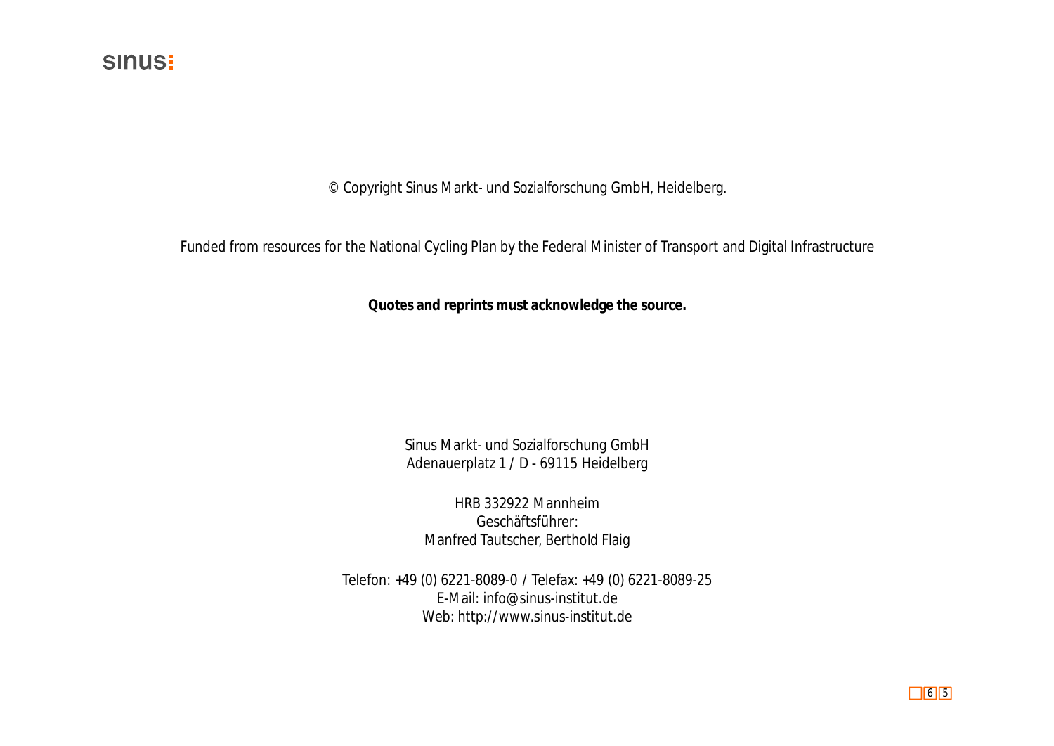© Copyright Sinus Markt- und Sozialforschung GmbH, Heidelberg.

Funded from resources for the National Cycling Plan by the Federal Minister of Transport and Digital Infrastructure

**Quotes and reprints must acknowledge the source.**

Sinus Markt- und Sozialforschung GmbH
Adenauerplatz 1 / D - 69115 Heidelberg

HRB 332922 Mannheim
Geschäftsführer:
Manfred Tautscher, Berthold Flaig

Telefon: +49 (0) 6221-8089-0 / Telefax: +49 (0) 6221-8089-25
E-Mail: info@sinus-institut.de
Web: http://www.sinus-institut.de